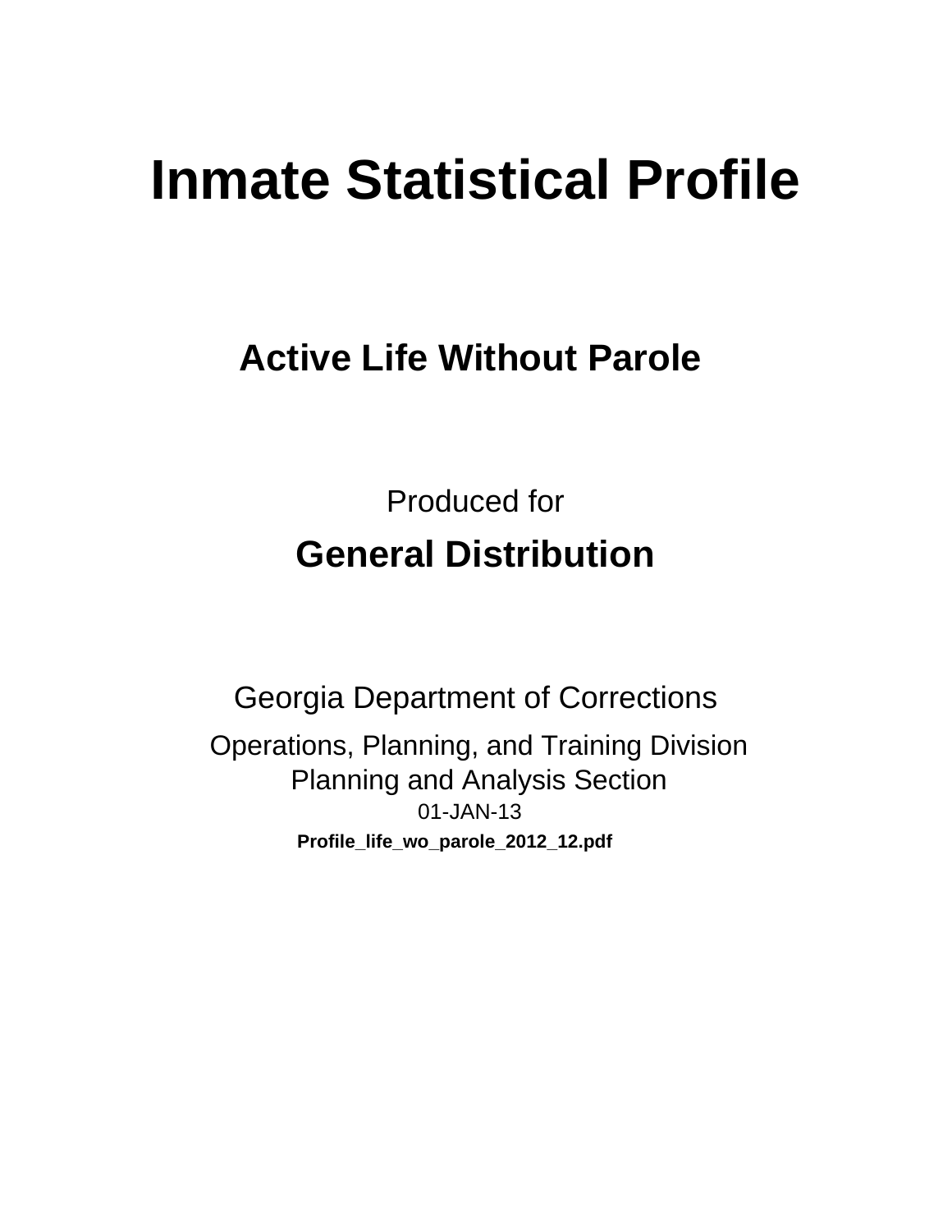# Inmate Statistical Profile

## Active Life Without Parole

Produced for

## General Distribution

Georgia Department of Corrections

Operations, Planning, and Training Division
Planning and Analysis Section
01-JAN-13

**Profile_life_wo_parole_2012_12.pdf**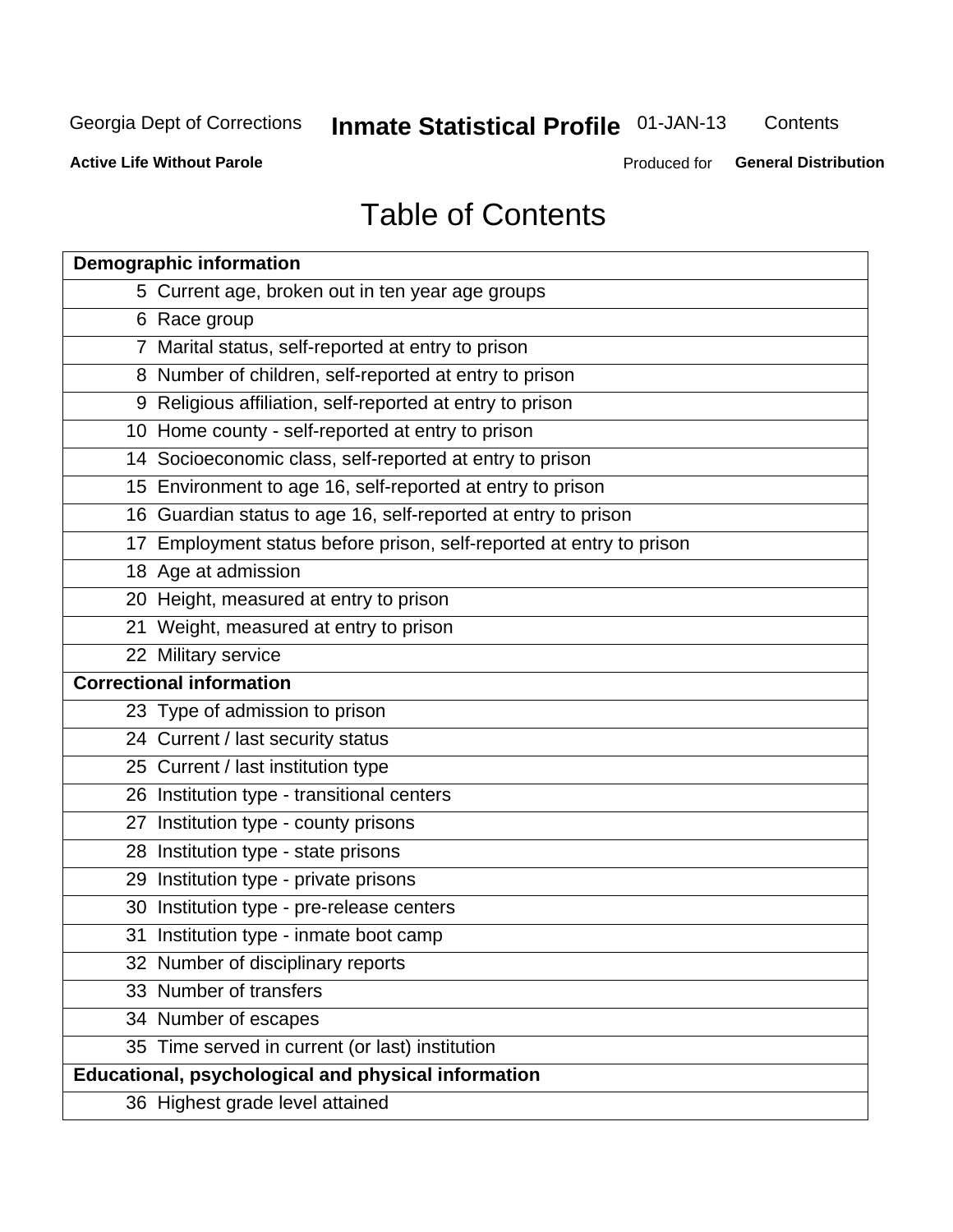# Table of Contents

| Demographic information | |
|---|---|
| 5 | Current age, broken out in ten year age groups |
| 6 | Race group |
| 7 | Marital status, self-reported at entry to prison |
| 8 | Number of children, self-reported at entry to prison |
| 9 | Religious affiliation, self-reported at entry to prison |
| 10 | Home county - self-reported at entry to prison |
| 14 | Socioeconomic class, self-reported at entry to prison |
| 15 | Environment to age 16, self-reported at entry to prison |
| 16 | Guardian status to age 16, self-reported at entry to prison |
| 17 | Employment status before prison, self-reported at entry to prison |
| 18 | Age at admission |
| 20 | Height, measured at entry to prison |
| 21 | Weight, measured at entry to prison |
| 22 | Military service |
| **Correctional information** | |
| 23 | Type of admission to prison |
| 24 | Current / last security status |
| 25 | Current / last institution type |
| 26 | Institution type - transitional centers |
| 27 | Institution type - county prisons |
| 28 | Institution type - state prisons |
| 29 | Institution type - private prisons |
| 30 | Institution type - pre-release centers |
| 31 | Institution type - inmate boot camp |
| 32 | Number of disciplinary reports |
| 33 | Number of transfers |
| 34 | Number of escapes |
| 35 | Time served in current (or last) institution |
| **Educational, psychological and physical information** | |
| 36 | Highest grade level attained |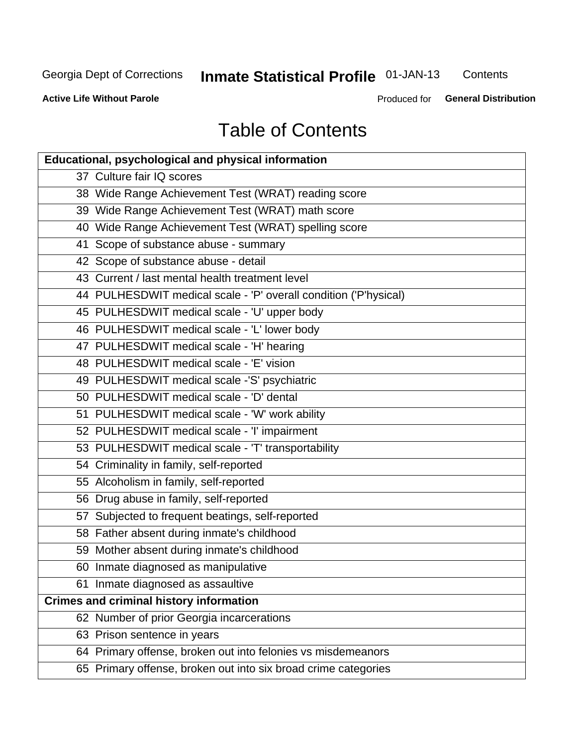# Table of Contents

| Educational, psychological and physical information |
|---|
| 37 Culture fair IQ scores |
| 38 Wide Range Achievement Test (WRAT) reading score |
| 39 Wide Range Achievement Test (WRAT) math score |
| 40 Wide Range Achievement Test (WRAT) spelling score |
| 41 Scope of substance abuse - summary |
| 42 Scope of substance abuse - detail |
| 43 Current / last mental health treatment level |
| 44 PULHESDWIT medical scale - 'P' overall condition ('P'hysical) |
| 45 PULHESDWIT medical scale - 'U' upper body |
| 46 PULHESDWIT medical scale - 'L' lower body |
| 47 PULHESDWIT medical scale - 'H' hearing |
| 48 PULHESDWIT medical scale - 'E' vision |
| 49 PULHESDWIT medical scale -'S' psychiatric |
| 50 PULHESDWIT medical scale - 'D' dental |
| 51 PULHESDWIT medical scale - 'W' work ability |
| 52 PULHESDWIT medical scale - 'I' impairment |
| 53 PULHESDWIT medical scale - 'T' transportability |
| 54 Criminality in family, self-reported |
| 55 Alcoholism in family, self-reported |
| 56 Drug abuse in family, self-reported |
| 57 Subjected to frequent beatings, self-reported |
| 58 Father absent during inmate's childhood |
| 59 Mother absent during inmate's childhood |
| 60 Inmate diagnosed as manipulative |
| 61 Inmate diagnosed as assaultive |
| **Crimes and criminal history information** |
| 62 Number of prior Georgia incarcerations |
| 63 Prison sentence in years |
| 64 Primary offense, broken out into felonies vs misdemeanors |
| 65 Primary offense, broken out into six broad crime categories |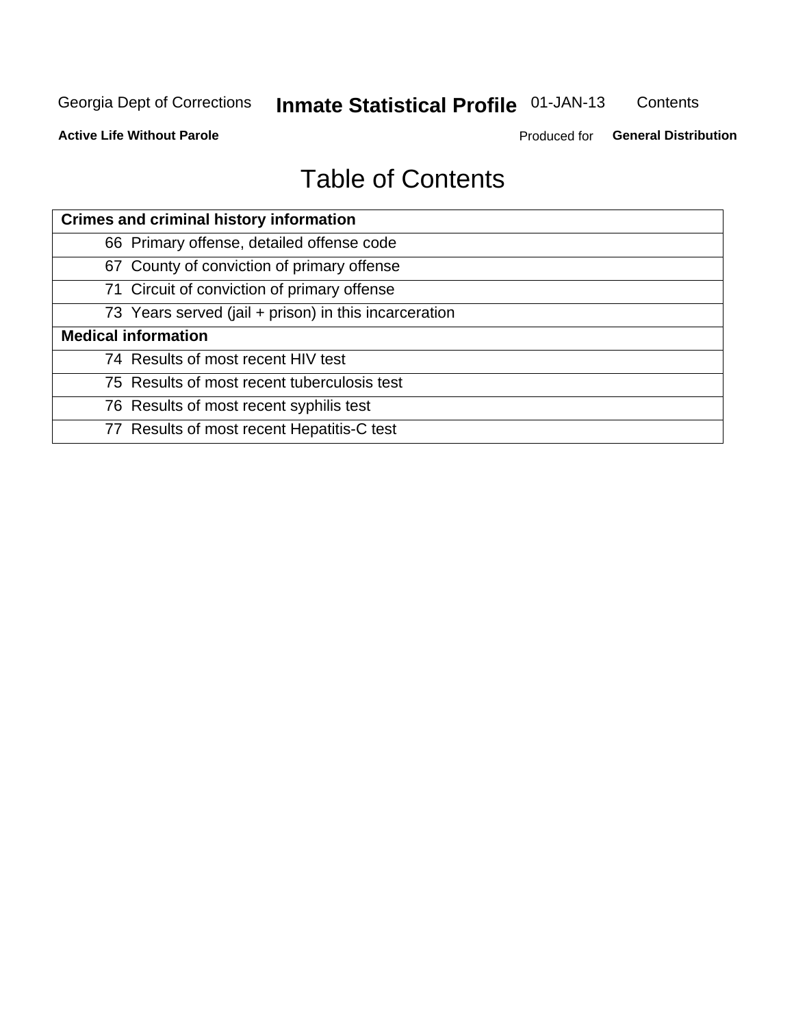# Table of Contents

| Crimes and criminal history information | |
|---|---|
| 66 | Primary offense, detailed offense code |
| 67 | County of conviction of primary offense |
| 71 | Circuit of conviction of primary offense |
| 73 | Years served (jail + prison) in this incarceration |
| **Medical information** | |
| 74 | Results of most recent HIV test |
| 75 | Results of most recent tuberculosis test |
| 76 | Results of most recent syphilis test |
| 77 | Results of most recent Hepatitis-C test |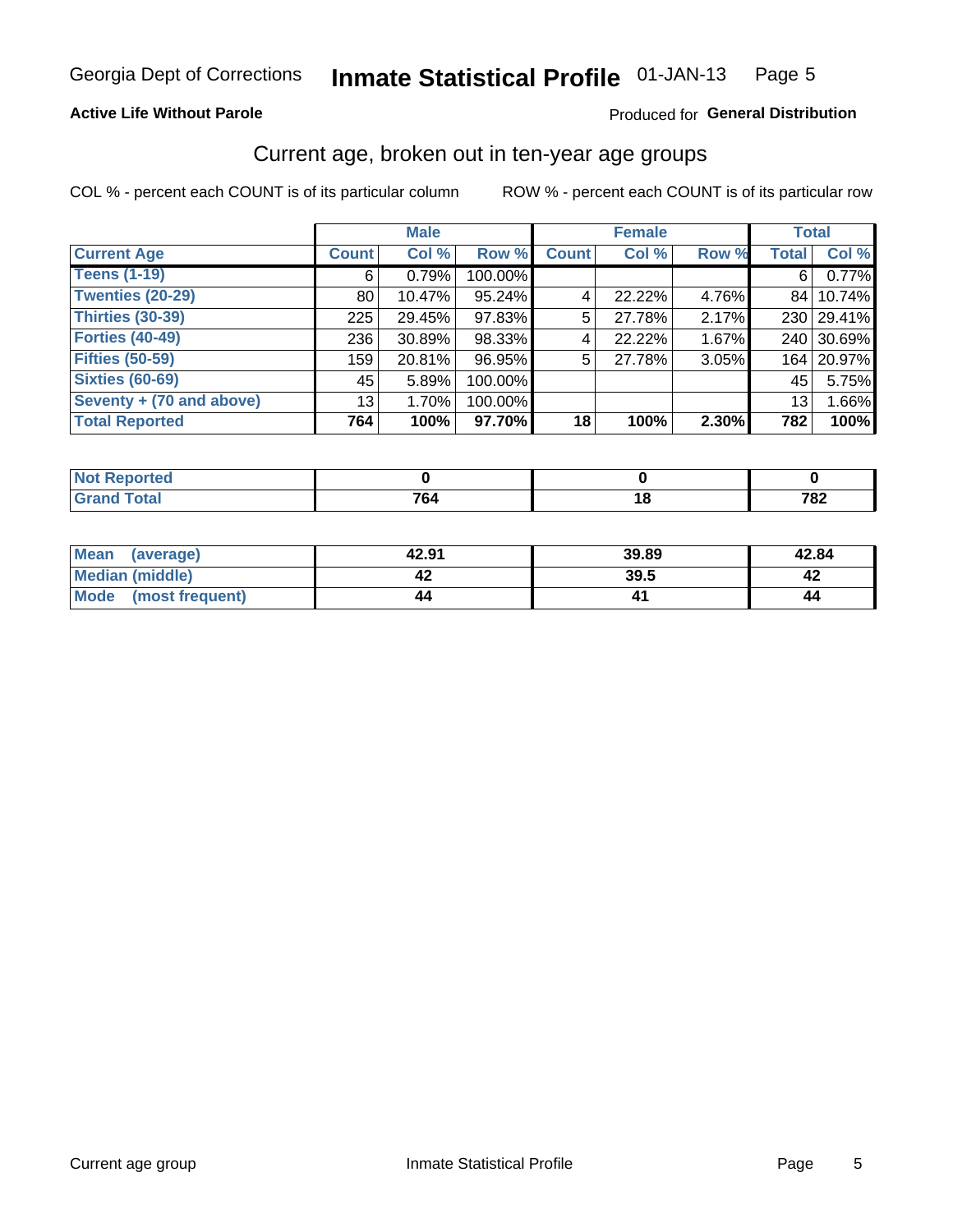Georgia Dept of Corrections **Inmate Statistical Profile** 01-JAN-13

**Active Life Without Parole**

Produced for **General Distribution**

## Current age, broken out in ten-year age groups

COL % - percent each COUNT is of its particular column

ROW % - percent each COUNT is of its particular row

| | Male | | | Female | | | Total | |
|---|---|---|---|---|---|---|---|---|
| **Current Age** | **Count** | **Col %** | **Row %** | **Count** | **Col %** | **Row %** | **Total** | **Col %** |
| **Teens (1-19)** | 6 | 0.79% | 100.00% | | | | 6 | 0.77% |
| **Twenties (20-29)** | 80 | 10.47% | 95.24% | 4 | 22.22% | 4.76% | 84 | 10.74% |
| **Thirties (30-39)** | 225 | 29.45% | 97.83% | 5 | 27.78% | 2.17% | 230 | 29.41% |
| **Forties (40-49)** | 236 | 30.89% | 98.33% | 4 | 22.22% | 1.67% | 240 | 30.69% |
| **Fifties (50-59)** | 159 | 20.81% | 96.95% | 5 | 27.78% | 3.05% | 164 | 20.97% |
| **Sixties (60-69)** | 45 | 5.89% | 100.00% | | | | 45 | 5.75% |
| **Seventy + (70 and above)** | 13 | 1.70% | 100.00% | | | | 13 | 1.66% |
| **Total Reported** | **764** | **100%** | **97.70%** | **18** | **100%** | **2.30%** | **782** | **100%** |

| | Male | Female | Total |
|---|---|---|---|
| **Not Reported** | **0** | **0** | **0** |
| **Grand Total** | **764** | **18** | **782** |

| | Male | Female | Total |
|---|---|---|---|
| **Mean (average)** | **42.91** | **39.89** | **42.84** |
| **Median (middle)** | **42** | **39.5** | **42** |
| **Mode (most frequent)** | **44** | **41** | **44** |

Current age group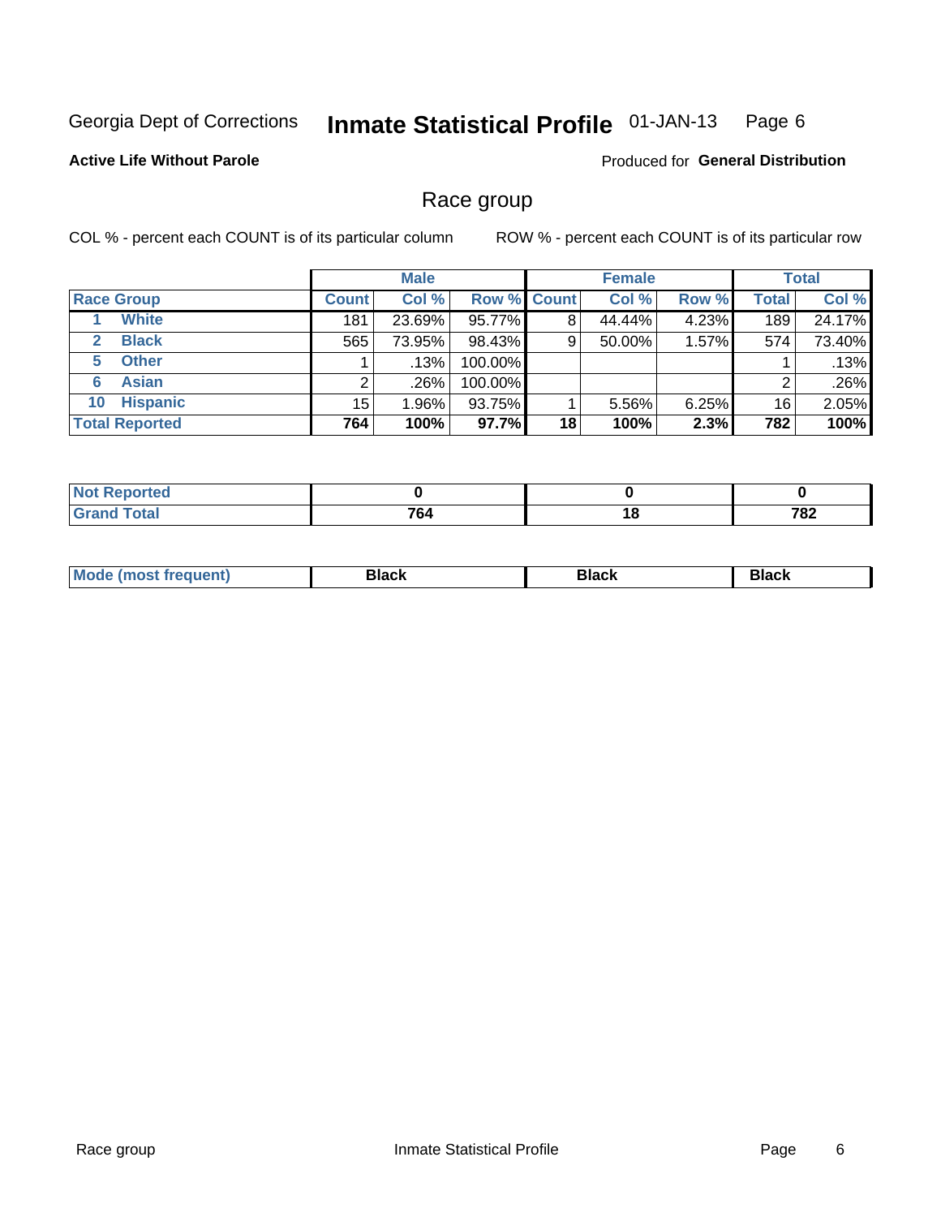Georgia Dept of Corrections **Inmate Statistical Profile** 01-JAN-13

**Active Life Without Parole**

Produced for **General Distribution**

## Race group

COL % - percent each COUNT is of its particular column

ROW % - percent each COUNT is of its particular row

| | Male | | | Female | | | Total | |
|---|---|---|---|---|---|---|---|---|
| **Race Group** | **Count** | **Col %** | **Row %** | **Count** | **Col %** | **Row %** | **Total** | **Col %** |
| 1 **White** | 181 | 23.69% | 95.77% | 8 | 44.44% | 4.23% | 189 | 24.17% |
| 2 **Black** | 565 | 73.95% | 98.43% | 9 | 50.00% | 1.57% | 574 | 73.40% |
| 5 **Other** | 1 | .13% | 100.00% | | | | 1 | .13% |
| 6 **Asian** | 2 | .26% | 100.00% | | | | 2 | .26% |
| 10 **Hispanic** | 15 | 1.96% | 93.75% | 1 | 5.56% | 6.25% | 16 | 2.05% |
| **Total Reported** | **764** | **100%** | **97.7%** | **18** | **100%** | **2.3%** | **782** | **100%** |

| | Male | Female | Total |
|---|---|---|---|
| **Not Reported** | **0** | **0** | **0** |
| **Grand Total** | **764** | **18** | **782** |

| | Male | Female | Total |
|---|---|---|---|
| **Mode (most frequent)** | **Black** | **Black** | **Black** |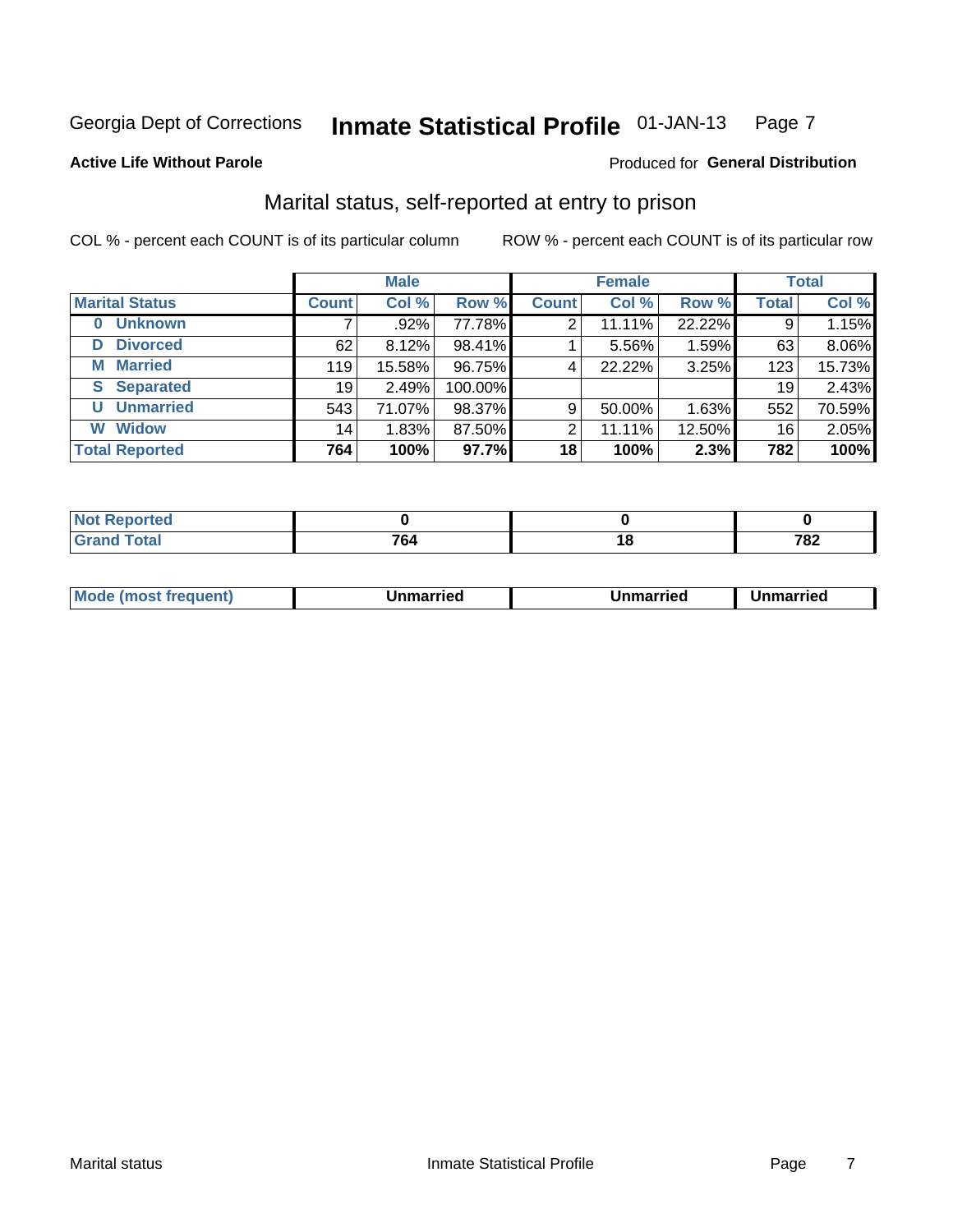Georgia Dept of Corrections **Inmate Statistical Profile** 01-JAN-13

**Active Life Without Parole**

Produced for **General Distribution**

## Marital status, self-reported at entry to prison

COL % - percent each COUNT is of its particular column

ROW % - percent each COUNT is of its particular row

| | Male | | | Female | | | Total | |
|---|---|---|---|---|---|---|---|---|
| **Marital Status** | **Count** | **Col %** | **Row %** | **Count** | **Col %** | **Row %** | **Total** | **Col %** |
| **0 Unknown** | 7 | .92% | 77.78% | 2 | 11.11% | 22.22% | 9 | 1.15% |
| **D Divorced** | 62 | 8.12% | 98.41% | 1 | 5.56% | 1.59% | 63 | 8.06% |
| **M Married** | 119 | 15.58% | 96.75% | 4 | 22.22% | 3.25% | 123 | 15.73% |
| **S Separated** | 19 | 2.49% | 100.00% | | | | 19 | 2.43% |
| **U Unmarried** | 543 | 71.07% | 98.37% | 9 | 50.00% | 1.63% | 552 | 70.59% |
| **W Widow** | 14 | 1.83% | 87.50% | 2 | 11.11% | 12.50% | 16 | 2.05% |
| **Total Reported** | **764** | **100%** | **97.7%** | **18** | **100%** | **2.3%** | **782** | **100%** |

| | Male | Female | Total |
|---|---|---|---|
| **Not Reported** | **0** | **0** | **0** |
| **Grand Total** | **764** | **18** | **782** |

| | Male | Female | Total |
|---|---|---|---|
| **Mode (most frequent)** | **Unmarried** | **Unmarried** | **Unmarried** |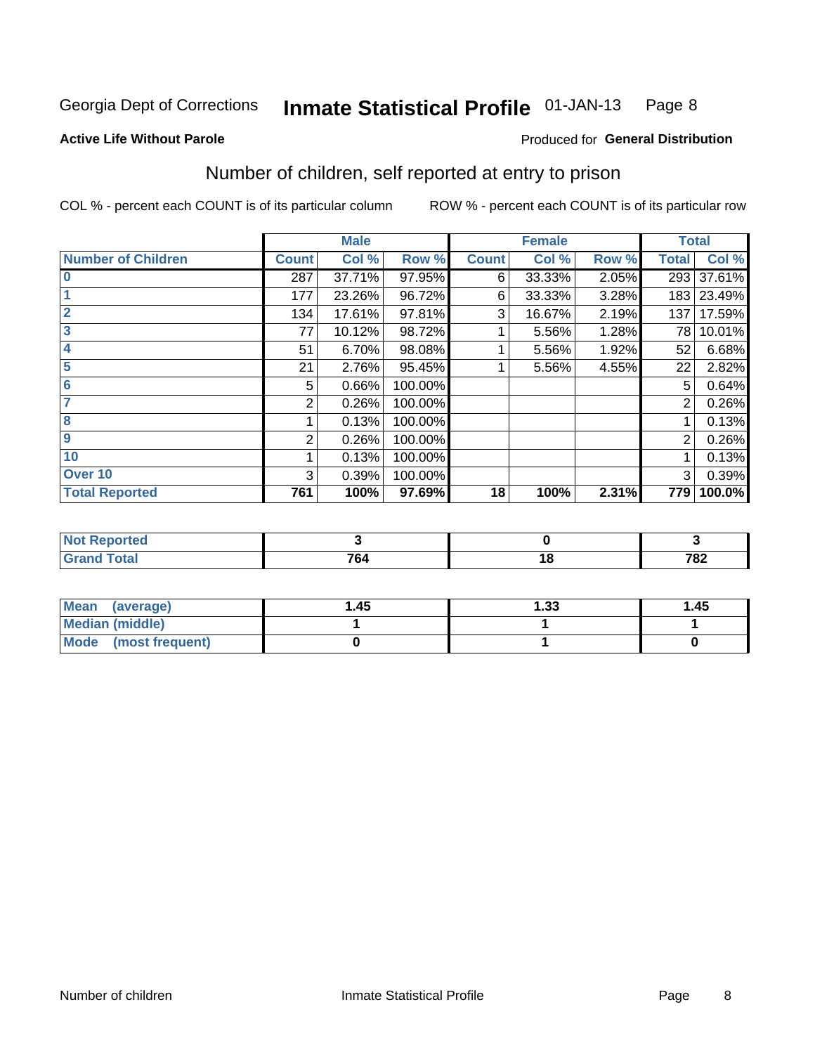Georgia Dept of Corrections **Inmate Statistical Profile** 01-JAN-13

**Active Life Without Parole**

Produced for **General Distribution**

## Number of children, self reported at entry to prison

COL % - percent each COUNT is of its particular column

ROW % - percent each COUNT is of its particular row

| | Male | | | Female | | | Total | |
|---|---|---|---|---|---|---|---|---|
| **Number of Children** | **Count** | **Col %** | **Row %** | **Count** | **Col %** | **Row %** | **Total** | **Col %** |
| **0** | 287 | 37.71% | 97.95% | 6 | 33.33% | 2.05% | 293 | 37.61% |
| **1** | 177 | 23.26% | 96.72% | 6 | 33.33% | 3.28% | 183 | 23.49% |
| **2** | 134 | 17.61% | 97.81% | 3 | 16.67% | 2.19% | 137 | 17.59% |
| **3** | 77 | 10.12% | 98.72% | 1 | 5.56% | 1.28% | 78 | 10.01% |
| **4** | 51 | 6.70% | 98.08% | 1 | 5.56% | 1.92% | 52 | 6.68% |
| **5** | 21 | 2.76% | 95.45% | 1 | 5.56% | 4.55% | 22 | 2.82% |
| **6** | 5 | 0.66% | 100.00% | | | | 5 | 0.64% |
| **7** | 2 | 0.26% | 100.00% | | | | 2 | 0.26% |
| **8** | 1 | 0.13% | 100.00% | | | | 1 | 0.13% |
| **9** | 2 | 0.26% | 100.00% | | | | 2 | 0.26% |
| **10** | 1 | 0.13% | 100.00% | | | | 1 | 0.13% |
| **Over 10** | 3 | 0.39% | 100.00% | | | | 3 | 0.39% |
| **Total Reported** | **761** | **100%** | **97.69%** | **18** | **100%** | **2.31%** | **779** | **100.0%** |

| | Male | Female | Total |
|---|---|---|---|
| **Not Reported** | **3** | **0** | **3** |
| **Grand Total** | **764** | **18** | **782** |

| | Male | Female | Total |
|---|---|---|---|
| **Mean (average)** | **1.45** | **1.33** | **1.45** |
| **Median (middle)** | **1** | **1** | **1** |
| **Mode (most frequent)** | **0** | **1** | **0** |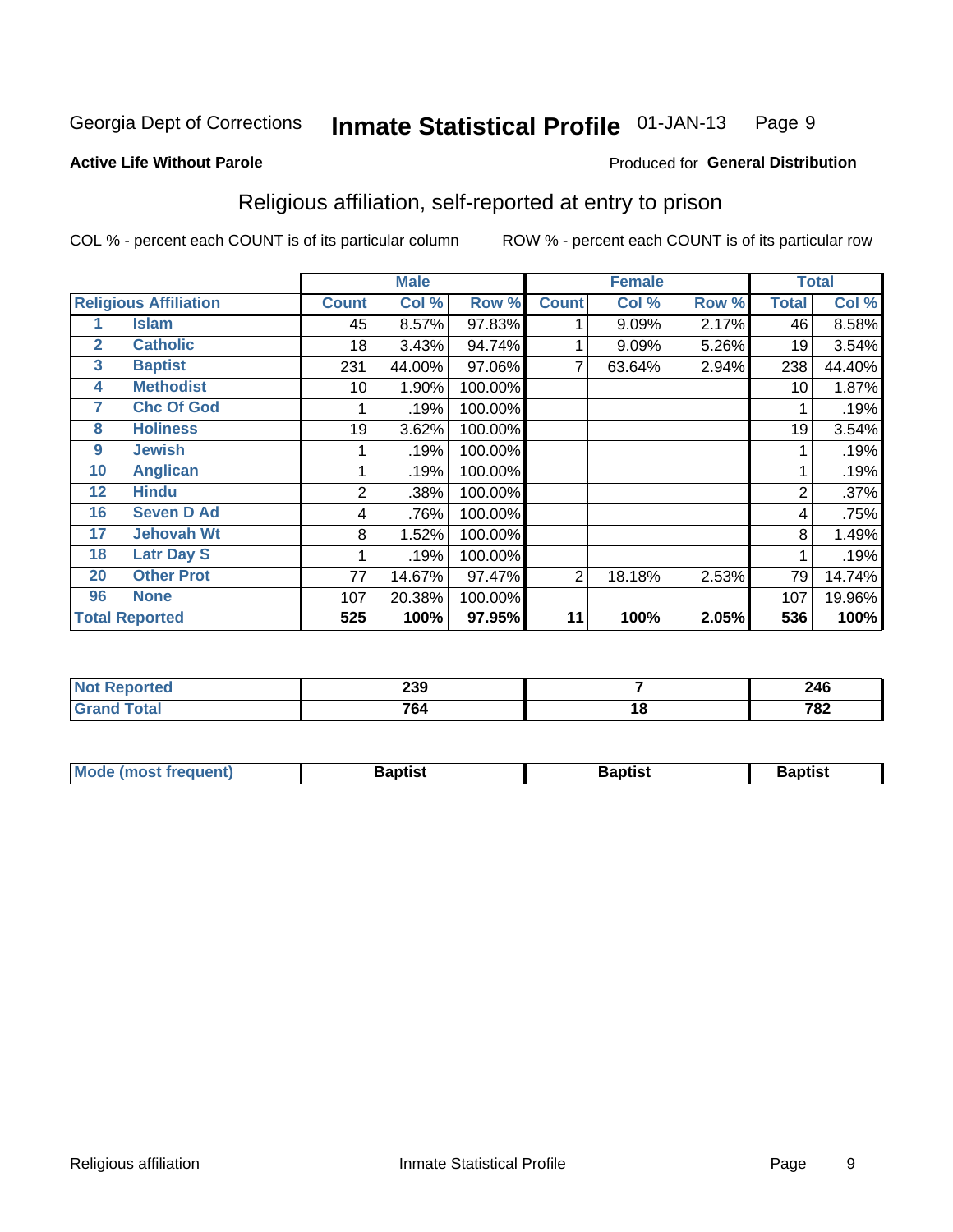Georgia Dept of Corrections **Inmate Statistical Profile** 01-JAN-13

**Active Life Without Parole**

Produced for **General Distribution**

## Religious affiliation, self-reported at entry to prison

COL % - percent each COUNT is of its particular column ROW % - percent each COUNT is of its particular row

| Religious Affiliation | | Male | | | Female | | | Total | |
|---|---|---|---|---|---|---|---|---|---|
| | | Count | Col % | Row % | Count | Col % | Row % | Total | Col % |
| 1 | Islam | 45 | 8.57% | 97.83% | 1 | 9.09% | 2.17% | 46 | 8.58% |
| 2 | Catholic | 18 | 3.43% | 94.74% | 1 | 9.09% | 5.26% | 19 | 3.54% |
| 3 | Baptist | 231 | 44.00% | 97.06% | 7 | 63.64% | 2.94% | 238 | 44.40% |
| 4 | Methodist | 10 | 1.90% | 100.00% | | | | 10 | 1.87% |
| 7 | Chc Of God | 1 | .19% | 100.00% | | | | 1 | .19% |
| 8 | Holiness | 19 | 3.62% | 100.00% | | | | 19 | 3.54% |
| 9 | Jewish | 1 | .19% | 100.00% | | | | 1 | .19% |
| 10 | Anglican | 1 | .19% | 100.00% | | | | 1 | .19% |
| 12 | Hindu | 2 | .38% | 100.00% | | | | 2 | .37% |
| 16 | Seven D Ad | 4 | .76% | 100.00% | | | | 4 | .75% |
| 17 | Jehovah Wt | 8 | 1.52% | 100.00% | | | | 8 | 1.49% |
| 18 | Latr Day S | 1 | .19% | 100.00% | | | | 1 | .19% |
| 20 | Other Prot | 77 | 14.67% | 97.47% | 2 | 18.18% | 2.53% | 79 | 14.74% |
| 96 | None | 107 | 20.38% | 100.00% | | | | 107 | 19.96% |
| **Total Reported** | | **525** | **100%** | **97.95%** | **11** | **100%** | **2.05%** | **536** | **100%** |

| | Male | Female | Total |
|---|---|---|---|
| Not Reported | 239 | 7 | 246 |
| Grand Total | 764 | 18 | 782 |

| | Male | Female | Total |
|---|---|---|---|
| Mode (most frequent) | Baptist | Baptist | Baptist |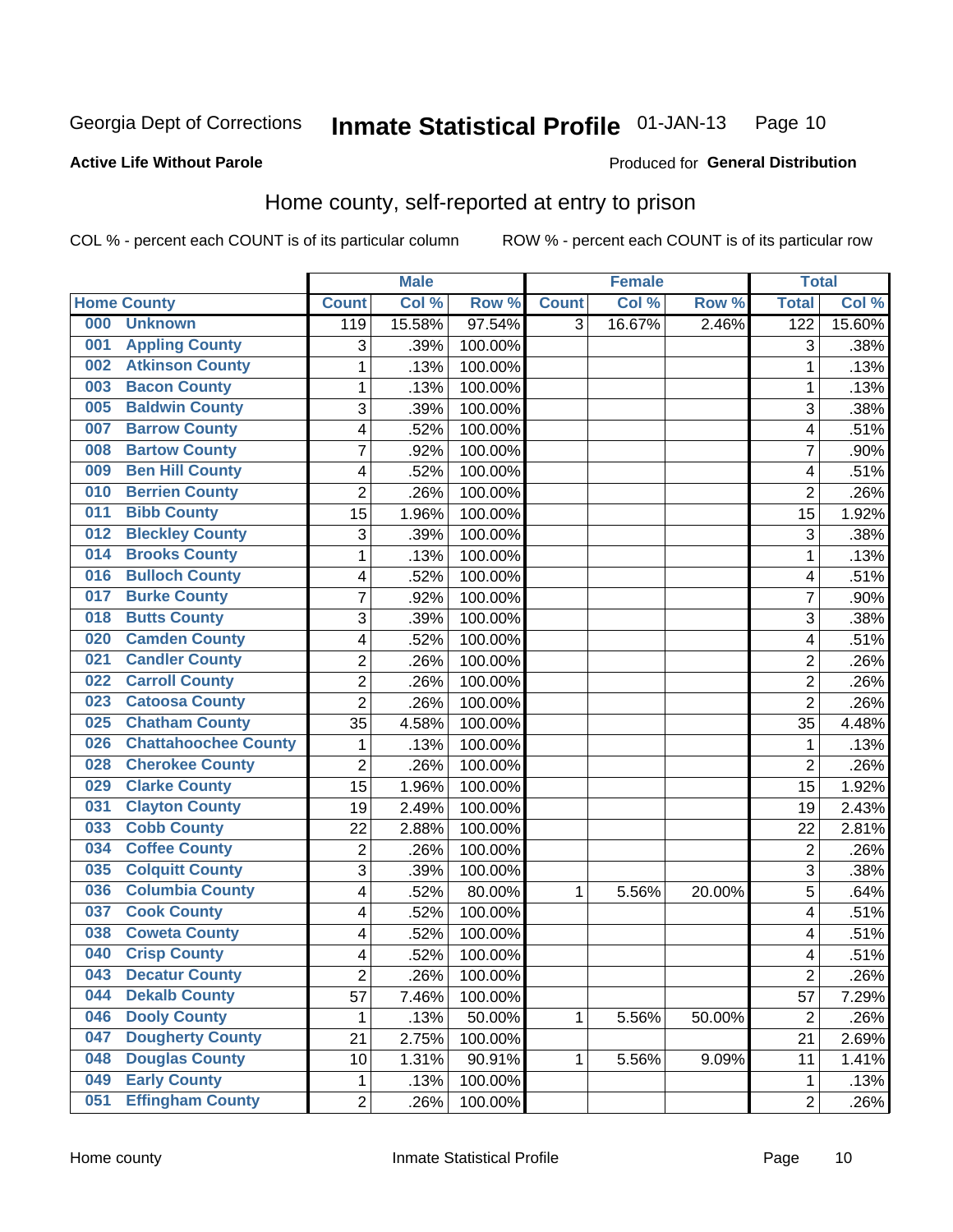Georgia Dept of Corrections **Inmate Statistical Profile** 01-JAN-13

**Active Life Without Parole**

Produced for **General Distribution**

## Home county, self-reported at entry to prison

COL % - percent each COUNT is of its particular column ROW % - percent each COUNT is of its particular row

| Home County | | Male | | | Female | | | Total | |
|---|---|---|---|---|---|---|---|---|---|
| | | Count | Col % | Row % | Count | Col % | Row % | Total | Col % |
| 000 | Unknown | 119 | 15.58% | 97.54% | 3 | 16.67% | 2.46% | 122 | 15.60% |
| 001 | Appling County | 3 | .39% | 100.00% | | | | 3 | .38% |
| 002 | Atkinson County | 1 | .13% | 100.00% | | | | 1 | .13% |
| 003 | Bacon County | 1 | .13% | 100.00% | | | | 1 | .13% |
| 005 | Baldwin County | 3 | .39% | 100.00% | | | | 3 | .38% |
| 007 | Barrow County | 4 | .52% | 100.00% | | | | 4 | .51% |
| 008 | Bartow County | 7 | .92% | 100.00% | | | | 7 | .90% |
| 009 | Ben Hill County | 4 | .52% | 100.00% | | | | 4 | .51% |
| 010 | Berrien County | 2 | .26% | 100.00% | | | | 2 | .26% |
| 011 | Bibb County | 15 | 1.96% | 100.00% | | | | 15 | 1.92% |
| 012 | Bleckley County | 3 | .39% | 100.00% | | | | 3 | .38% |
| 014 | Brooks County | 1 | .13% | 100.00% | | | | 1 | .13% |
| 016 | Bulloch County | 4 | .52% | 100.00% | | | | 4 | .51% |
| 017 | Burke County | 7 | .92% | 100.00% | | | | 7 | .90% |
| 018 | Butts County | 3 | .39% | 100.00% | | | | 3 | .38% |
| 020 | Camden County | 4 | .52% | 100.00% | | | | 4 | .51% |
| 021 | Candler County | 2 | .26% | 100.00% | | | | 2 | .26% |
| 022 | Carroll County | 2 | .26% | 100.00% | | | | 2 | .26% |
| 023 | Catoosa County | 2 | .26% | 100.00% | | | | 2 | .26% |
| 025 | Chatham County | 35 | 4.58% | 100.00% | | | | 35 | 4.48% |
| 026 | Chattahoochee County | 1 | .13% | 100.00% | | | | 1 | .13% |
| 028 | Cherokee County | 2 | .26% | 100.00% | | | | 2 | .26% |
| 029 | Clarke County | 15 | 1.96% | 100.00% | | | | 15 | 1.92% |
| 031 | Clayton County | 19 | 2.49% | 100.00% | | | | 19 | 2.43% |
| 033 | Cobb County | 22 | 2.88% | 100.00% | | | | 22 | 2.81% |
| 034 | Coffee County | 2 | .26% | 100.00% | | | | 2 | .26% |
| 035 | Colquitt County | 3 | .39% | 100.00% | | | | 3 | .38% |
| 036 | Columbia County | 4 | .52% | 80.00% | 1 | 5.56% | 20.00% | 5 | .64% |
| 037 | Cook County | 4 | .52% | 100.00% | | | | 4 | .51% |
| 038 | Coweta County | 4 | .52% | 100.00% | | | | 4 | .51% |
| 040 | Crisp County | 4 | .52% | 100.00% | | | | 4 | .51% |
| 043 | Decatur County | 2 | .26% | 100.00% | | | | 2 | .26% |
| 044 | Dekalb County | 57 | 7.46% | 100.00% | | | | 57 | 7.29% |
| 046 | Dooly County | 1 | .13% | 50.00% | 1 | 5.56% | 50.00% | 2 | .26% |
| 047 | Dougherty County | 21 | 2.75% | 100.00% | | | | 21 | 2.69% |
| 048 | Douglas County | 10 | 1.31% | 90.91% | 1 | 5.56% | 9.09% | 11 | 1.41% |
| 049 | Early County | 1 | .13% | 100.00% | | | | 1 | .13% |
| 051 | Effingham County | 2 | .26% | 100.00% | | | | 2 | .26% |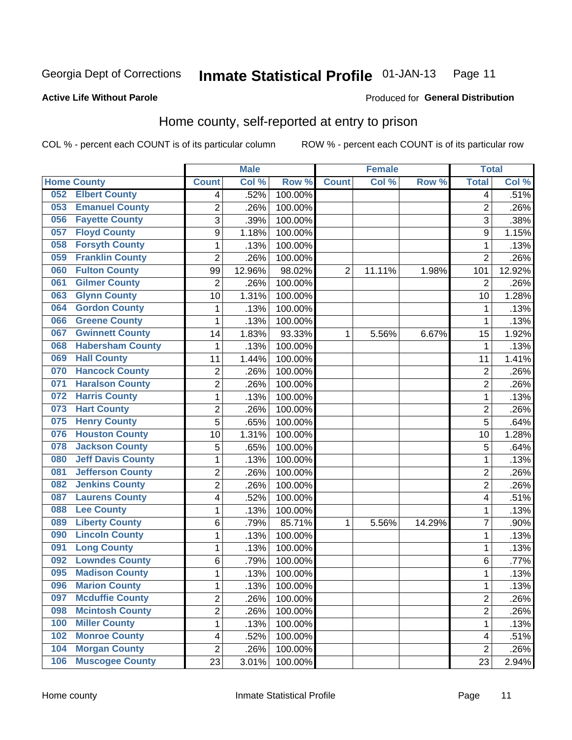Georgia Dept of Corrections **Inmate Statistical Profile** 01-JAN-13

**Active Life Without Parole**

Produced for **General Distribution**

## Home county, self-reported at entry to prison

COL % - percent each COUNT is of its particular column ROW % - percent each COUNT is of its particular row

| Home County | Male | | | Female | | | Total | |
|---|---|---|---|---|---|---|---|---|
| | Count | Col % | Row % | Count | Col % | Row % | Total | Col % |
| 052 Elbert County | 4 | .52% | 100.00% | | | | 4 | .51% |
| 053 Emanuel County | 2 | .26% | 100.00% | | | | 2 | .26% |
| 056 Fayette County | 3 | .39% | 100.00% | | | | 3 | .38% |
| 057 Floyd County | 9 | 1.18% | 100.00% | | | | 9 | 1.15% |
| 058 Forsyth County | 1 | .13% | 100.00% | | | | 1 | .13% |
| 059 Franklin County | 2 | .26% | 100.00% | | | | 2 | .26% |
| 060 Fulton County | 99 | 12.96% | 98.02% | 2 | 11.11% | 1.98% | 101 | 12.92% |
| 061 Gilmer County | 2 | .26% | 100.00% | | | | 2 | .26% |
| 063 Glynn County | 10 | 1.31% | 100.00% | | | | 10 | 1.28% |
| 064 Gordon County | 1 | .13% | 100.00% | | | | 1 | .13% |
| 066 Greene County | 1 | .13% | 100.00% | | | | 1 | .13% |
| 067 Gwinnett County | 14 | 1.83% | 93.33% | 1 | 5.56% | 6.67% | 15 | 1.92% |
| 068 Habersham County | 1 | .13% | 100.00% | | | | 1 | .13% |
| 069 Hall County | 11 | 1.44% | 100.00% | | | | 11 | 1.41% |
| 070 Hancock County | 2 | .26% | 100.00% | | | | 2 | .26% |
| 071 Haralson County | 2 | .26% | 100.00% | | | | 2 | .26% |
| 072 Harris County | 1 | .13% | 100.00% | | | | 1 | .13% |
| 073 Hart County | 2 | .26% | 100.00% | | | | 2 | .26% |
| 075 Henry County | 5 | .65% | 100.00% | | | | 5 | .64% |
| 076 Houston County | 10 | 1.31% | 100.00% | | | | 10 | 1.28% |
| 078 Jackson County | 5 | .65% | 100.00% | | | | 5 | .64% |
| 080 Jeff Davis County | 1 | .13% | 100.00% | | | | 1 | .13% |
| 081 Jefferson County | 2 | .26% | 100.00% | | | | 2 | .26% |
| 082 Jenkins County | 2 | .26% | 100.00% | | | | 2 | .26% |
| 087 Laurens County | 4 | .52% | 100.00% | | | | 4 | .51% |
| 088 Lee County | 1 | .13% | 100.00% | | | | 1 | .13% |
| 089 Liberty County | 6 | .79% | 85.71% | 1 | 5.56% | 14.29% | 7 | .90% |
| 090 Lincoln County | 1 | .13% | 100.00% | | | | 1 | .13% |
| 091 Long County | 1 | .13% | 100.00% | | | | 1 | .13% |
| 092 Lowndes County | 6 | .79% | 100.00% | | | | 6 | .77% |
| 095 Madison County | 1 | .13% | 100.00% | | | | 1 | .13% |
| 096 Marion County | 1 | .13% | 100.00% | | | | 1 | .13% |
| 097 Mcduffie County | 2 | .26% | 100.00% | | | | 2 | .26% |
| 098 Mcintosh County | 2 | .26% | 100.00% | | | | 2 | .26% |
| 100 Miller County | 1 | .13% | 100.00% | | | | 1 | .13% |
| 102 Monroe County | 4 | .52% | 100.00% | | | | 4 | .51% |
| 104 Morgan County | 2 | .26% | 100.00% | | | | 2 | .26% |
| 106 Muscogee County | 23 | 3.01% | 100.00% | | | | 23 | 2.94% |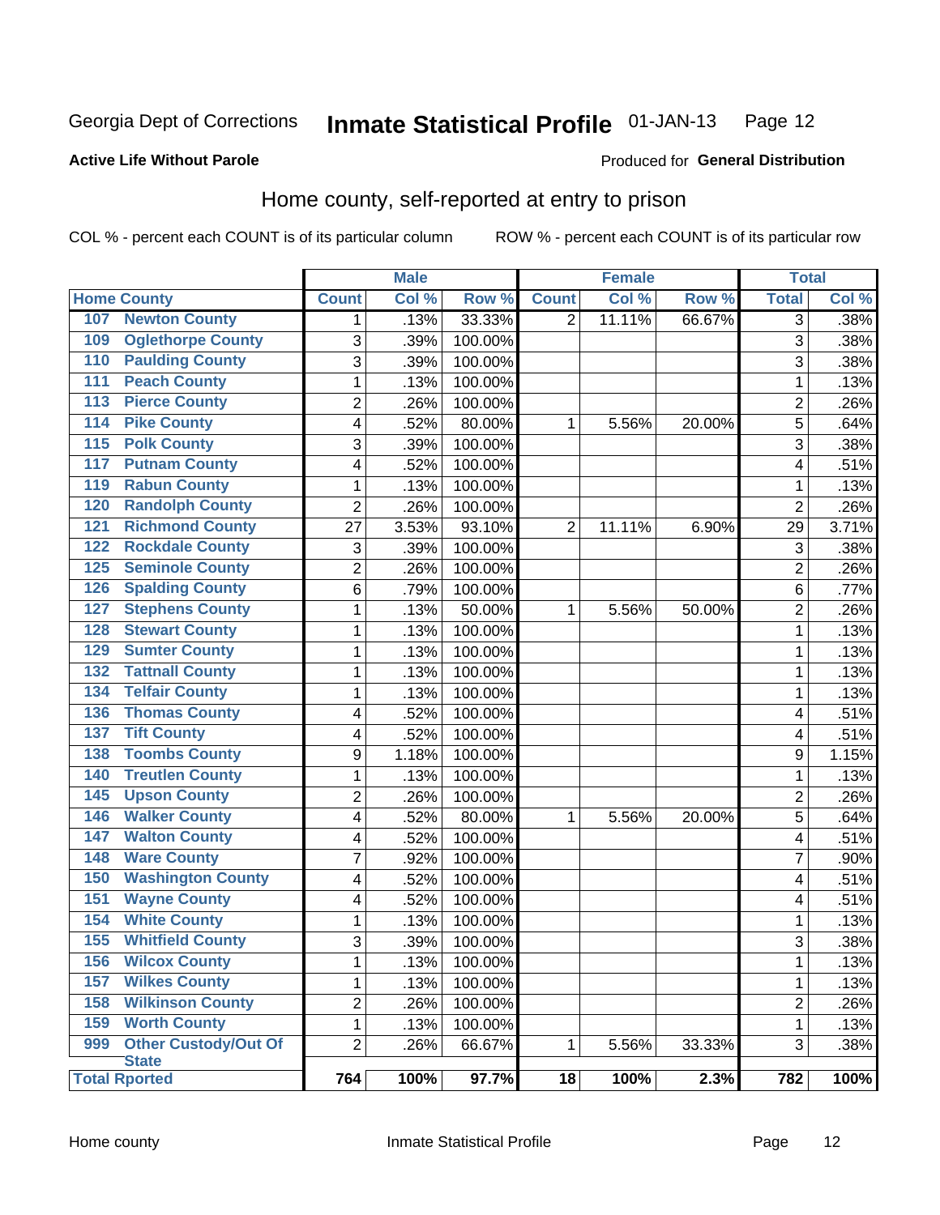Georgia Dept of Corrections **Inmate Statistical Profile** 01-JAN-13

**Active Life Without Parole**

Produced for **General Distribution**

## Home county, self-reported at entry to prison

COL % - percent each COUNT is of its particular column ROW % - percent each COUNT is of its particular row

| | Male | | | Female | | | Total | |
|---|---|---|---|---|---|---|---|---|
| **Home County** | **Count** | **Col %** | **Row %** | **Count** | **Col %** | **Row %** | **Total** | **Col %** |
| 107 Newton County | 1 | .13% | 33.33% | 2 | 11.11% | 66.67% | 3 | .38% |
| 109 Oglethorpe County | 3 | .39% | 100.00% | | | | 3 | .38% |
| 110 Paulding County | 3 | .39% | 100.00% | | | | 3 | .38% |
| 111 Peach County | 1 | .13% | 100.00% | | | | 1 | .13% |
| 113 Pierce County | 2 | .26% | 100.00% | | | | 2 | .26% |
| 114 Pike County | 4 | .52% | 80.00% | 1 | 5.56% | 20.00% | 5 | .64% |
| 115 Polk County | 3 | .39% | 100.00% | | | | 3 | .38% |
| 117 Putnam County | 4 | .52% | 100.00% | | | | 4 | .51% |
| 119 Rabun County | 1 | .13% | 100.00% | | | | 1 | .13% |
| 120 Randolph County | 2 | .26% | 100.00% | | | | 2 | .26% |
| 121 Richmond County | 27 | 3.53% | 93.10% | 2 | 11.11% | 6.90% | 29 | 3.71% |
| 122 Rockdale County | 3 | .39% | 100.00% | | | | 3 | .38% |
| 125 Seminole County | 2 | .26% | 100.00% | | | | 2 | .26% |
| 126 Spalding County | 6 | .79% | 100.00% | | | | 6 | .77% |
| 127 Stephens County | 1 | .13% | 50.00% | 1 | 5.56% | 50.00% | 2 | .26% |
| 128 Stewart County | 1 | .13% | 100.00% | | | | 1 | .13% |
| 129 Sumter County | 1 | .13% | 100.00% | | | | 1 | .13% |
| 132 Tattnall County | 1 | .13% | 100.00% | | | | 1 | .13% |
| 134 Telfair County | 1 | .13% | 100.00% | | | | 1 | .13% |
| 136 Thomas County | 4 | .52% | 100.00% | | | | 4 | .51% |
| 137 Tift County | 4 | .52% | 100.00% | | | | 4 | .51% |
| 138 Toombs County | 9 | 1.18% | 100.00% | | | | 9 | 1.15% |
| 140 Treutlen County | 1 | .13% | 100.00% | | | | 1 | .13% |
| 145 Upson County | 2 | .26% | 100.00% | | | | 2 | .26% |
| 146 Walker County | 4 | .52% | 80.00% | 1 | 5.56% | 20.00% | 5 | .64% |
| 147 Walton County | 4 | .52% | 100.00% | | | | 4 | .51% |
| 148 Ware County | 7 | .92% | 100.00% | | | | 7 | .90% |
| 150 Washington County | 4 | .52% | 100.00% | | | | 4 | .51% |
| 151 Wayne County | 4 | .52% | 100.00% | | | | 4 | .51% |
| 154 White County | 1 | .13% | 100.00% | | | | 1 | .13% |
| 155 Whitfield County | 3 | .39% | 100.00% | | | | 3 | .38% |
| 156 Wilcox County | 1 | .13% | 100.00% | | | | 1 | .13% |
| 157 Wilkes County | 1 | .13% | 100.00% | | | | 1 | .13% |
| 158 Wilkinson County | 2 | .26% | 100.00% | | | | 2 | .26% |
| 159 Worth County | 1 | .13% | 100.00% | | | | 1 | .13% |
| 999 Other Custody/Out Of State | 2 | .26% | 66.67% | 1 | 5.56% | 33.33% | 3 | .38% |
| **Total Rported** | **764** | **100%** | **97.7%** | **18** | **100%** | **2.3%** | **782** | **100%** |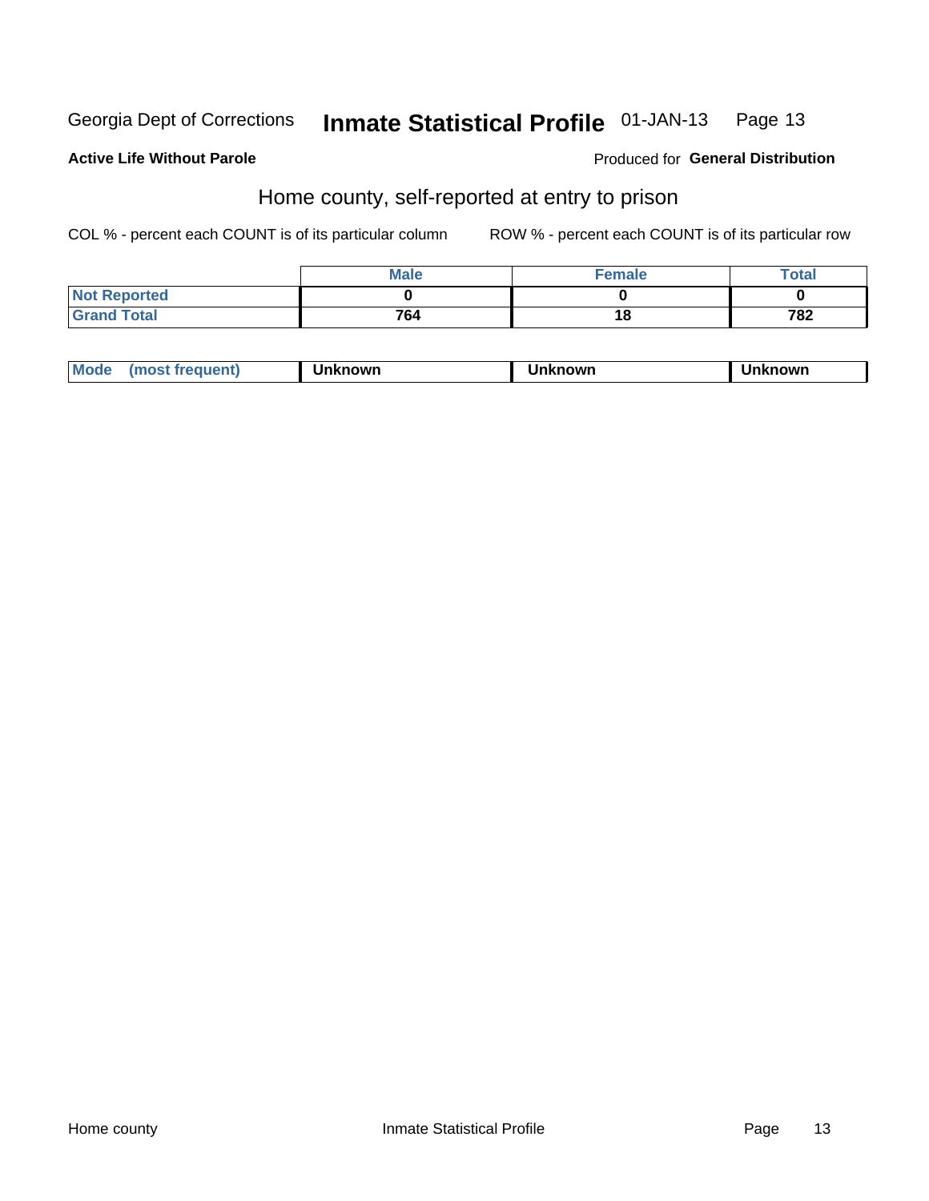Georgia Dept of Corrections **Inmate Statistical Profile** 01-JAN-13

**Active Life Without Parole**

Produced for **General Distribution**

## Home county, self-reported at entry to prison

COL % - percent each COUNT is of its particular column

ROW % - percent each COUNT is of its particular row

| | Male | Female | Total |
|---|---|---|---|
| **Not Reported** | 0 | 0 | 0 |
| **Grand Total** | 764 | 18 | 782 |

| Mode (most frequent) | Unknown | Unknown | Unknown |
|---|---|---|---|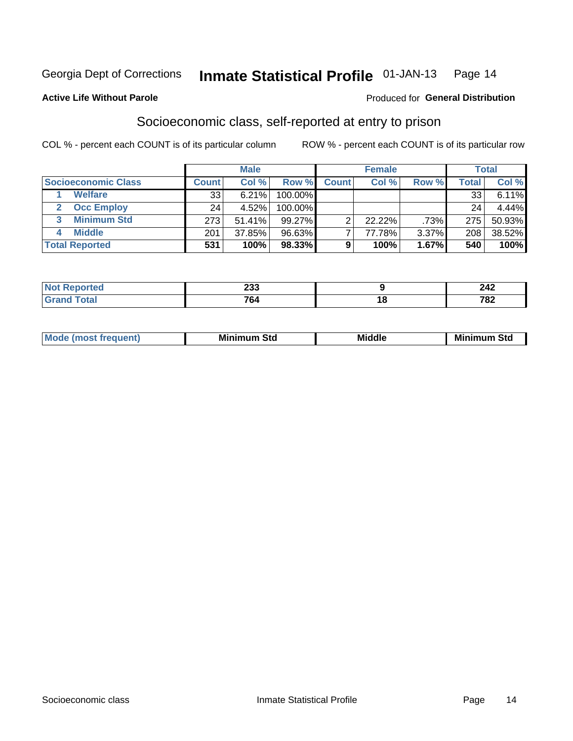Georgia Dept of Corrections **Inmate Statistical Profile** 01-JAN-13

**Active Life Without Parole**

Produced for **General Distribution**

## Socioeconomic class, self-reported at entry to prison

COL % - percent each COUNT is of its particular column ROW % - percent each COUNT is of its particular row

| | Male | | | Female | | | Total | |
|---|---|---|---|---|---|---|---|---|
| **Socioeconomic Class** | **Count** | **Col %** | **Row %** | **Count** | **Col %** | **Row %** | **Total** | **Col %** |
| 1 **Welfare** | 33 | 6.21% | 100.00% | | | | 33 | 6.11% |
| 2 **Occ Employ** | 24 | 4.52% | 100.00% | | | | 24 | 4.44% |
| 3 **Minimum Std** | 273 | 51.41% | 99.27% | 2 | 22.22% | .73% | 275 | 50.93% |
| 4 **Middle** | 201 | 37.85% | 96.63% | 7 | 77.78% | 3.37% | 208 | 38.52% |
| **Total Reported** | **531** | **100%** | **98.33%** | **9** | **100%** | **1.67%** | **540** | **100%** |

| | Male | Female | Total |
|---|---|---|---|
| **Not Reported** | **233** | **9** | **242** |
| **Grand Total** | **764** | **18** | **782** |

| | Male | Female | Total |
|---|---|---|---|
| **Mode (most frequent)** | **Minimum Std** | **Middle** | **Minimum Std** |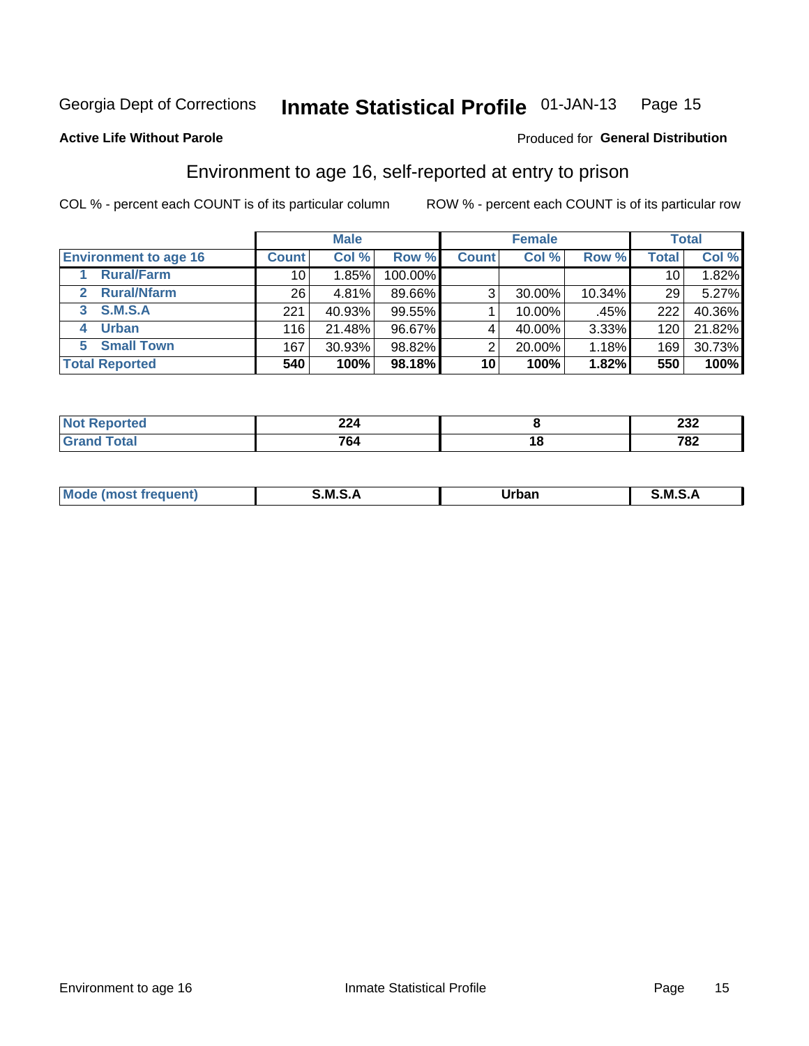Georgia Dept of Corrections **Inmate Statistical Profile** 01-JAN-13

**Active Life Without Parole**

Produced for **General Distribution**

## Environment to age 16, self-reported at entry to prison

COL % - percent each COUNT is of its particular column ROW % - percent each COUNT is of its particular row

| | Male | | | Female | | | Total | |
|---|---|---|---|---|---|---|---|---|
| Environment to age 16 | Count | Col % | Row % | Count | Col % | Row % | Total | Col % |
| 1 Rural/Farm | 10 | 1.85% | 100.00% | | | | 10 | 1.82% |
| 2 Rural/Nfarm | 26 | 4.81% | 89.66% | 3 | 30.00% | 10.34% | 29 | 5.27% |
| 3 S.M.S.A | 221 | 40.93% | 99.55% | 1 | 10.00% | .45% | 222 | 40.36% |
| 4 Urban | 116 | 21.48% | 96.67% | 4 | 40.00% | 3.33% | 120 | 21.82% |
| 5 Small Town | 167 | 30.93% | 98.82% | 2 | 20.00% | 1.18% | 169 | 30.73% |
| **Total Reported** | **540** | **100%** | **98.18%** | **10** | **100%** | **1.82%** | **550** | **100%** |

| | Male | Female | Total |
|---|---|---|---|
| Not Reported | 224 | 8 | 232 |
| Grand Total | 764 | 18 | 782 |

| | Male | Female | Total |
|---|---|---|---|
| Mode (most frequent) | S.M.S.A | Urban | S.M.S.A |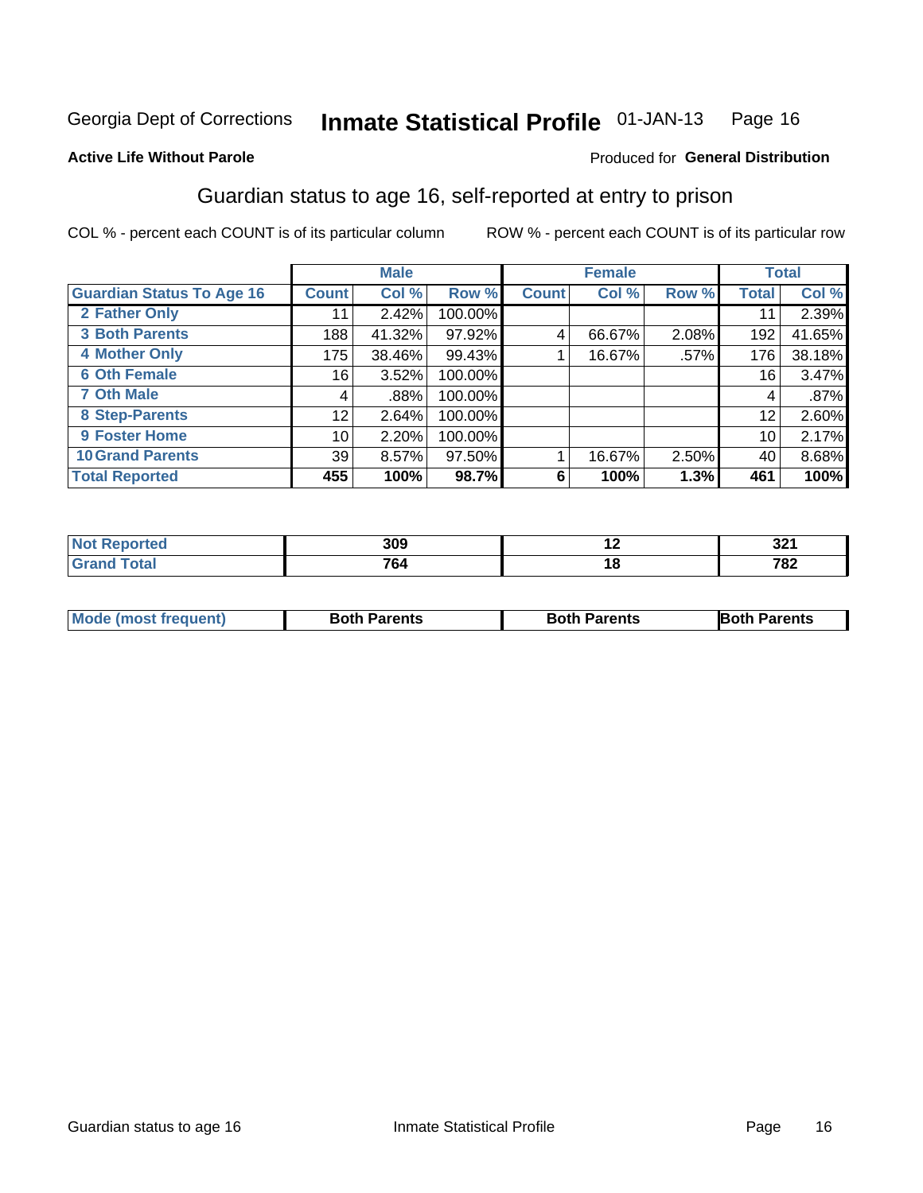Georgia Dept of Corrections **Inmate Statistical Profile** 01-JAN-13

**Active Life Without Parole**

Produced for **General Distribution**

## Guardian status to age 16, self-reported at entry to prison

COL % - percent each COUNT is of its particular column  ROW % - percent each COUNT is of its particular row

| | Male | | | Female | | | Total | |
|---|---|---|---|---|---|---|---|---|
| **Guardian Status To Age 16** | **Count** | **Col %** | **Row %** | **Count** | **Col %** | **Row %** | **Total** | **Col %** |
| 2 Father Only | 11 | 2.42% | 100.00% | | | | 11 | 2.39% |
| 3 Both Parents | 188 | 41.32% | 97.92% | 4 | 66.67% | 2.08% | 192 | 41.65% |
| 4 Mother Only | 175 | 38.46% | 99.43% | 1 | 16.67% | .57% | 176 | 38.18% |
| 6 Oth Female | 16 | 3.52% | 100.00% | | | | 16 | 3.47% |
| 7 Oth Male | 4 | .88% | 100.00% | | | | 4 | .87% |
| 8 Step-Parents | 12 | 2.64% | 100.00% | | | | 12 | 2.60% |
| 9 Foster Home | 10 | 2.20% | 100.00% | | | | 10 | 2.17% |
| 10 Grand Parents | 39 | 8.57% | 97.50% | 1 | 16.67% | 2.50% | 40 | 8.68% |
| **Total Reported** | **455** | **100%** | **98.7%** | **6** | **100%** | **1.3%** | **461** | **100%** |

| | Male | Female | Total |
|---|---|---|---|
| Not Reported | 309 | 12 | 321 |
| Grand Total | 764 | 18 | 782 |

| | Male | Female | Total |
|---|---|---|---|
| Mode (most frequent) | Both Parents | Both Parents | Both Parents |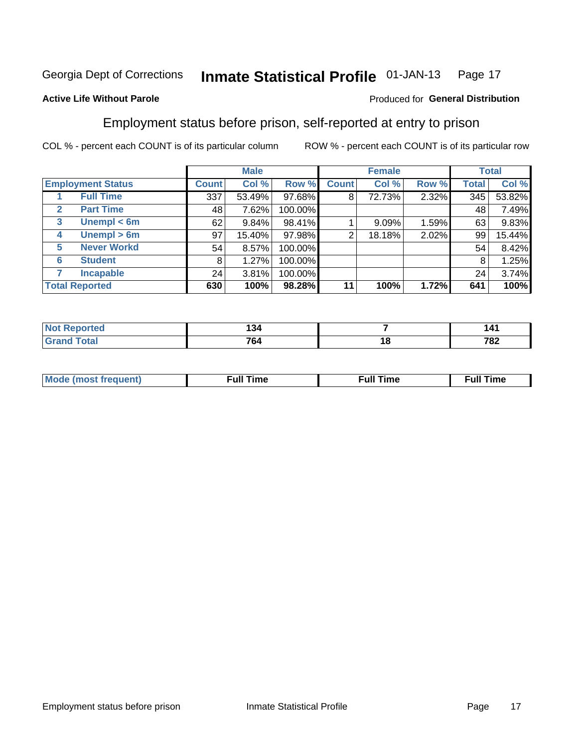Georgia Dept of Corrections **Inmate Statistical Profile** 01-JAN-13

**Active Life Without Parole**

Produced for **General Distribution**

## Employment status before prison, self-reported at entry to prison

COL % - percent each COUNT is of its particular column ROW % - percent each COUNT is of its particular row

| | | Male | | | Female | | | Total | |
|---|---|---|---|---|---|---|---|---|---|
| **Employment Status** | | **Count** | **Col %** | **Row %** | **Count** | **Col %** | **Row %** | **Total** | **Col %** |
| 1 | Full Time | 337 | 53.49% | 97.68% | 8 | 72.73% | 2.32% | 345 | 53.82% |
| 2 | Part Time | 48 | 7.62% | 100.00% | | | | 48 | 7.49% |
| 3 | Unempl < 6m | 62 | 9.84% | 98.41% | 1 | 9.09% | 1.59% | 63 | 9.83% |
| 4 | Unempl > 6m | 97 | 15.40% | 97.98% | 2 | 18.18% | 2.02% | 99 | 15.44% |
| 5 | Never Workd | 54 | 8.57% | 100.00% | | | | 54 | 8.42% |
| 6 | Student | 8 | 1.27% | 100.00% | | | | 8 | 1.25% |
| 7 | Incapable | 24 | 3.81% | 100.00% | | | | 24 | 3.74% |
| **Total Reported** | | **630** | **100%** | **98.28%** | **11** | **100%** | **1.72%** | **641** | **100%** |

| | Male | Female | Total |
|---|---|---|---|
| **Not Reported** | **134** | **7** | **141** |
| **Grand Total** | **764** | **18** | **782** |

| | Male | Female | Total |
|---|---|---|---|
| **Mode (most frequent)** | **Full Time** | **Full Time** | **Full Time** |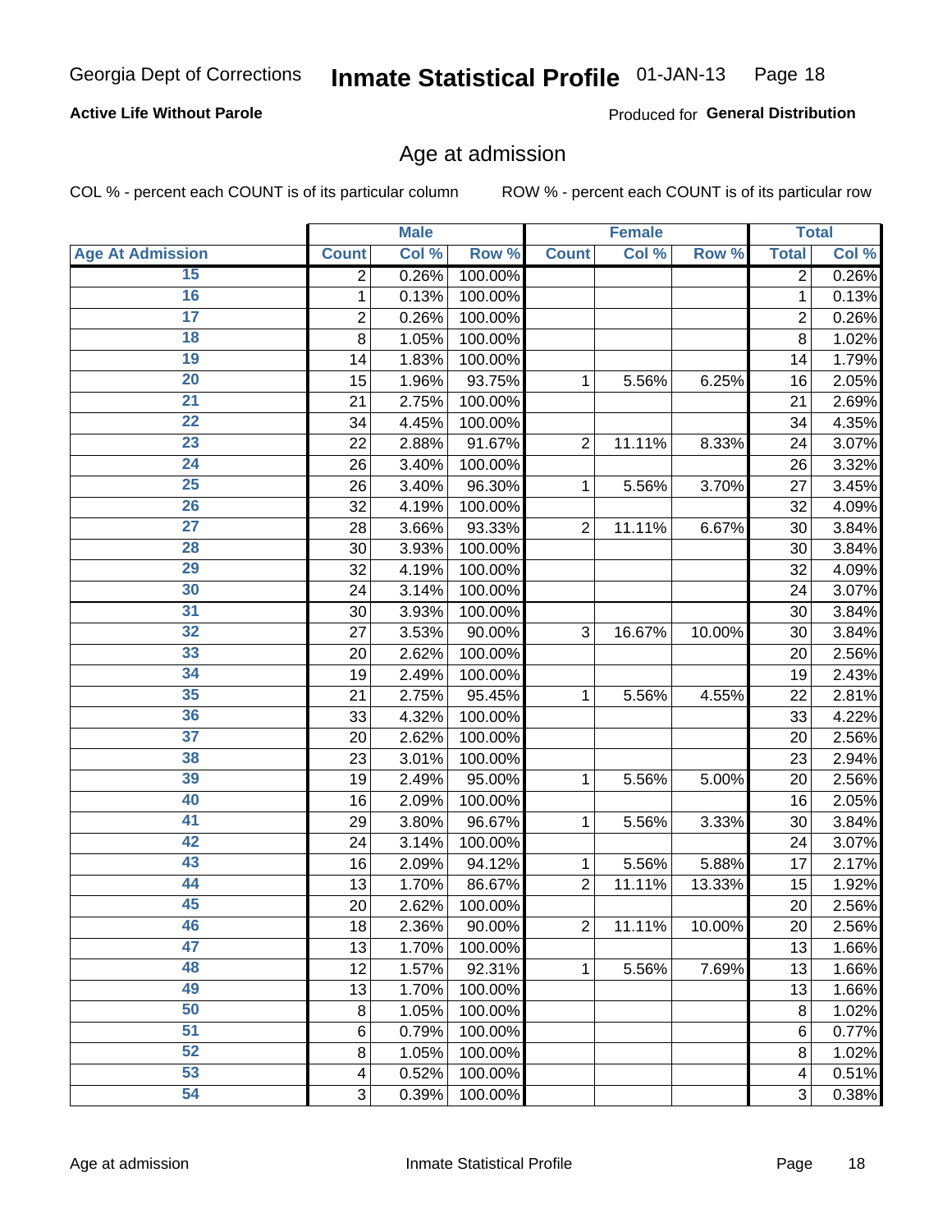## Active Life Without Parole

Produced for **General Distribution**

### Age at admission

COL % - percent each COUNT is of its particular column

ROW % - percent each COUNT is of its particular row

| | Male | | | Female | | | Total | |
|---|---|---|---|---|---|---|---|---|
| Age At Admission | Count | Col % | Row % | Count | Col % | Row % | Total | Col % |
| 15 | 2 | 0.26% | 100.00% | | | | 2 | 0.26% |
| 16 | 1 | 0.13% | 100.00% | | | | 1 | 0.13% |
| 17 | 2 | 0.26% | 100.00% | | | | 2 | 0.26% |
| 18 | 8 | 1.05% | 100.00% | | | | 8 | 1.02% |
| 19 | 14 | 1.83% | 100.00% | | | | 14 | 1.79% |
| 20 | 15 | 1.96% | 93.75% | 1 | 5.56% | 6.25% | 16 | 2.05% |
| 21 | 21 | 2.75% | 100.00% | | | | 21 | 2.69% |
| 22 | 34 | 4.45% | 100.00% | | | | 34 | 4.35% |
| 23 | 22 | 2.88% | 91.67% | 2 | 11.11% | 8.33% | 24 | 3.07% |
| 24 | 26 | 3.40% | 100.00% | | | | 26 | 3.32% |
| 25 | 26 | 3.40% | 96.30% | 1 | 5.56% | 3.70% | 27 | 3.45% |
| 26 | 32 | 4.19% | 100.00% | | | | 32 | 4.09% |
| 27 | 28 | 3.66% | 93.33% | 2 | 11.11% | 6.67% | 30 | 3.84% |
| 28 | 30 | 3.93% | 100.00% | | | | 30 | 3.84% |
| 29 | 32 | 4.19% | 100.00% | | | | 32 | 4.09% |
| 30 | 24 | 3.14% | 100.00% | | | | 24 | 3.07% |
| 31 | 30 | 3.93% | 100.00% | | | | 30 | 3.84% |
| 32 | 27 | 3.53% | 90.00% | 3 | 16.67% | 10.00% | 30 | 3.84% |
| 33 | 20 | 2.62% | 100.00% | | | | 20 | 2.56% |
| 34 | 19 | 2.49% | 100.00% | | | | 19 | 2.43% |
| 35 | 21 | 2.75% | 95.45% | 1 | 5.56% | 4.55% | 22 | 2.81% |
| 36 | 33 | 4.32% | 100.00% | | | | 33 | 4.22% |
| 37 | 20 | 2.62% | 100.00% | | | | 20 | 2.56% |
| 38 | 23 | 3.01% | 100.00% | | | | 23 | 2.94% |
| 39 | 19 | 2.49% | 95.00% | 1 | 5.56% | 5.00% | 20 | 2.56% |
| 40 | 16 | 2.09% | 100.00% | | | | 16 | 2.05% |
| 41 | 29 | 3.80% | 96.67% | 1 | 5.56% | 3.33% | 30 | 3.84% |
| 42 | 24 | 3.14% | 100.00% | | | | 24 | 3.07% |
| 43 | 16 | 2.09% | 94.12% | 1 | 5.56% | 5.88% | 17 | 2.17% |
| 44 | 13 | 1.70% | 86.67% | 2 | 11.11% | 13.33% | 15 | 1.92% |
| 45 | 20 | 2.62% | 100.00% | | | | 20 | 2.56% |
| 46 | 18 | 2.36% | 90.00% | 2 | 11.11% | 10.00% | 20 | 2.56% |
| 47 | 13 | 1.70% | 100.00% | | | | 13 | 1.66% |
| 48 | 12 | 1.57% | 92.31% | 1 | 5.56% | 7.69% | 13 | 1.66% |
| 49 | 13 | 1.70% | 100.00% | | | | 13 | 1.66% |
| 50 | 8 | 1.05% | 100.00% | | | | 8 | 1.02% |
| 51 | 6 | 0.79% | 100.00% | | | | 6 | 0.77% |
| 52 | 8 | 1.05% | 100.00% | | | | 8 | 1.02% |
| 53 | 4 | 0.52% | 100.00% | | | | 4 | 0.51% |
| 54 | 3 | 0.39% | 100.00% | | | | 3 | 0.38% |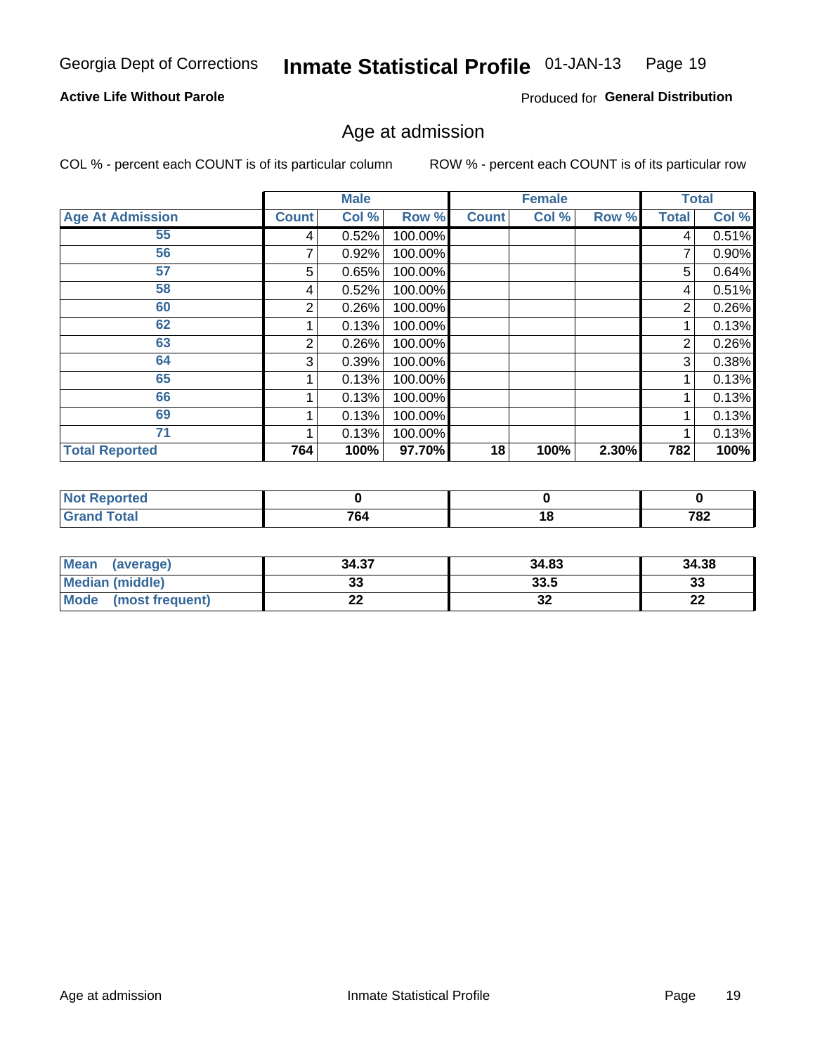Georgia Dept of Corrections **Inmate Statistical Profile** 01-JAN-13

**Active Life Without Parole**

Produced for **General Distribution**

## Age at admission

COL % - percent each COUNT is of its particular column ROW % - percent each COUNT is of its particular row

| | Male | | | Female | | | Total | |
|---|---|---|---|---|---|---|---|---|
| **Age At Admission** | **Count** | **Col %** | **Row %** | **Count** | **Col %** | **Row %** | **Total** | **Col %** |
| 55 | 4 | 0.52% | 100.00% | | | | 4 | 0.51% |
| 56 | 7 | 0.92% | 100.00% | | | | 7 | 0.90% |
| 57 | 5 | 0.65% | 100.00% | | | | 5 | 0.64% |
| 58 | 4 | 0.52% | 100.00% | | | | 4 | 0.51% |
| 60 | 2 | 0.26% | 100.00% | | | | 2 | 0.26% |
| 62 | 1 | 0.13% | 100.00% | | | | 1 | 0.13% |
| 63 | 2 | 0.26% | 100.00% | | | | 2 | 0.26% |
| 64 | 3 | 0.39% | 100.00% | | | | 3 | 0.38% |
| 65 | 1 | 0.13% | 100.00% | | | | 1 | 0.13% |
| 66 | 1 | 0.13% | 100.00% | | | | 1 | 0.13% |
| 69 | 1 | 0.13% | 100.00% | | | | 1 | 0.13% |
| 71 | 1 | 0.13% | 100.00% | | | | 1 | 0.13% |
| **Total Reported** | **764** | **100%** | **97.70%** | **18** | **100%** | **2.30%** | **782** | **100%** |

| | Male | Female | Total |
|---|---|---|---|
| **Not Reported** | **0** | **0** | **0** |
| **Grand Total** | **764** | **18** | **782** |

| | Male | Female | Total |
|---|---|---|---|
| **Mean (average)** | **34.37** | **34.83** | **34.38** |
| **Median (middle)** | **33** | **33.5** | **33** |
| **Mode (most frequent)** | **22** | **32** | **22** |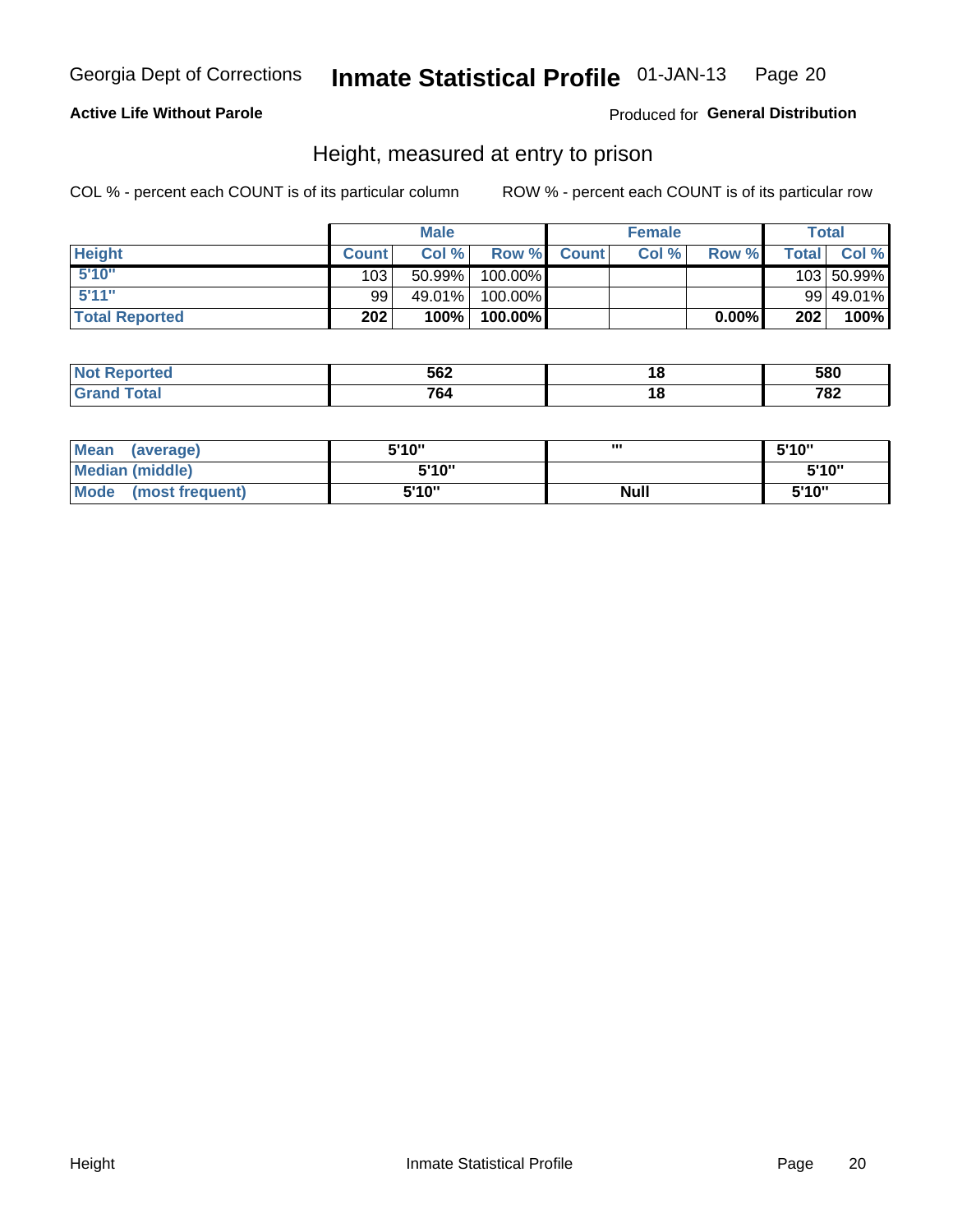Georgia Dept of Corrections **Inmate Statistical Profile** 01-JAN-13

**Active Life Without Parole**

Produced for **General Distribution**

## Height, measured at entry to prison

COL % - percent each COUNT is of its particular column

ROW % - percent each COUNT is of its particular row

| | Male | | | Female | | | Total | |
|---|---|---|---|---|---|---|---|---|
| **Height** | **Count** | **Col %** | **Row %** | **Count** | **Col %** | **Row %** | **Total** | **Col %** |
| **5'10"** | 103 | 50.99% | 100.00% | | | | 103 | 50.99% |
| **5'11"** | 99 | 49.01% | 100.00% | | | | 99 | 49.01% |
| **Total Reported** | **202** | **100%** | **100.00%** | | | **0.00%** | **202** | **100%** |

| | Male | Female | Total |
|---|---|---|---|
| **Not Reported** | **562** | **18** | **580** |
| **Grand Total** | **764** | **18** | **782** |

| | Male | Female | Total |
|---|---|---|---|
| **Mean (average)** | **5'10"** | **'''** | **5'10"** |
| **Median (middle)** | **5'10"** | | **5'10"** |
| **Mode (most frequent)** | **5'10"** | **Null** | **5'10"** |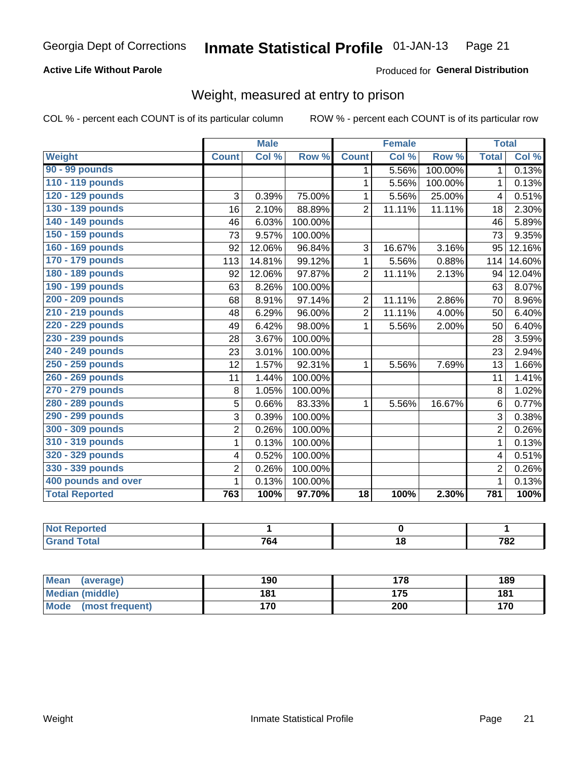Georgia Dept of Corrections **Inmate Statistical Profile** 01-JAN-13

**Active Life Without Parole**

Produced for **General Distribution**

## Weight, measured at entry to prison

COL % - percent each COUNT is of its particular column

ROW % - percent each COUNT is of its particular row

| | Male | | | Female | | | Total | |
|---|---|---|---|---|---|---|---|---|
| **Weight** | **Count** | **Col %** | **Row %** | **Count** | **Col %** | **Row %** | **Total** | **Col %** |
| **90 - 99 pounds** | | | | 1 | 5.56% | 100.00% | 1 | 0.13% |
| **110 - 119 pounds** | | | | 1 | 5.56% | 100.00% | 1 | 0.13% |
| **120 - 129 pounds** | 3 | 0.39% | 75.00% | 1 | 5.56% | 25.00% | 4 | 0.51% |
| **130 - 139 pounds** | 16 | 2.10% | 88.89% | 2 | 11.11% | 11.11% | 18 | 2.30% |
| **140 - 149 pounds** | 46 | 6.03% | 100.00% | | | | 46 | 5.89% |
| **150 - 159 pounds** | 73 | 9.57% | 100.00% | | | | 73 | 9.35% |
| **160 - 169 pounds** | 92 | 12.06% | 96.84% | 3 | 16.67% | 3.16% | 95 | 12.16% |
| **170 - 179 pounds** | 113 | 14.81% | 99.12% | 1 | 5.56% | 0.88% | 114 | 14.60% |
| **180 - 189 pounds** | 92 | 12.06% | 97.87% | 2 | 11.11% | 2.13% | 94 | 12.04% |
| **190 - 199 pounds** | 63 | 8.26% | 100.00% | | | | 63 | 8.07% |
| **200 - 209 pounds** | 68 | 8.91% | 97.14% | 2 | 11.11% | 2.86% | 70 | 8.96% |
| **210 - 219 pounds** | 48 | 6.29% | 96.00% | 2 | 11.11% | 4.00% | 50 | 6.40% |
| **220 - 229 pounds** | 49 | 6.42% | 98.00% | 1 | 5.56% | 2.00% | 50 | 6.40% |
| **230 - 239 pounds** | 28 | 3.67% | 100.00% | | | | 28 | 3.59% |
| **240 - 249 pounds** | 23 | 3.01% | 100.00% | | | | 23 | 2.94% |
| **250 - 259 pounds** | 12 | 1.57% | 92.31% | 1 | 5.56% | 7.69% | 13 | 1.66% |
| **260 - 269 pounds** | 11 | 1.44% | 100.00% | | | | 11 | 1.41% |
| **270 - 279 pounds** | 8 | 1.05% | 100.00% | | | | 8 | 1.02% |
| **280 - 289 pounds** | 5 | 0.66% | 83.33% | 1 | 5.56% | 16.67% | 6 | 0.77% |
| **290 - 299 pounds** | 3 | 0.39% | 100.00% | | | | 3 | 0.38% |
| **300 - 309 pounds** | 2 | 0.26% | 100.00% | | | | 2 | 0.26% |
| **310 - 319 pounds** | 1 | 0.13% | 100.00% | | | | 1 | 0.13% |
| **320 - 329 pounds** | 4 | 0.52% | 100.00% | | | | 4 | 0.51% |
| **330 - 339 pounds** | 2 | 0.26% | 100.00% | | | | 2 | 0.26% |
| **400 pounds and over** | 1 | 0.13% | 100.00% | | | | 1 | 0.13% |
| **Total Reported** | **763** | **100%** | **97.70%** | **18** | **100%** | **2.30%** | **781** | **100%** |

| | Male | Female | Total |
|---|---|---|---|
| **Not Reported** | **1** | **0** | **1** |
| **Grand Total** | **764** | **18** | **782** |

| | Male | Female | Total |
|---|---|---|---|
| **Mean (average)** | **190** | **178** | **189** |
| **Median (middle)** | **181** | **175** | **181** |
| **Mode (most frequent)** | **170** | **200** | **170** |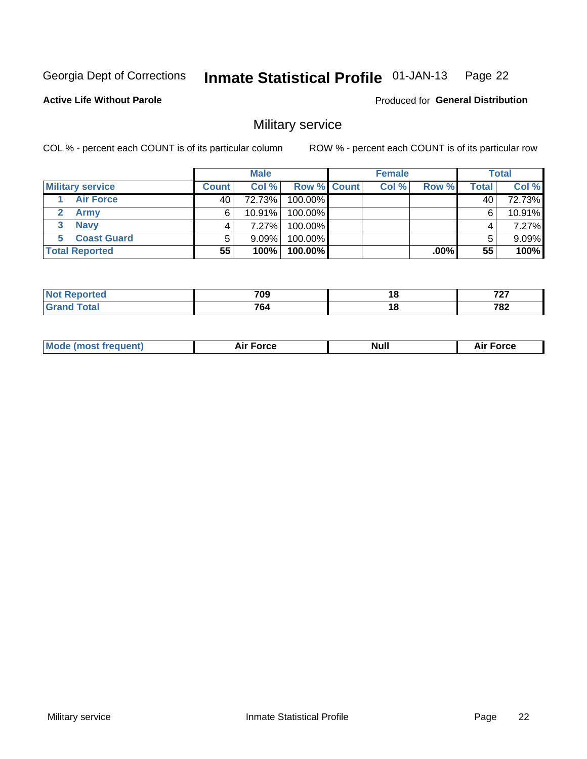Georgia Dept of Corrections **Inmate Statistical Profile** 01-JAN-13

**Active Life Without Parole**

Produced for **General Distribution**

## Military service

COL % - percent each COUNT is of its particular column

ROW % - percent each COUNT is of its particular row

| | Male | | | Female | | | Total | |
|---|---|---|---|---|---|---|---|---|
| **Military service** | **Count** | **Col %** | **Row %** | **Count** | **Col %** | **Row %** | **Total** | **Col %** |
| 1 **Air Force** | 40 | 72.73% | 100.00% | | | | 40 | 72.73% |
| 2 **Army** | 6 | 10.91% | 100.00% | | | | 6 | 10.91% |
| 3 **Navy** | 4 | 7.27% | 100.00% | | | | 4 | 7.27% |
| 5 **Coast Guard** | 5 | 9.09% | 100.00% | | | | 5 | 9.09% |
| **Total Reported** | **55** | **100%** | **100.00%** | | | **.00%** | **55** | **100%** |

| | Male | Female | Total |
|---|---|---|---|
| **Not Reported** | **709** | **18** | **727** |
| **Grand Total** | **764** | **18** | **782** |

| | Male | Female | Total |
|---|---|---|---|
| **Mode (most frequent)** | **Air Force** | **Null** | **Air Force** |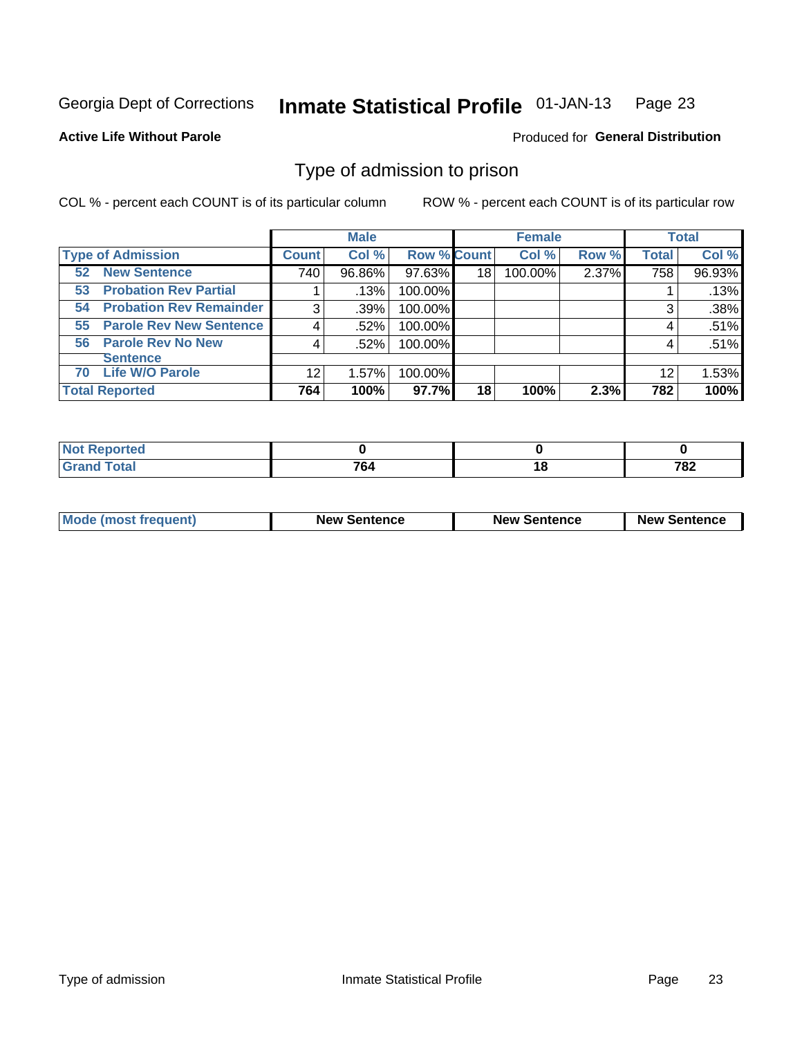Georgia Dept of Corrections **Inmate Statistical Profile** 01-JAN-13

**Active Life Without Parole**

Produced for **General Distribution**

## Type of admission to prison

COL % - percent each COUNT is of its particular column     ROW % - percent each COUNT is of its particular row

| | Male | | | Female | | | Total | |
|---|---|---|---|---|---|---|---|---|
| **Type of Admission** | **Count** | **Col %** | **Row %** | **Count** | **Col %** | **Row %** | **Total** | **Col %** |
| **52 New Sentence** | 740 | 96.86% | 97.63% | 18 | 100.00% | 2.37% | 758 | 96.93% |
| **53 Probation Rev Partial** | 1 | .13% | 100.00% | | | | 1 | .13% |
| **54 Probation Rev Remainder** | 3 | .39% | 100.00% | | | | 3 | .38% |
| **55 Parole Rev New Sentence** | 4 | .52% | 100.00% | | | | 4 | .51% |
| **56 Parole Rev No New Sentence** | 4 | .52% | 100.00% | | | | 4 | .51% |
| **70 Life W/O Parole** | 12 | 1.57% | 100.00% | | | | 12 | 1.53% |
| **Total Reported** | **764** | **100%** | **97.7%** | **18** | **100%** | **2.3%** | **782** | **100%** |

| | Male | Female | Total |
|---|---|---|---|
| **Not Reported** | **0** | **0** | **0** |
| **Grand Total** | **764** | **18** | **782** |

| | Male | Female | Total |
|---|---|---|---|
| **Mode (most frequent)** | **New Sentence** | **New Sentence** | **New Sentence** |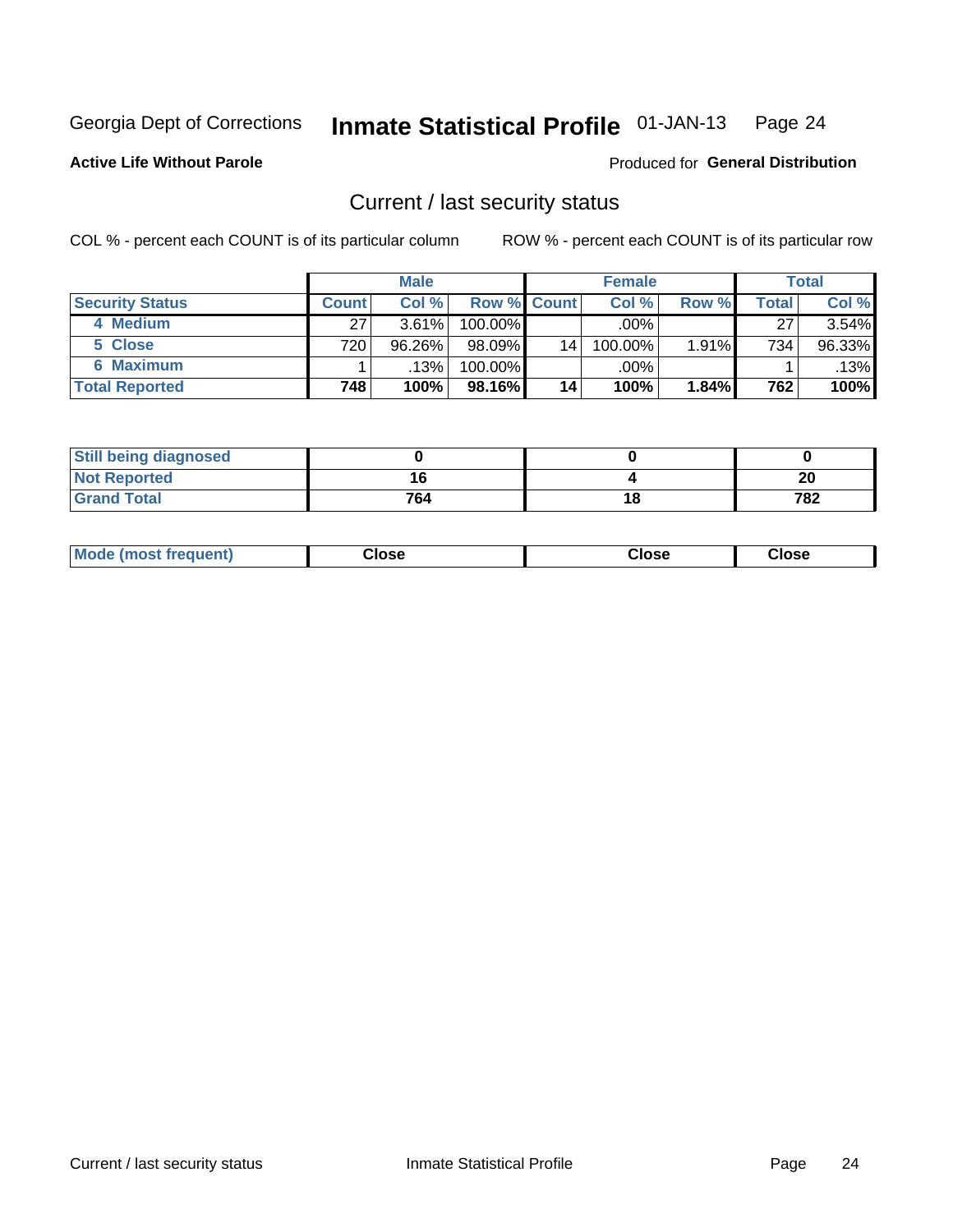Georgia Dept of Corrections **Inmate Statistical Profile** 01-JAN-13

**Active Life Without Parole**

Produced for **General Distribution**

## Current / last security status

COL % - percent each COUNT is of its particular column

ROW % - percent each COUNT is of its particular row

| | Male | | | Female | | | Total | |
|---|---|---|---|---|---|---|---|---|
| **Security Status** | **Count** | **Col %** | **Row %** | **Count** | **Col %** | **Row %** | **Total** | **Col %** |
| 4 Medium | 27 | 3.61% | 100.00% | | .00% | | 27 | 3.54% |
| 5 Close | 720 | 96.26% | 98.09% | 14 | 100.00% | 1.91% | 734 | 96.33% |
| 6 Maximum | 1 | .13% | 100.00% | | .00% | | 1 | .13% |
| **Total Reported** | **748** | **100%** | **98.16%** | **14** | **100%** | **1.84%** | **762** | **100%** |

| | Male | Female | Total |
|---|---|---|---|
| Still being diagnosed | 0 | 0 | 0 |
| Not Reported | 16 | 4 | 20 |
| Grand Total | 764 | 18 | 782 |

| | Male | Female | Total |
|---|---|---|---|
| Mode (most frequent) | Close | Close | Close |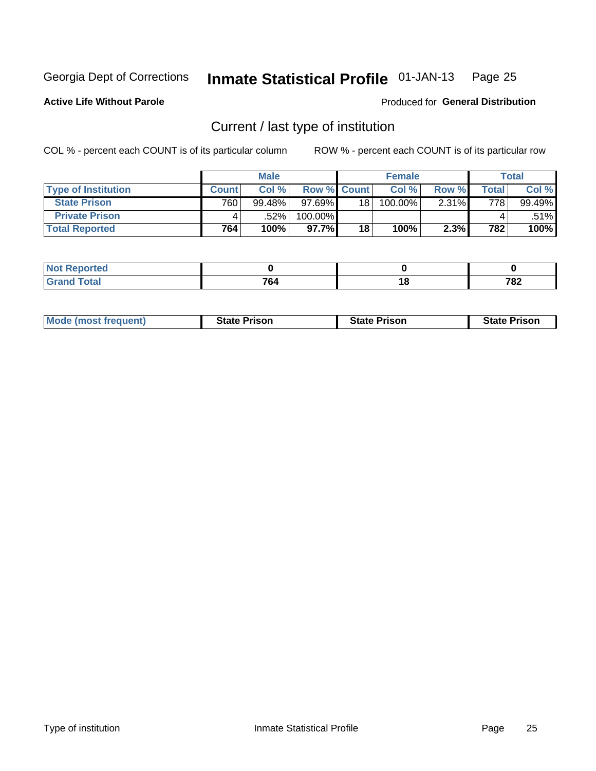Georgia Dept of Corrections **Inmate Statistical Profile** 01-JAN-13

**Active Life Without Parole**

Produced for **General Distribution**

## Current / last type of institution

COL % - percent each COUNT is of its particular column

ROW % - percent each COUNT is of its particular row

| | Male | | | Female | | | Total | |
|---|---|---|---|---|---|---|---|---|
| **Type of Institution** | **Count** | **Col %** | **Row %** | **Count** | **Col %** | **Row %** | **Total** | **Col %** |
| **State Prison** | 760 | 99.48% | 97.69% | 18 | 100.00% | 2.31% | 778 | 99.49% |
| **Private Prison** | 4 | .52% | 100.00% | | | | 4 | .51% |
| **Total Reported** | **764** | **100%** | **97.7%** | **18** | **100%** | **2.3%** | **782** | **100%** |

| | Male | Female | Total |
|---|---|---|---|
| **Not Reported** | **0** | **0** | **0** |
| **Grand Total** | **764** | **18** | **782** |

| | Male | Female | Total |
|---|---|---|---|
| **Mode (most frequent)** | **State Prison** | **State Prison** | **State Prison** |

Type of institution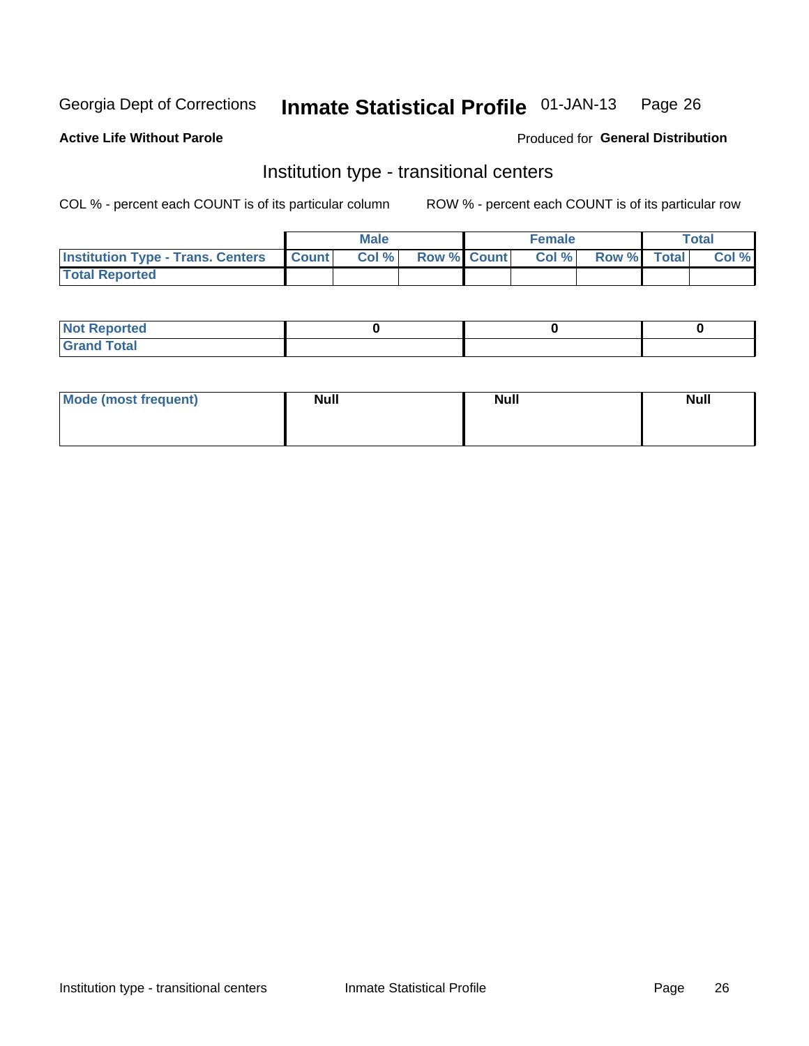Georgia Dept of Corrections **Inmate Statistical Profile** 01-JAN-13

**Active Life Without Parole**

Produced for **General Distribution**

## Institution type - transitional centers

COL % - percent each COUNT is of its particular column

ROW % - percent each COUNT is of its particular row

| | Male | | | Female | | | Total | |
|---|---|---|---|---|---|---|---|---|
| **Institution Type - Trans. Centers** | **Count** | **Col %** | **Row %** | **Count** | **Col %** | **Row %** | **Total** | **Col %** |
| **Total Reported** | | | | | | | | |

| | Male | Female | Total |
|---|---|---|---|
| **Not Reported** | 0 | 0 | 0 |
| **Grand Total** | | | |

| | Male | Female | Total |
|---|---|---|---|
| **Mode (most frequent)** | **Null** | **Null** | **Null** |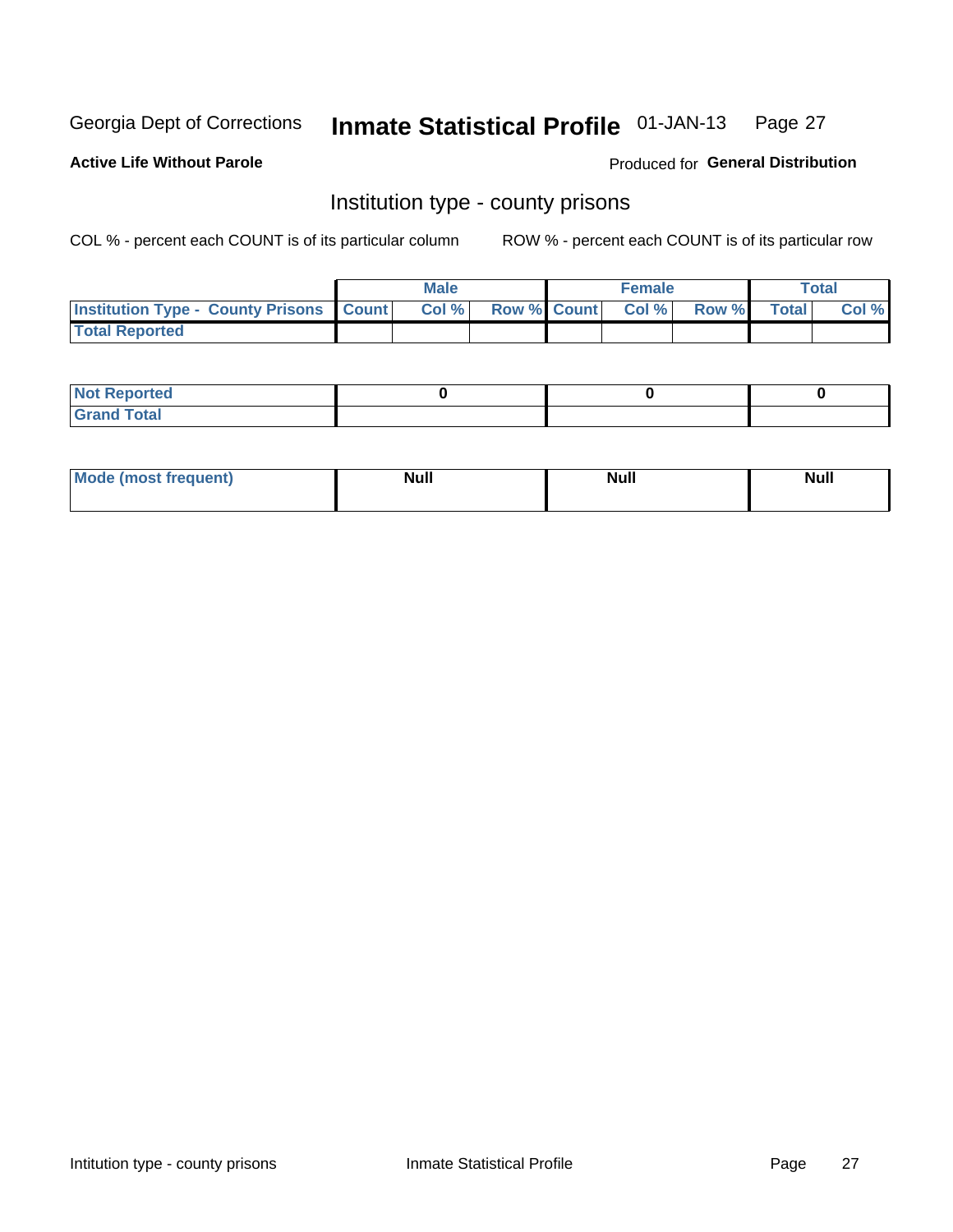Georgia Dept of Corrections **Inmate Statistical Profile** 01-JAN-13

**Active Life Without Parole**

Produced for **General Distribution**

## Institution type - county prisons

COL % - percent each COUNT is of its particular column ROW % - percent each COUNT is of its particular row

| | Male | | | Female | | | Total | |
|---|---|---|---|---|---|---|---|---|
| **Institution Type - County Prisons** | **Count** | **Col %** | **Row %** | **Count** | **Col %** | **Row %** | **Total** | **Col %** |
| **Total Reported** | | | | | | | | |

| | Male | Female | Total |
|---|---|---|---|
| **Not Reported** | 0 | 0 | 0 |
| **Grand Total** | | | |

| | Male | Female | Total |
|---|---|---|---|
| **Mode (most frequent)** | Null | Null | Null |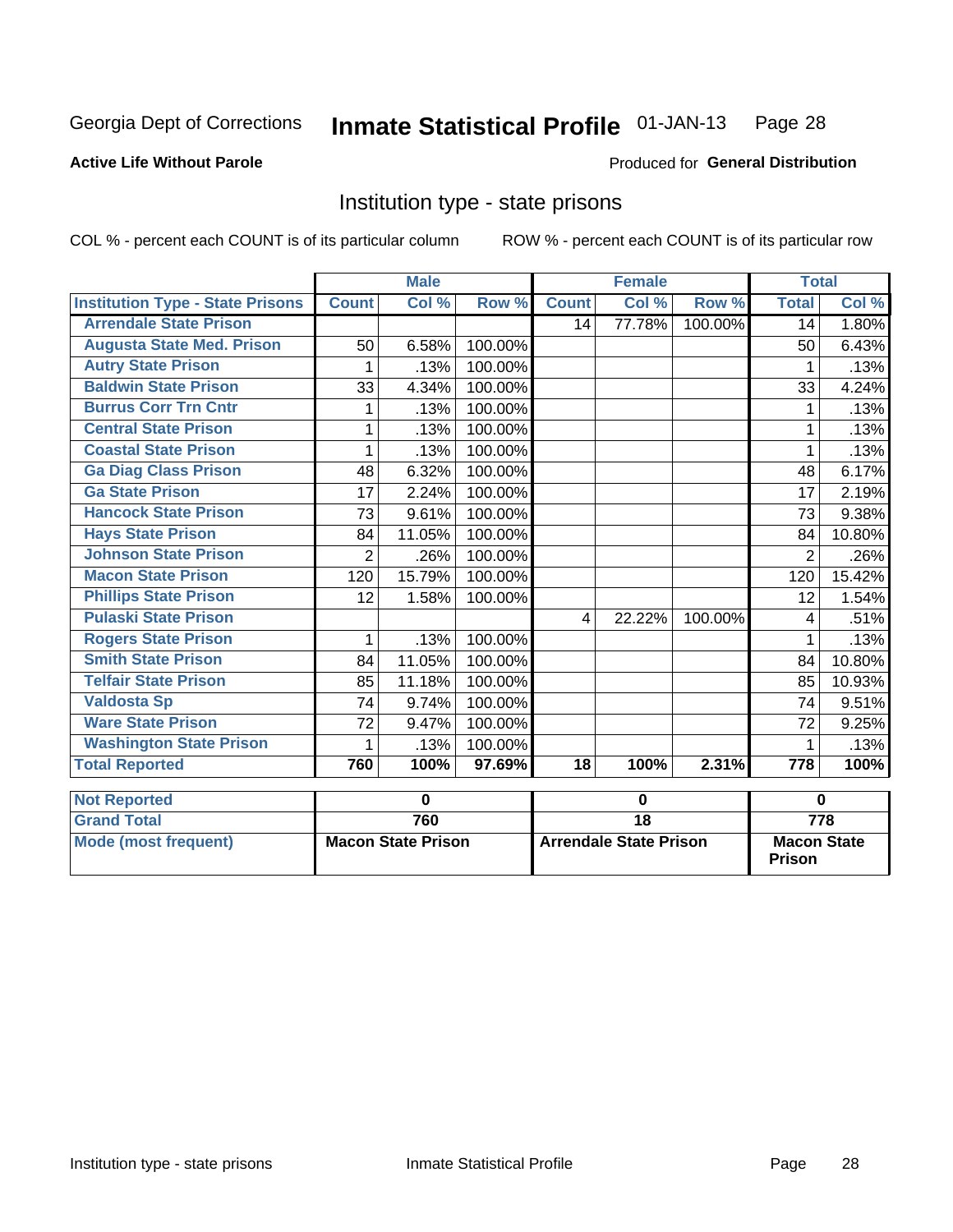Georgia Dept of Corrections **Inmate Statistical Profile** 01-JAN-13 Page 28

**Active Life Without Parole**

Produced for **General Distribution**

## Institution type - state prisons

COL % - percent each COUNT is of its particular column ROW % - percent each COUNT is of its particular row

| | Male | | | Female | | | Total | |
|---|---|---|---|---|---|---|---|---|
| **Institution Type - State Prisons** | **Count** | **Col %** | **Row %** | **Count** | **Col %** | **Row %** | **Total** | **Col %** |
| **Arrendale State Prison** | | | | 14 | 77.78% | 100.00% | 14 | 1.80% |
| **Augusta State Med. Prison** | 50 | 6.58% | 100.00% | | | | 50 | 6.43% |
| **Autry State Prison** | 1 | .13% | 100.00% | | | | 1 | .13% |
| **Baldwin State Prison** | 33 | 4.34% | 100.00% | | | | 33 | 4.24% |
| **Burrus Corr Trn Cntr** | 1 | .13% | 100.00% | | | | 1 | .13% |
| **Central State Prison** | 1 | .13% | 100.00% | | | | 1 | .13% |
| **Coastal State Prison** | 1 | .13% | 100.00% | | | | 1 | .13% |
| **Ga Diag Class Prison** | 48 | 6.32% | 100.00% | | | | 48 | 6.17% |
| **Ga State Prison** | 17 | 2.24% | 100.00% | | | | 17 | 2.19% |
| **Hancock State Prison** | 73 | 9.61% | 100.00% | | | | 73 | 9.38% |
| **Hays State Prison** | 84 | 11.05% | 100.00% | | | | 84 | 10.80% |
| **Johnson State Prison** | 2 | .26% | 100.00% | | | | 2 | .26% |
| **Macon State Prison** | 120 | 15.79% | 100.00% | | | | 120 | 15.42% |
| **Phillips State Prison** | 12 | 1.58% | 100.00% | | | | 12 | 1.54% |
| **Pulaski State Prison** | | | | 4 | 22.22% | 100.00% | 4 | .51% |
| **Rogers State Prison** | 1 | .13% | 100.00% | | | | 1 | .13% |
| **Smith State Prison** | 84 | 11.05% | 100.00% | | | | 84 | 10.80% |
| **Telfair State Prison** | 85 | 11.18% | 100.00% | | | | 85 | 10.93% |
| **Valdosta Sp** | 74 | 9.74% | 100.00% | | | | 74 | 9.51% |
| **Ware State Prison** | 72 | 9.47% | 100.00% | | | | 72 | 9.25% |
| **Washington State Prison** | 1 | .13% | 100.00% | | | | 1 | .13% |
| **Total Reported** | **760** | **100%** | **97.69%** | **18** | **100%** | **2.31%** | **778** | **100%** |

| | Male | Female | Total |
|---|---|---|---|
| **Not Reported** | **0** | **0** | **0** |
| **Grand Total** | **760** | **18** | **778** |
| **Mode (most frequent)** | **Macon State Prison** | **Arrendale State Prison** | **Macon State Prison** |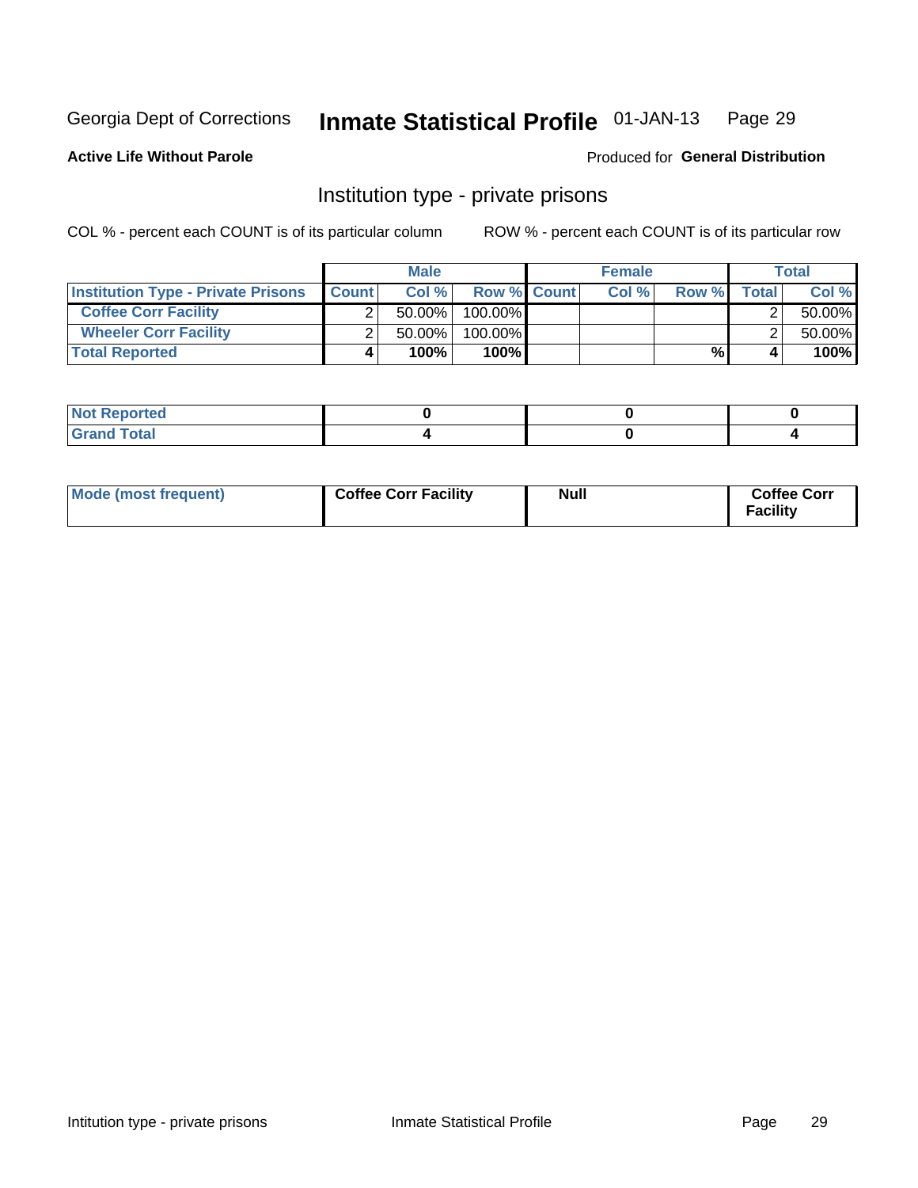Georgia Dept of Corrections **Inmate Statistical Profile** 01-JAN-13

**Active Life Without Parole**

Produced for **General Distribution**

## Institution type - private prisons

COL % - percent each COUNT is of its particular column

ROW % - percent each COUNT is of its particular row

| | Male | | | Female | | | Total | |
|---|---|---|---|---|---|---|---|---|
| **Institution Type - Private Prisons** | **Count** | **Col %** | **Row %** | **Count** | **Col %** | **Row %** | **Total** | **Col %** |
| **Coffee Corr Facility** | 2 | 50.00% | 100.00% | | | | 2 | 50.00% |
| **Wheeler Corr Facility** | 2 | 50.00% | 100.00% | | | | 2 | 50.00% |
| **Total Reported** | **4** | **100%** | **100%** | | | **%** | **4** | **100%** |

| | Male | Female | Total |
|---|---|---|---|
| **Not Reported** | **0** | **0** | **0** |
| **Grand Total** | **4** | **0** | **4** |

| | Male | Female | Total |
|---|---|---|---|
| **Mode (most frequent)** | **Coffee Corr Facility** | **Null** | **Coffee Corr Facility** |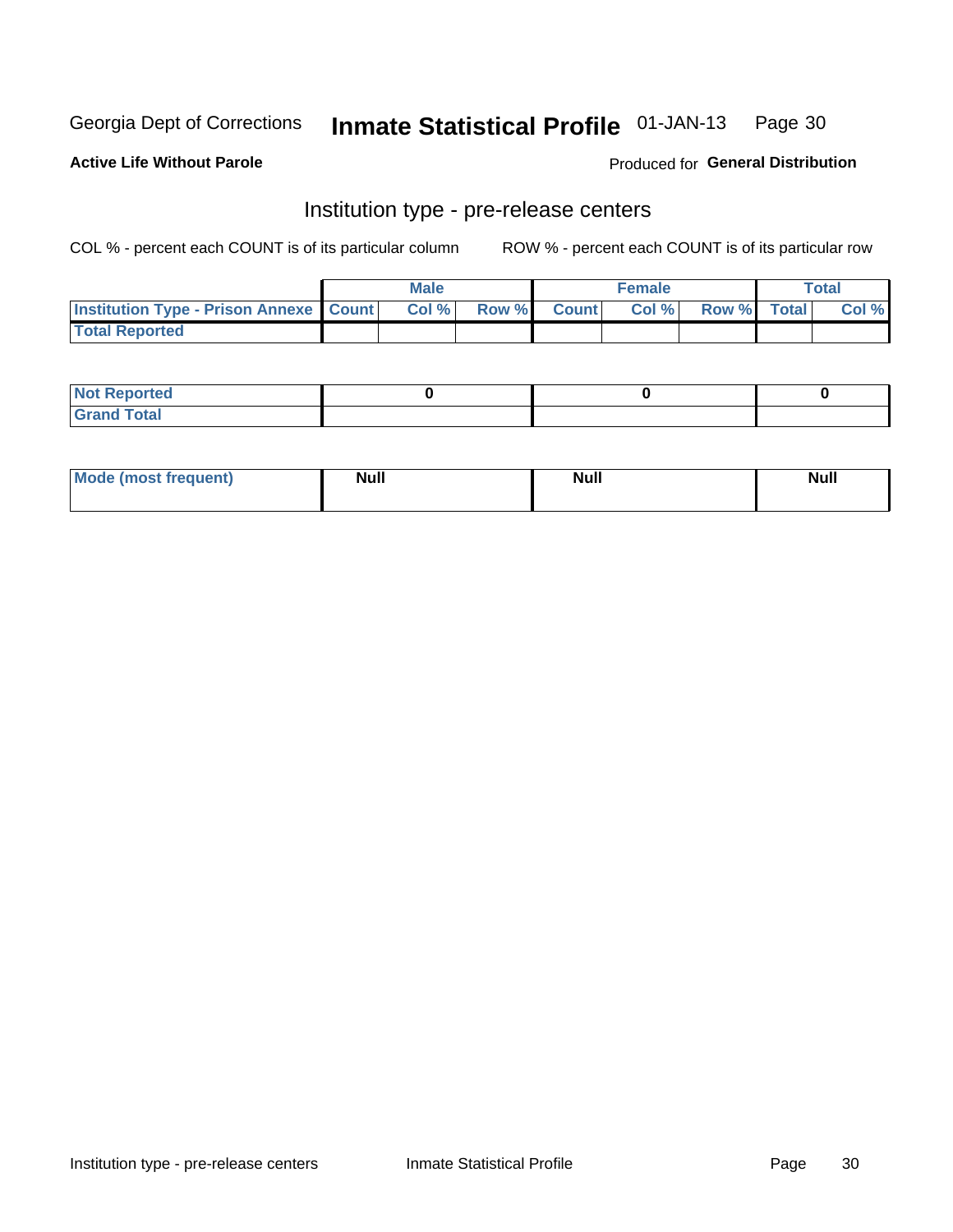Georgia Dept of Corrections **Inmate Statistical Profile** 01-JAN-13

**Active Life Without Parole**

Produced for **General Distribution**

## Institution type - pre-release centers

COL % - percent each COUNT is of its particular column ROW % - percent each COUNT is of its particular row

| | Male | | | Female | | | Total | |
|---|---|---|---|---|---|---|---|---|
| **Institution Type - Prison Annexe** | **Count** | **Col %** | **Row %** | **Count** | **Col %** | **Row %** | **Total** | **Col %** |
| **Total Reported** | | | | | | | | |

| | Male | Female | Total |
|---|---|---|---|
| **Not Reported** | 0 | 0 | 0 |
| **Grand Total** | | | |

| | Male | Female | Total |
|---|---|---|---|
| **Mode (most frequent)** | **Null** | **Null** | **Null** |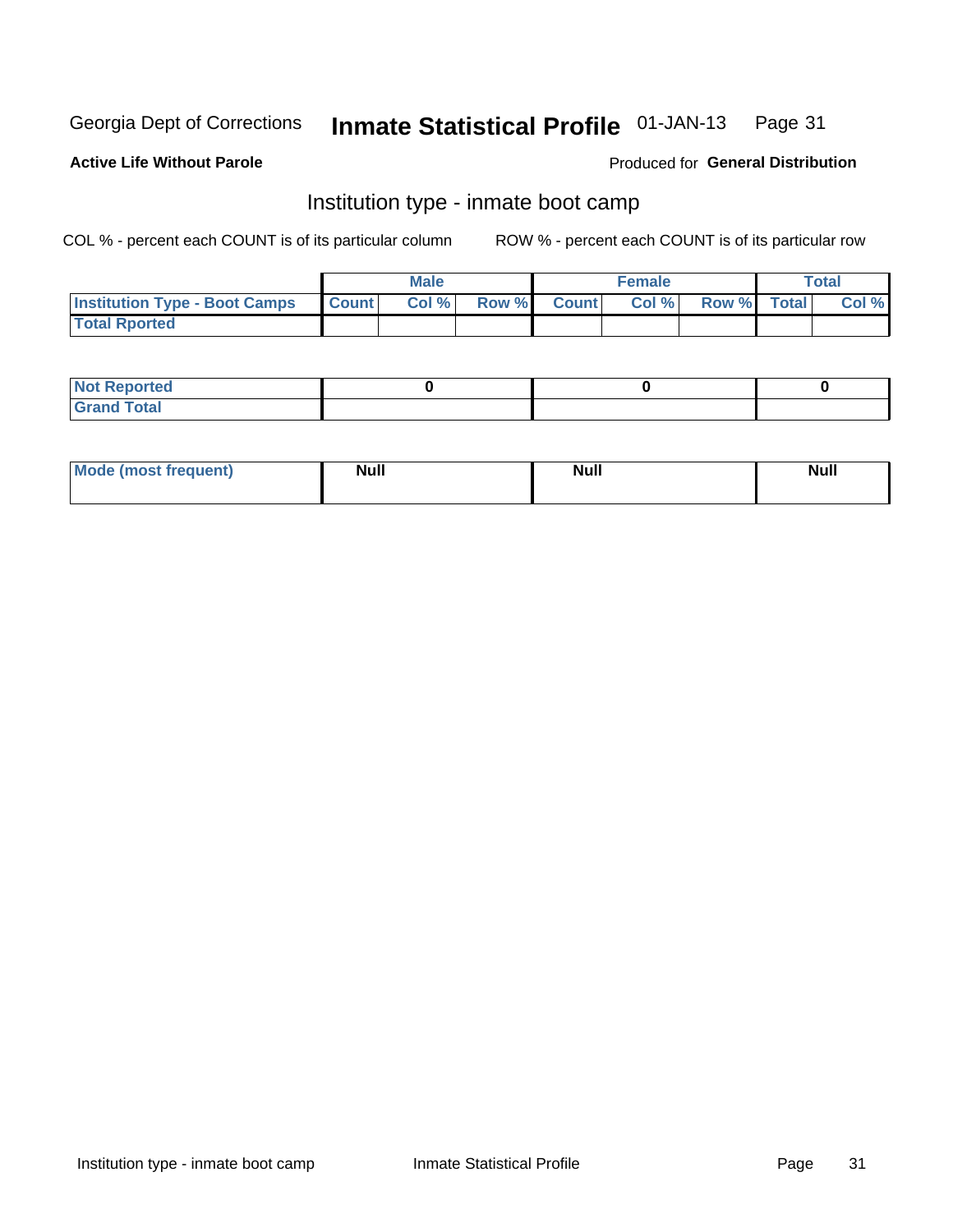Georgia Dept of Corrections **Inmate Statistical Profile** 01-JAN-13

**Active Life Without Parole**

Produced for **General Distribution**

## Institution type - inmate boot camp

COL % - percent each COUNT is of its particular column

ROW % - percent each COUNT is of its particular row

| | Male | | | Female | | | Total | |
|---|---|---|---|---|---|---|---|---|
| **Institution Type - Boot Camps** | **Count** | **Col %** | **Row %** | **Count** | **Col %** | **Row %** | **Total** | **Col %** |
| **Total Rported** | | | | | | | | |

| | Male | Female | Total |
|---|---|---|---|
| **Not Reported** | **0** | **0** | **0** |
| **Grand Total** | | | |

| | Male | Female | Total |
|---|---|---|---|
| **Mode (most frequent)** | **Null** | **Null** | **Null** |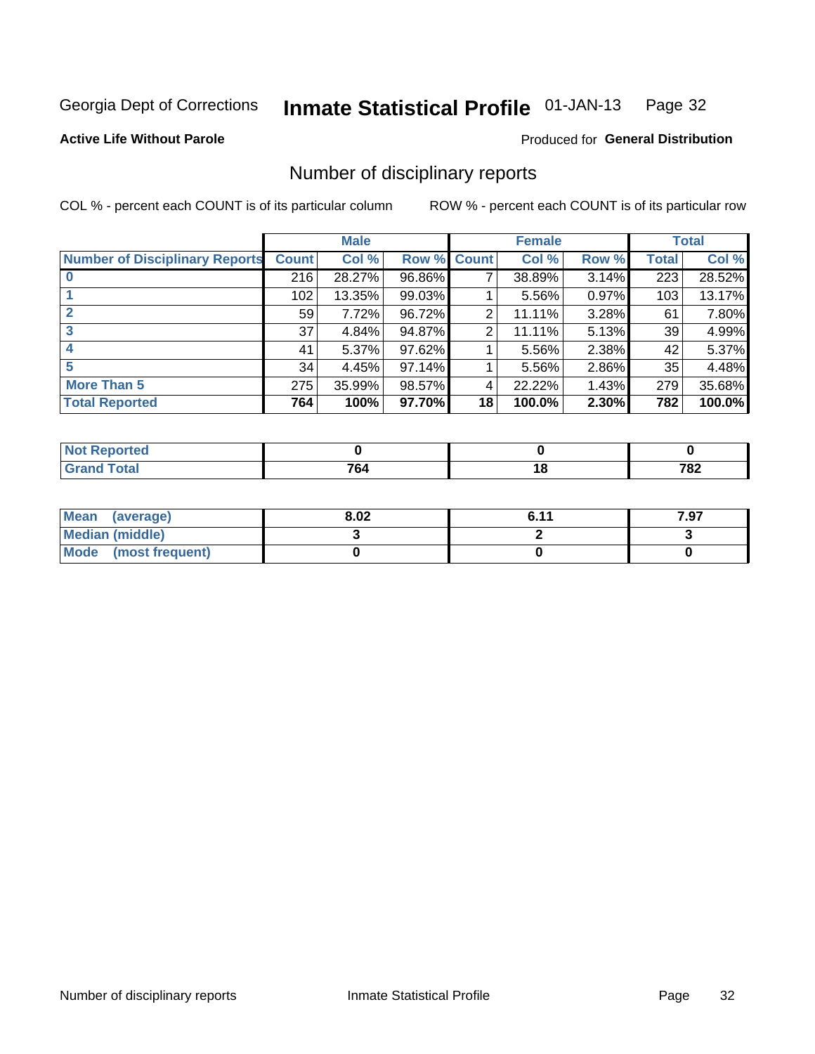Georgia Dept of Corrections **Inmate Statistical Profile** 01-JAN-13

**Active Life Without Parole**

Produced for **General Distribution**

## Number of disciplinary reports

COL % - percent each COUNT is of its particular column ROW % - percent each COUNT is of its particular row

| | Male | | | Female | | | Total | |
|---|---|---|---|---|---|---|---|---|
| Number of Disciplinary Reports | Count | Col % | Row % | Count | Col % | Row % | Total | Col % |
| 0 | 216 | 28.27% | 96.86% | 7 | 38.89% | 3.14% | 223 | 28.52% |
| 1 | 102 | 13.35% | 99.03% | 1 | 5.56% | 0.97% | 103 | 13.17% |
| 2 | 59 | 7.72% | 96.72% | 2 | 11.11% | 3.28% | 61 | 7.80% |
| 3 | 37 | 4.84% | 94.87% | 2 | 11.11% | 5.13% | 39 | 4.99% |
| 4 | 41 | 5.37% | 97.62% | 1 | 5.56% | 2.38% | 42 | 5.37% |
| 5 | 34 | 4.45% | 97.14% | 1 | 5.56% | 2.86% | 35 | 4.48% |
| More Than 5 | 275 | 35.99% | 98.57% | 4 | 22.22% | 1.43% | 279 | 35.68% |
| **Total Reported** | **764** | **100%** | **97.70%** | **18** | **100.0%** | **2.30%** | **782** | **100.0%** |

| | Male | Female | Total |
|---|---|---|---|
| Not Reported | 0 | 0 | 0 |
| Grand Total | 764 | 18 | 782 |

| | Male | Female | Total |
|---|---|---|---|
| Mean (average) | 8.02 | 6.11 | 7.97 |
| Median (middle) | 3 | 2 | 3 |
| Mode (most frequent) | 0 | 0 | 0 |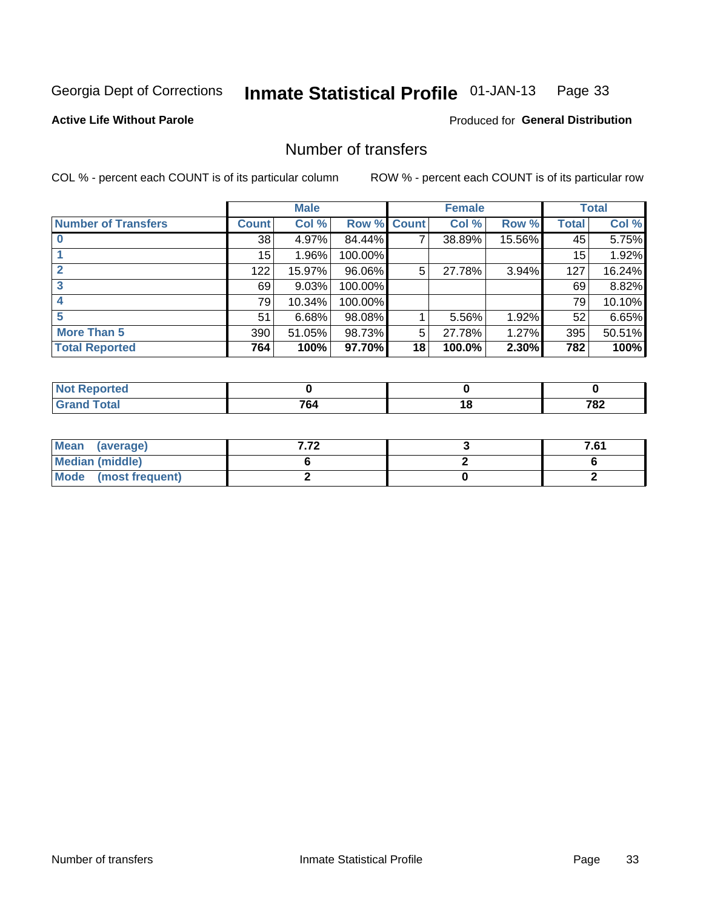Georgia Dept of Corrections **Inmate Statistical Profile** 01-JAN-13

**Active Life Without Parole**

Produced for **General Distribution**

## Number of transfers

COL % - percent each COUNT is of its particular column

ROW % - percent each COUNT is of its particular row

| | Male | | | Female | | | Total | |
|---|---|---|---|---|---|---|---|---|
| **Number of Transfers** | **Count** | **Col %** | **Row %** | **Count** | **Col %** | **Row %** | **Total** | **Col %** |
| **0** | 38 | 4.97% | 84.44% | 7 | 38.89% | 15.56% | 45 | 5.75% |
| **1** | 15 | 1.96% | 100.00% | | | | 15 | 1.92% |
| **2** | 122 | 15.97% | 96.06% | 5 | 27.78% | 3.94% | 127 | 16.24% |
| **3** | 69 | 9.03% | 100.00% | | | | 69 | 8.82% |
| **4** | 79 | 10.34% | 100.00% | | | | 79 | 10.10% |
| **5** | 51 | 6.68% | 98.08% | 1 | 5.56% | 1.92% | 52 | 6.65% |
| **More Than 5** | 390 | 51.05% | 98.73% | 5 | 27.78% | 1.27% | 395 | 50.51% |
| **Total Reported** | **764** | **100%** | **97.70%** | **18** | **100.0%** | **2.30%** | **782** | **100%** |

| | Male | Female | Total |
|---|---|---|---|
| **Not Reported** | **0** | **0** | **0** |
| **Grand Total** | **764** | **18** | **782** |

| | Male | Female | Total |
|---|---|---|---|
| **Mean (average)** | **7.72** | **3** | **7.61** |
| **Median (middle)** | **6** | **2** | **6** |
| **Mode (most frequent)** | **2** | **0** | **2** |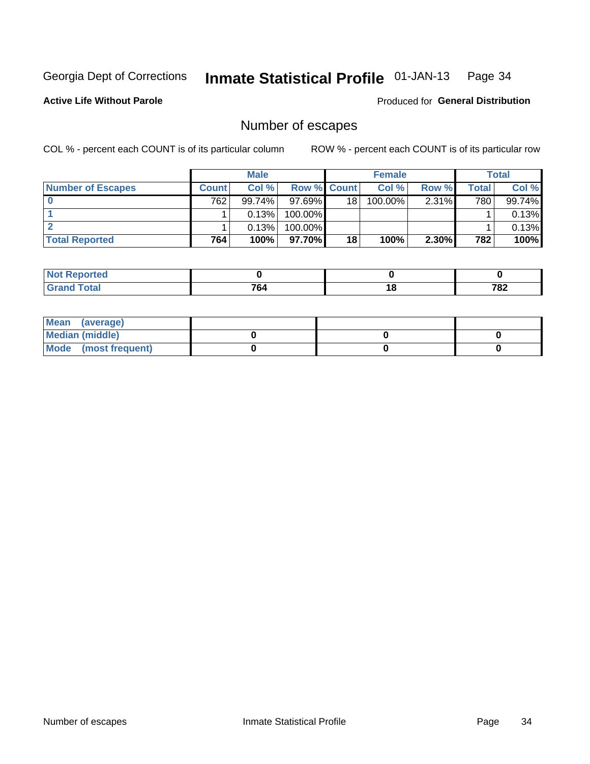Georgia Dept of Corrections **Inmate Statistical Profile** 01-JAN-13

**Active Life Without Parole**

Produced for **General Distribution**

## Number of escapes

COL % - percent each COUNT is of its particular column    ROW % - percent each COUNT is of its particular row

| | Male | | | Female | | | Total | |
|---|---|---|---|---|---|---|---|---|
| **Number of Escapes** | **Count** | **Col %** | **Row %** | **Count** | **Col %** | **Row %** | **Total** | **Col %** |
| **0** | 762 | 99.74% | 97.69% | 18 | 100.00% | 2.31% | 780 | 99.74% |
| **1** | 1 | 0.13% | 100.00% | | | | 1 | 0.13% |
| **2** | 1 | 0.13% | 100.00% | | | | 1 | 0.13% |
| **Total Reported** | **764** | **100%** | **97.70%** | **18** | **100%** | **2.30%** | **782** | **100%** |

| | Male | Female | Total |
|---|---|---|---|
| **Not Reported** | **0** | **0** | **0** |
| **Grand Total** | **764** | **18** | **782** |

| | Male | Female | Total |
|---|---|---|---|
| **Mean (average)** | | | |
| **Median (middle)** | **0** | **0** | **0** |
| **Mode (most frequent)** | **0** | **0** | **0** |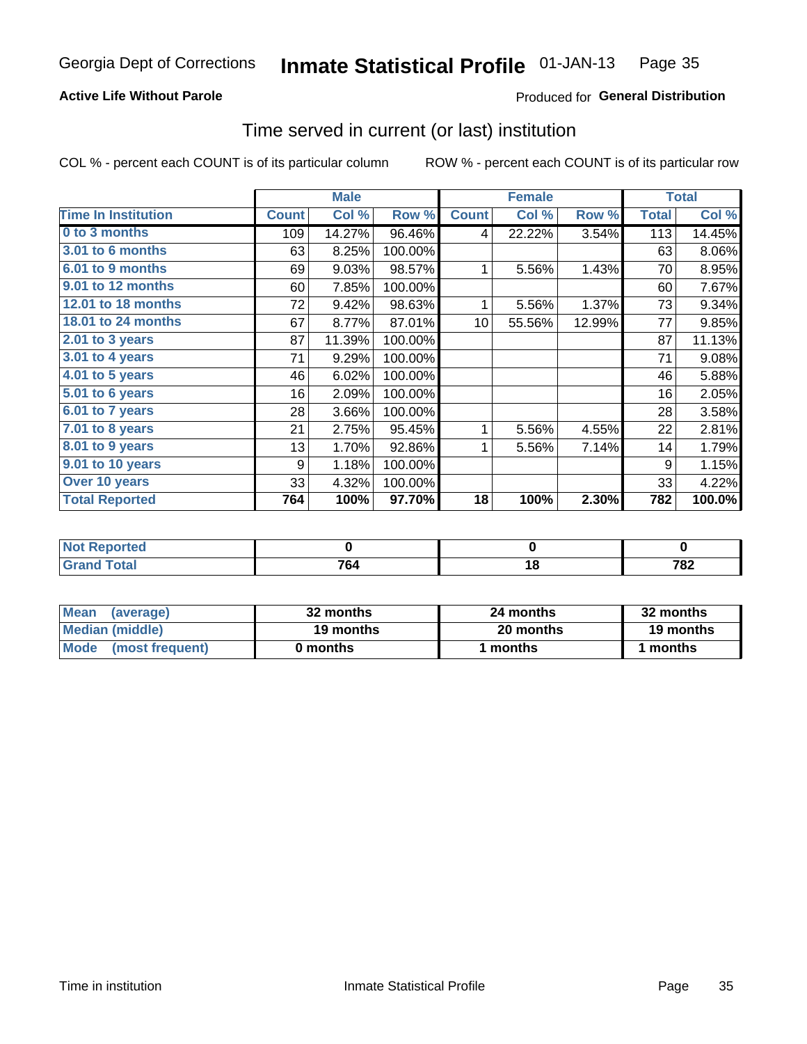Georgia Dept of Corrections **Inmate Statistical Profile** 01-JAN-13

**Active Life Without Parole** Produced for **General Distribution**

## Time served in current (or last) institution

COL % - percent each COUNT is of its particular column ROW % - percent each COUNT is of its particular row

| | Male | | | Female | | | Total | |
|---|---|---|---|---|---|---|---|---|
| Time In Institution | Count | Col % | Row % | Count | Col % | Row % | Total | Col % |
| 0 to 3 months | 109 | 14.27% | 96.46% | 4 | 22.22% | 3.54% | 113 | 14.45% |
| 3.01 to 6 months | 63 | 8.25% | 100.00% | | | | 63 | 8.06% |
| 6.01 to 9 months | 69 | 9.03% | 98.57% | 1 | 5.56% | 1.43% | 70 | 8.95% |
| 9.01 to 12 months | 60 | 7.85% | 100.00% | | | | 60 | 7.67% |
| 12.01 to 18 months | 72 | 9.42% | 98.63% | 1 | 5.56% | 1.37% | 73 | 9.34% |
| 18.01 to 24 months | 67 | 8.77% | 87.01% | 10 | 55.56% | 12.99% | 77 | 9.85% |
| 2.01 to 3 years | 87 | 11.39% | 100.00% | | | | 87 | 11.13% |
| 3.01 to 4 years | 71 | 9.29% | 100.00% | | | | 71 | 9.08% |
| 4.01 to 5 years | 46 | 6.02% | 100.00% | | | | 46 | 5.88% |
| 5.01 to 6 years | 16 | 2.09% | 100.00% | | | | 16 | 2.05% |
| 6.01 to 7 years | 28 | 3.66% | 100.00% | | | | 28 | 3.58% |
| 7.01 to 8 years | 21 | 2.75% | 95.45% | 1 | 5.56% | 4.55% | 22 | 2.81% |
| 8.01 to 9 years | 13 | 1.70% | 92.86% | 1 | 5.56% | 7.14% | 14 | 1.79% |
| 9.01 to 10 years | 9 | 1.18% | 100.00% | | | | 9 | 1.15% |
| Over 10 years | 33 | 4.32% | 100.00% | | | | 33 | 4.22% |
| **Total Reported** | **764** | **100%** | **97.70%** | **18** | **100%** | **2.30%** | **782** | **100.0%** |

| | Male | Female | Total |
|---|---|---|---|
| Not Reported | 0 | 0 | 0 |
| Grand Total | 764 | 18 | 782 |

| | Male | Female | Total |
|---|---|---|---|
| Mean (average) | 32 months | 24 months | 32 months |
| Median (middle) | 19 months | 20 months | 19 months |
| Mode (most frequent) | 0 months | 1 months | 1 months |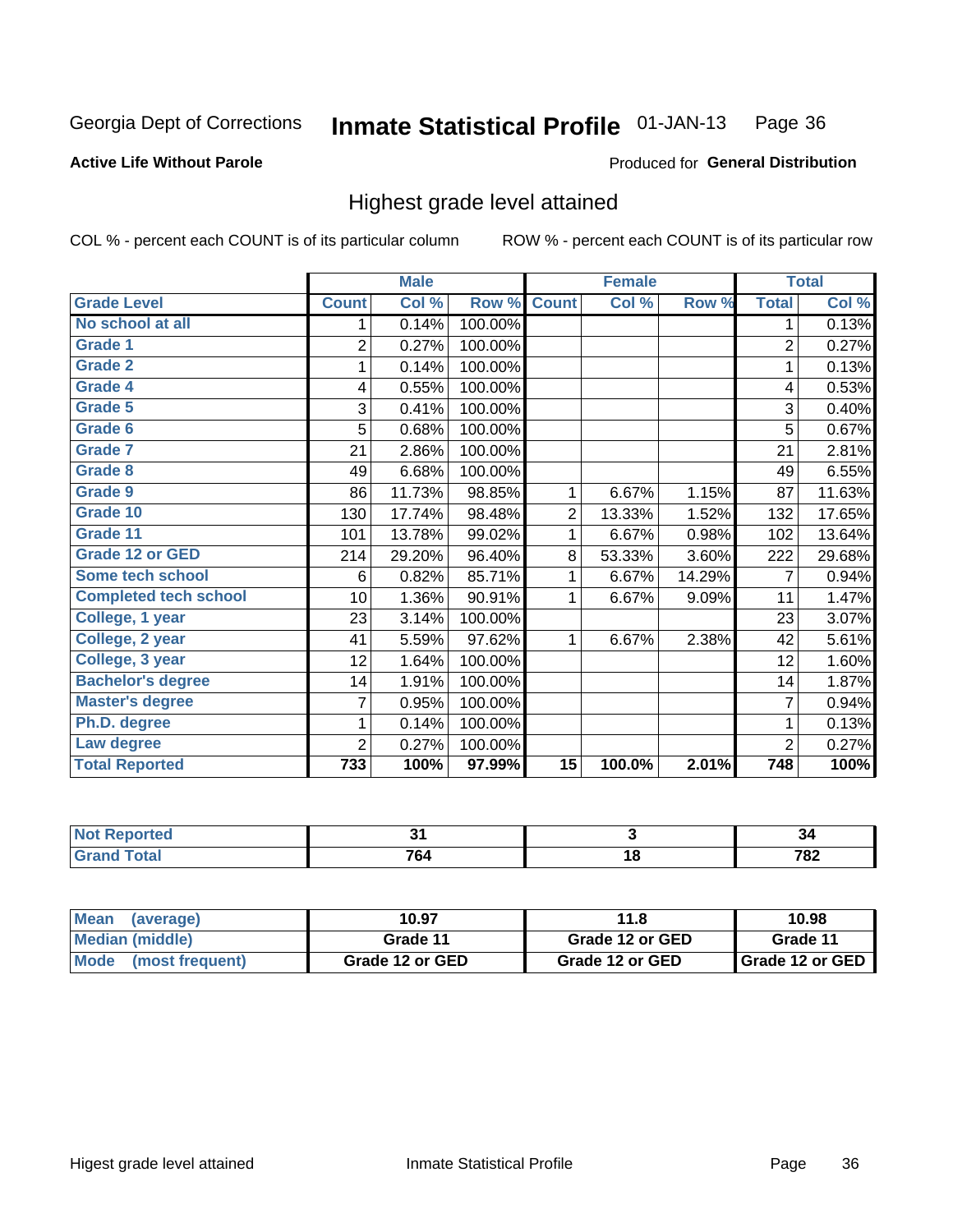Georgia Dept of Corrections **Inmate Statistical Profile** 01-JAN-13

**Active Life Without Parole**

Produced for **General Distribution**

## Highest grade level attained

COL % - percent each COUNT is of its particular column        ROW % - percent each COUNT is of its particular row

| | Male | | | Female | | | Total | |
|---|---|---|---|---|---|---|---|---|
| **Grade Level** | **Count** | **Col %** | **Row %** | **Count** | **Col %** | **Row %** | **Total** | **Col %** |
| No school at all | 1 | 0.14% | 100.00% | | | | 1 | 0.13% |
| Grade 1 | 2 | 0.27% | 100.00% | | | | 2 | 0.27% |
| Grade 2 | 1 | 0.14% | 100.00% | | | | 1 | 0.13% |
| Grade 4 | 4 | 0.55% | 100.00% | | | | 4 | 0.53% |
| Grade 5 | 3 | 0.41% | 100.00% | | | | 3 | 0.40% |
| Grade 6 | 5 | 0.68% | 100.00% | | | | 5 | 0.67% |
| Grade 7 | 21 | 2.86% | 100.00% | | | | 21 | 2.81% |
| Grade 8 | 49 | 6.68% | 100.00% | | | | 49 | 6.55% |
| Grade 9 | 86 | 11.73% | 98.85% | 1 | 6.67% | 1.15% | 87 | 11.63% |
| Grade 10 | 130 | 17.74% | 98.48% | 2 | 13.33% | 1.52% | 132 | 17.65% |
| Grade 11 | 101 | 13.78% | 99.02% | 1 | 6.67% | 0.98% | 102 | 13.64% |
| Grade 12 or GED | 214 | 29.20% | 96.40% | 8 | 53.33% | 3.60% | 222 | 29.68% |
| Some tech school | 6 | 0.82% | 85.71% | 1 | 6.67% | 14.29% | 7 | 0.94% |
| Completed tech school | 10 | 1.36% | 90.91% | 1 | 6.67% | 9.09% | 11 | 1.47% |
| College, 1 year | 23 | 3.14% | 100.00% | | | | 23 | 3.07% |
| College, 2 year | 41 | 5.59% | 97.62% | 1 | 6.67% | 2.38% | 42 | 5.61% |
| College, 3 year | 12 | 1.64% | 100.00% | | | | 12 | 1.60% |
| Bachelor's degree | 14 | 1.91% | 100.00% | | | | 14 | 1.87% |
| Master's degree | 7 | 0.95% | 100.00% | | | | 7 | 0.94% |
| Ph.D. degree | 1 | 0.14% | 100.00% | | | | 1 | 0.13% |
| Law degree | 2 | 0.27% | 100.00% | | | | 2 | 0.27% |
| **Total Reported** | **733** | **100%** | **97.99%** | **15** | **100.0%** | **2.01%** | **748** | **100%** |

| | Male | Female | Total |
|---|---|---|---|
| Not Reported | 31 | 3 | 34 |
| Grand Total | 764 | 18 | 782 |

| | Male | Female | Total |
|---|---|---|---|
| Mean (average) | 10.97 | 11.8 | 10.98 |
| Median (middle) | Grade 11 | Grade 12 or GED | Grade 11 |
| Mode (most frequent) | Grade 12 or GED | Grade 12 or GED | Grade 12 or GED |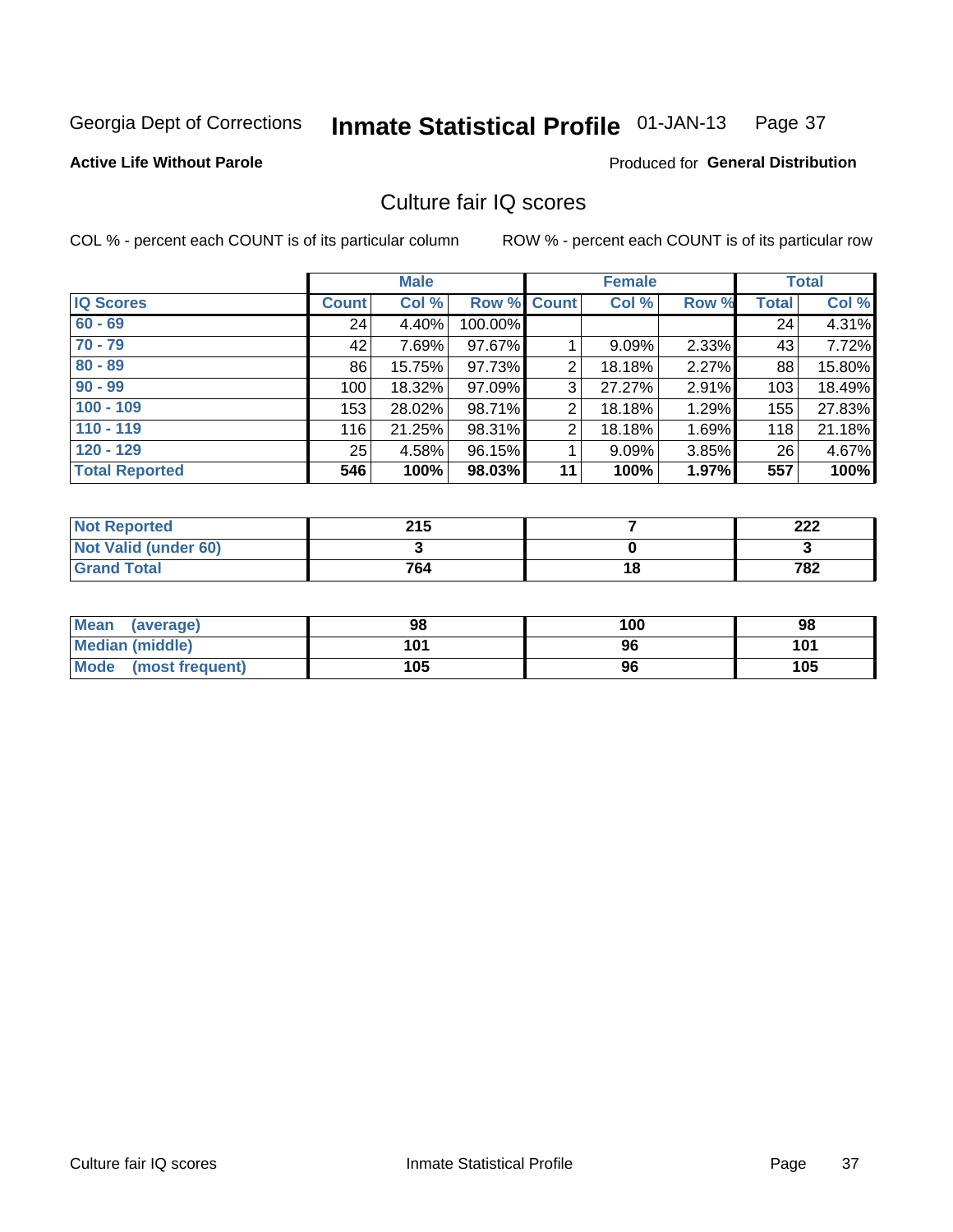Georgia Dept of Corrections **Inmate Statistical Profile** 01-JAN-13

**Active Life Without Parole**

Produced for **General Distribution**

## Culture fair IQ scores

COL % - percent each COUNT is of its particular column

ROW % - percent each COUNT is of its particular row

| | Male | | | Female | | | Total | |
|---|---|---|---|---|---|---|---|---|
| IQ Scores | Count | Col % | Row % | Count | Col % | Row % | Total | Col % |
| 60 - 69 | 24 | 4.40% | 100.00% | | | | 24 | 4.31% |
| 70 - 79 | 42 | 7.69% | 97.67% | 1 | 9.09% | 2.33% | 43 | 7.72% |
| 80 - 89 | 86 | 15.75% | 97.73% | 2 | 18.18% | 2.27% | 88 | 15.80% |
| 90 - 99 | 100 | 18.32% | 97.09% | 3 | 27.27% | 2.91% | 103 | 18.49% |
| 100 - 109 | 153 | 28.02% | 98.71% | 2 | 18.18% | 1.29% | 155 | 27.83% |
| 110 - 119 | 116 | 21.25% | 98.31% | 2 | 18.18% | 1.69% | 118 | 21.18% |
| 120 - 129 | 25 | 4.58% | 96.15% | 1 | 9.09% | 3.85% | 26 | 4.67% |
| **Total Reported** | **546** | **100%** | **98.03%** | **11** | **100%** | **1.97%** | **557** | **100%** |

| | Male | Female | Total |
|---|---|---|---|
| Not Reported | 215 | 7 | 222 |
| Not Valid (under 60) | 3 | 0 | 3 |
| Grand Total | 764 | 18 | 782 |

| | Male | Female | Total |
|---|---|---|---|
| Mean (average) | 98 | 100 | 98 |
| Median (middle) | 101 | 96 | 101 |
| Mode (most frequent) | 105 | 96 | 105 |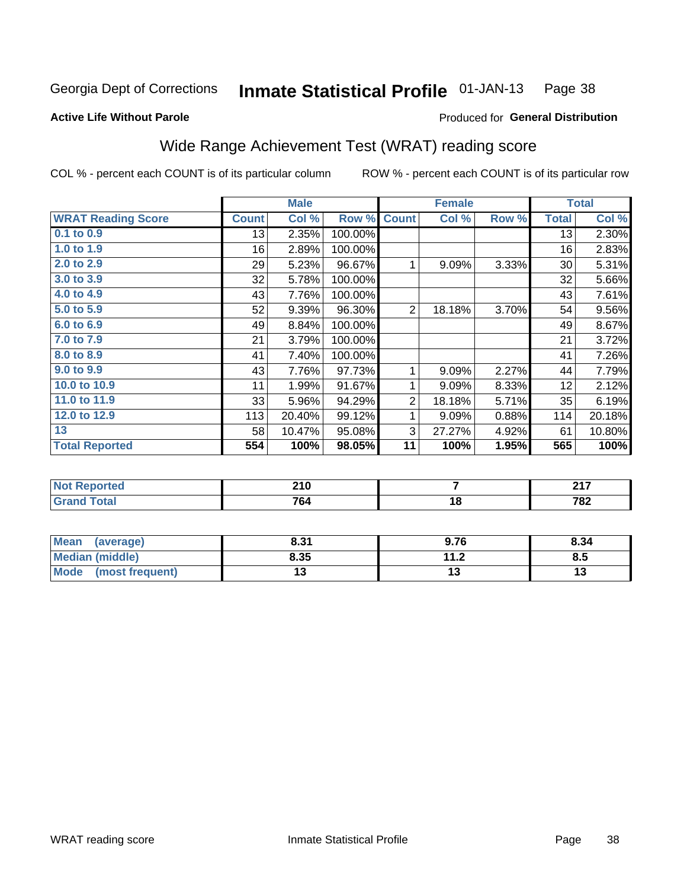Georgia Dept of Corrections **Inmate Statistical Profile** 01-JAN-13 Page 38

**Active Life Without Parole**

Produced for **General Distribution**

## Wide Range Achievement Test (WRAT) reading score

COL % - percent each COUNT is of its particular column ROW % - percent each COUNT is of its particular row

| | Male | | | Female | | | Total | |
|---|---|---|---|---|---|---|---|---|
| **WRAT Reading Score** | **Count** | **Col %** | **Row %** | **Count** | **Col %** | **Row %** | **Total** | **Col %** |
| 0.1 to 0.9 | 13 | 2.35% | 100.00% | | | | 13 | 2.30% |
| 1.0 to 1.9 | 16 | 2.89% | 100.00% | | | | 16 | 2.83% |
| 2.0 to 2.9 | 29 | 5.23% | 96.67% | 1 | 9.09% | 3.33% | 30 | 5.31% |
| 3.0 to 3.9 | 32 | 5.78% | 100.00% | | | | 32 | 5.66% |
| 4.0 to 4.9 | 43 | 7.76% | 100.00% | | | | 43 | 7.61% |
| 5.0 to 5.9 | 52 | 9.39% | 96.30% | 2 | 18.18% | 3.70% | 54 | 9.56% |
| 6.0 to 6.9 | 49 | 8.84% | 100.00% | | | | 49 | 8.67% |
| 7.0 to 7.9 | 21 | 3.79% | 100.00% | | | | 21 | 3.72% |
| 8.0 to 8.9 | 41 | 7.40% | 100.00% | | | | 41 | 7.26% |
| 9.0 to 9.9 | 43 | 7.76% | 97.73% | 1 | 9.09% | 2.27% | 44 | 7.79% |
| 10.0 to 10.9 | 11 | 1.99% | 91.67% | 1 | 9.09% | 8.33% | 12 | 2.12% |
| 11.0 to 11.9 | 33 | 5.96% | 94.29% | 2 | 18.18% | 5.71% | 35 | 6.19% |
| 12.0 to 12.9 | 113 | 20.40% | 99.12% | 1 | 9.09% | 0.88% | 114 | 20.18% |
| 13 | 58 | 10.47% | 95.08% | 3 | 27.27% | 4.92% | 61 | 10.80% |
| **Total Reported** | **554** | **100%** | **98.05%** | **11** | **100%** | **1.95%** | **565** | **100%** |

| | Male | Female | Total |
|---|---|---|---|
| Not Reported | 210 | 7 | 217 |
| Grand Total | 764 | 18 | 782 |

| | Male | Female | Total |
|---|---|---|---|
| Mean (average) | 8.31 | 9.76 | 8.34 |
| Median (middle) | 8.35 | 11.2 | 8.5 |
| Mode (most frequent) | 13 | 13 | 13 |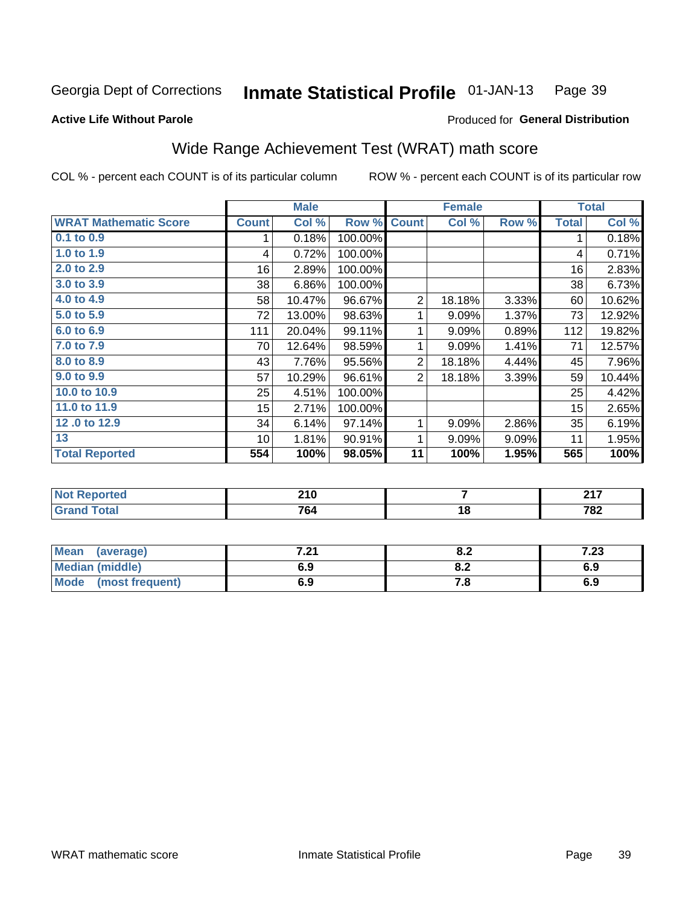Georgia Dept of Corrections **Inmate Statistical Profile** 01-JAN-13

**Active Life Without Parole**

Produced for **General Distribution**

## Wide Range Achievement Test (WRAT) math score

COL % - percent each COUNT is of its particular column

ROW % - percent each COUNT is of its particular row

| | Male | | | Female | | | Total | |
|---|---|---|---|---|---|---|---|---|
| **WRAT Mathematic Score** | **Count** | **Col %** | **Row %** | **Count** | **Col %** | **Row %** | **Total** | **Col %** |
| **0.1 to 0.9** | 1 | 0.18% | 100.00% | | | | 1 | 0.18% |
| **1.0 to 1.9** | 4 | 0.72% | 100.00% | | | | 4 | 0.71% |
| **2.0 to 2.9** | 16 | 2.89% | 100.00% | | | | 16 | 2.83% |
| **3.0 to 3.9** | 38 | 6.86% | 100.00% | | | | 38 | 6.73% |
| **4.0 to 4.9** | 58 | 10.47% | 96.67% | 2 | 18.18% | 3.33% | 60 | 10.62% |
| **5.0 to 5.9** | 72 | 13.00% | 98.63% | 1 | 9.09% | 1.37% | 73 | 12.92% |
| **6.0 to 6.9** | 111 | 20.04% | 99.11% | 1 | 9.09% | 0.89% | 112 | 19.82% |
| **7.0 to 7.9** | 70 | 12.64% | 98.59% | 1 | 9.09% | 1.41% | 71 | 12.57% |
| **8.0 to 8.9** | 43 | 7.76% | 95.56% | 2 | 18.18% | 4.44% | 45 | 7.96% |
| **9.0 to 9.9** | 57 | 10.29% | 96.61% | 2 | 18.18% | 3.39% | 59 | 10.44% |
| **10.0 to 10.9** | 25 | 4.51% | 100.00% | | | | 25 | 4.42% |
| **11.0 to 11.9** | 15 | 2.71% | 100.00% | | | | 15 | 2.65% |
| **12 .0 to 12.9** | 34 | 6.14% | 97.14% | 1 | 9.09% | 2.86% | 35 | 6.19% |
| **13** | 10 | 1.81% | 90.91% | 1 | 9.09% | 9.09% | 11 | 1.95% |
| **Total Reported** | **554** | **100%** | **98.05%** | **11** | **100%** | **1.95%** | **565** | **100%** |

| | Male | Female | Total |
|---|---|---|---|
| **Not Reported** | **210** | **7** | **217** |
| **Grand Total** | **764** | **18** | **782** |

| | Male | Female | Total |
|---|---|---|---|
| **Mean (average)** | **7.21** | **8.2** | **7.23** |
| **Median (middle)** | **6.9** | **8.2** | **6.9** |
| **Mode (most frequent)** | **6.9** | **7.8** | **6.9** |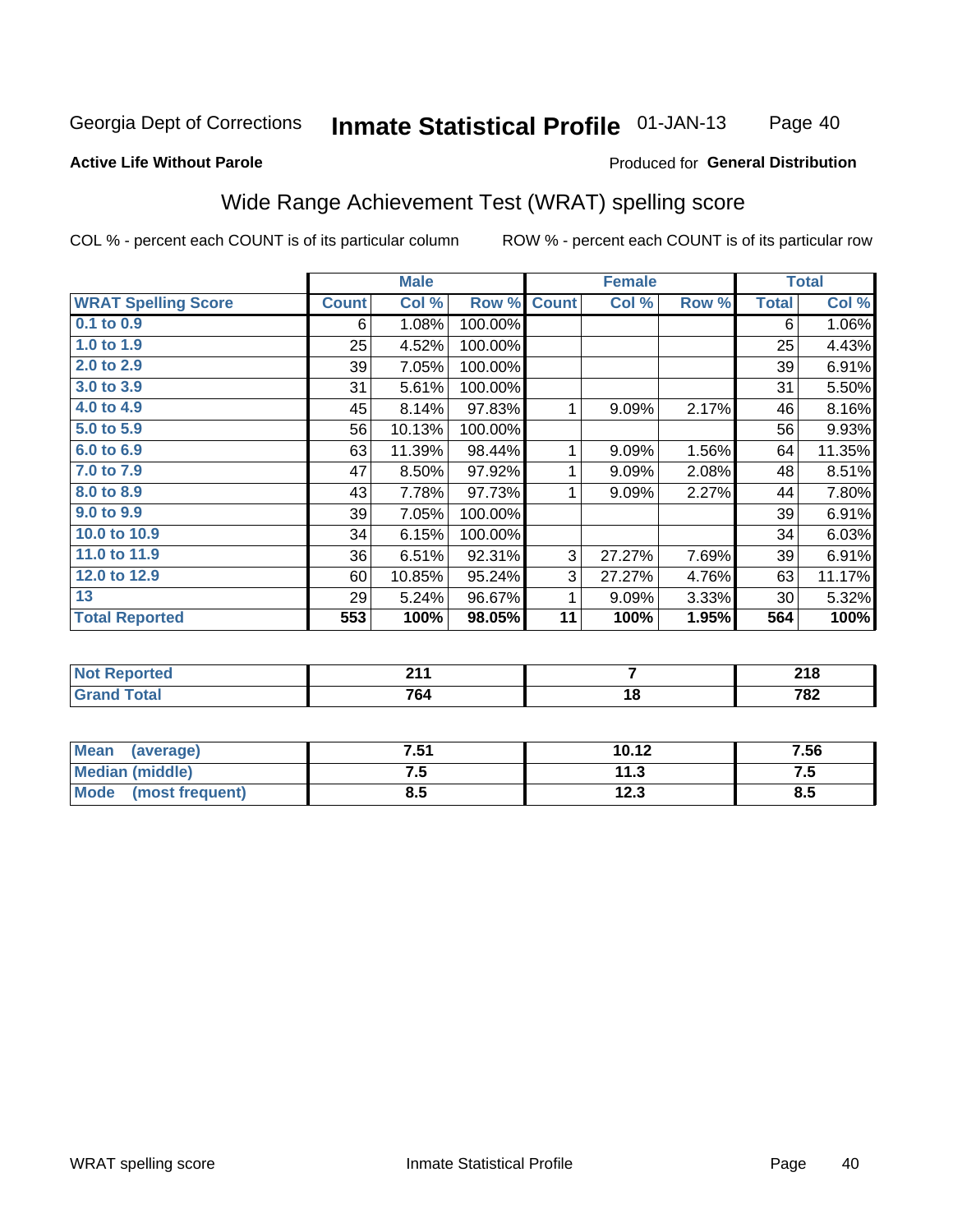Georgia Dept of Corrections **Inmate Statistical Profile** 01-JAN-13

**Active Life Without Parole**

Produced for **General Distribution**

## Wide Range Achievement Test (WRAT) spelling score

COL % - percent each COUNT is of its particular column

ROW % - percent each COUNT is of its particular row

| | Male | | | Female | | | Total | |
|---|---|---|---|---|---|---|---|---|
| **WRAT Spelling Score** | **Count** | **Col %** | **Row %** | **Count** | **Col %** | **Row %** | **Total** | **Col %** |
| **0.1 to 0.9** | 6 | 1.08% | 100.00% | | | | 6 | 1.06% |
| **1.0 to 1.9** | 25 | 4.52% | 100.00% | | | | 25 | 4.43% |
| **2.0 to 2.9** | 39 | 7.05% | 100.00% | | | | 39 | 6.91% |
| **3.0 to 3.9** | 31 | 5.61% | 100.00% | | | | 31 | 5.50% |
| **4.0 to 4.9** | 45 | 8.14% | 97.83% | 1 | 9.09% | 2.17% | 46 | 8.16% |
| **5.0 to 5.9** | 56 | 10.13% | 100.00% | | | | 56 | 9.93% |
| **6.0 to 6.9** | 63 | 11.39% | 98.44% | 1 | 9.09% | 1.56% | 64 | 11.35% |
| **7.0 to 7.9** | 47 | 8.50% | 97.92% | 1 | 9.09% | 2.08% | 48 | 8.51% |
| **8.0 to 8.9** | 43 | 7.78% | 97.73% | 1 | 9.09% | 2.27% | 44 | 7.80% |
| **9.0 to 9.9** | 39 | 7.05% | 100.00% | | | | 39 | 6.91% |
| **10.0 to 10.9** | 34 | 6.15% | 100.00% | | | | 34 | 6.03% |
| **11.0 to 11.9** | 36 | 6.51% | 92.31% | 3 | 27.27% | 7.69% | 39 | 6.91% |
| **12.0 to 12.9** | 60 | 10.85% | 95.24% | 3 | 27.27% | 4.76% | 63 | 11.17% |
| **13** | 29 | 5.24% | 96.67% | 1 | 9.09% | 3.33% | 30 | 5.32% |
| **Total Reported** | **553** | **100%** | **98.05%** | **11** | **100%** | **1.95%** | **564** | **100%** |

| | Male | Female | Total |
|---|---|---|---|
| **Not Reported** | **211** | **7** | **218** |
| **Grand Total** | **764** | **18** | **782** |

| | Male | Female | Total |
|---|---|---|---|
| **Mean (average)** | **7.51** | **10.12** | **7.56** |
| **Median (middle)** | **7.5** | **11.3** | **7.5** |
| **Mode (most frequent)** | **8.5** | **12.3** | **8.5** |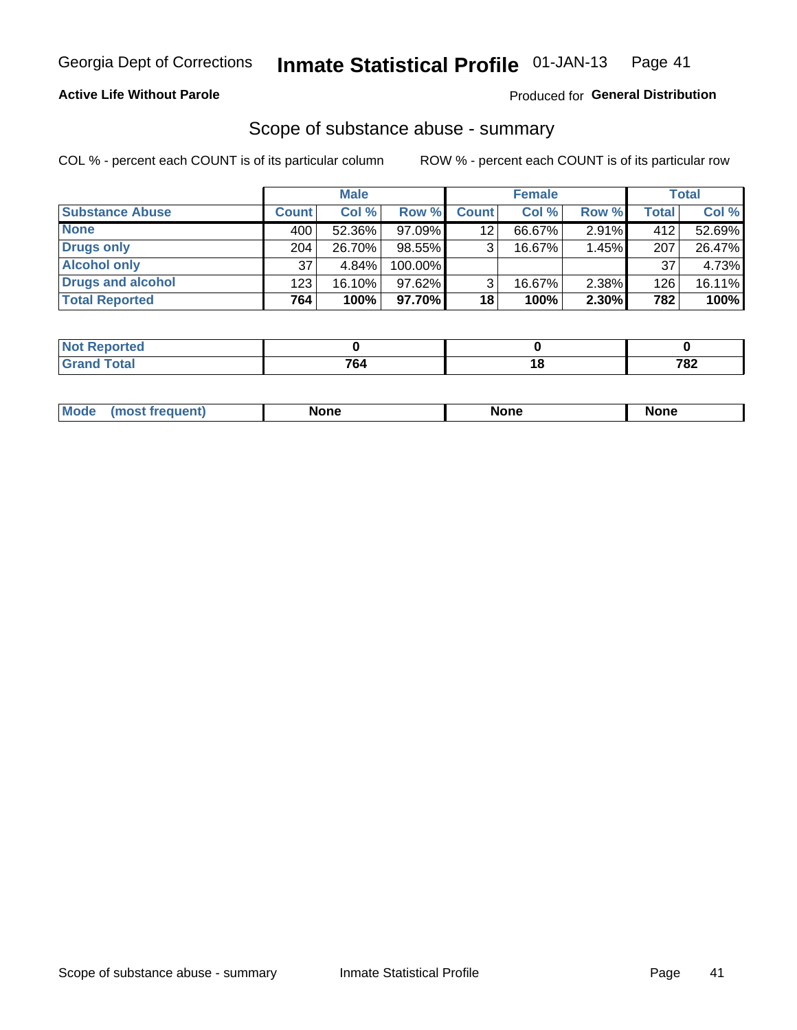Georgia Dept of Corrections **Inmate Statistical Profile** 01-JAN-13

**Active Life Without Parole** Produced for **General Distribution**

## Scope of substance abuse - summary

COL % - percent each COUNT is of its particular column ROW % - percent each COUNT is of its particular row

| | Male | | | Female | | | Total | |
|---|---|---|---|---|---|---|---|---|
| **Substance Abuse** | **Count** | **Col %** | **Row %** | **Count** | **Col %** | **Row %** | **Total** | **Col %** |
| **None** | 400 | 52.36% | 97.09% | 12 | 66.67% | 2.91% | 412 | 52.69% |
| **Drugs only** | 204 | 26.70% | 98.55% | 3 | 16.67% | 1.45% | 207 | 26.47% |
| **Alcohol only** | 37 | 4.84% | 100.00% | | | | 37 | 4.73% |
| **Drugs and alcohol** | 123 | 16.10% | 97.62% | 3 | 16.67% | 2.38% | 126 | 16.11% |
| **Total Reported** | **764** | **100%** | **97.70%** | **18** | **100%** | **2.30%** | **782** | **100%** |

| | Male | Female | Total |
|---|---|---|---|
| **Not Reported** | **0** | **0** | **0** |
| **Grand Total** | **764** | **18** | **782** |

| | Male | Female | Total |
|---|---|---|---|
| **Mode (most frequent)** | **None** | **None** | **None** |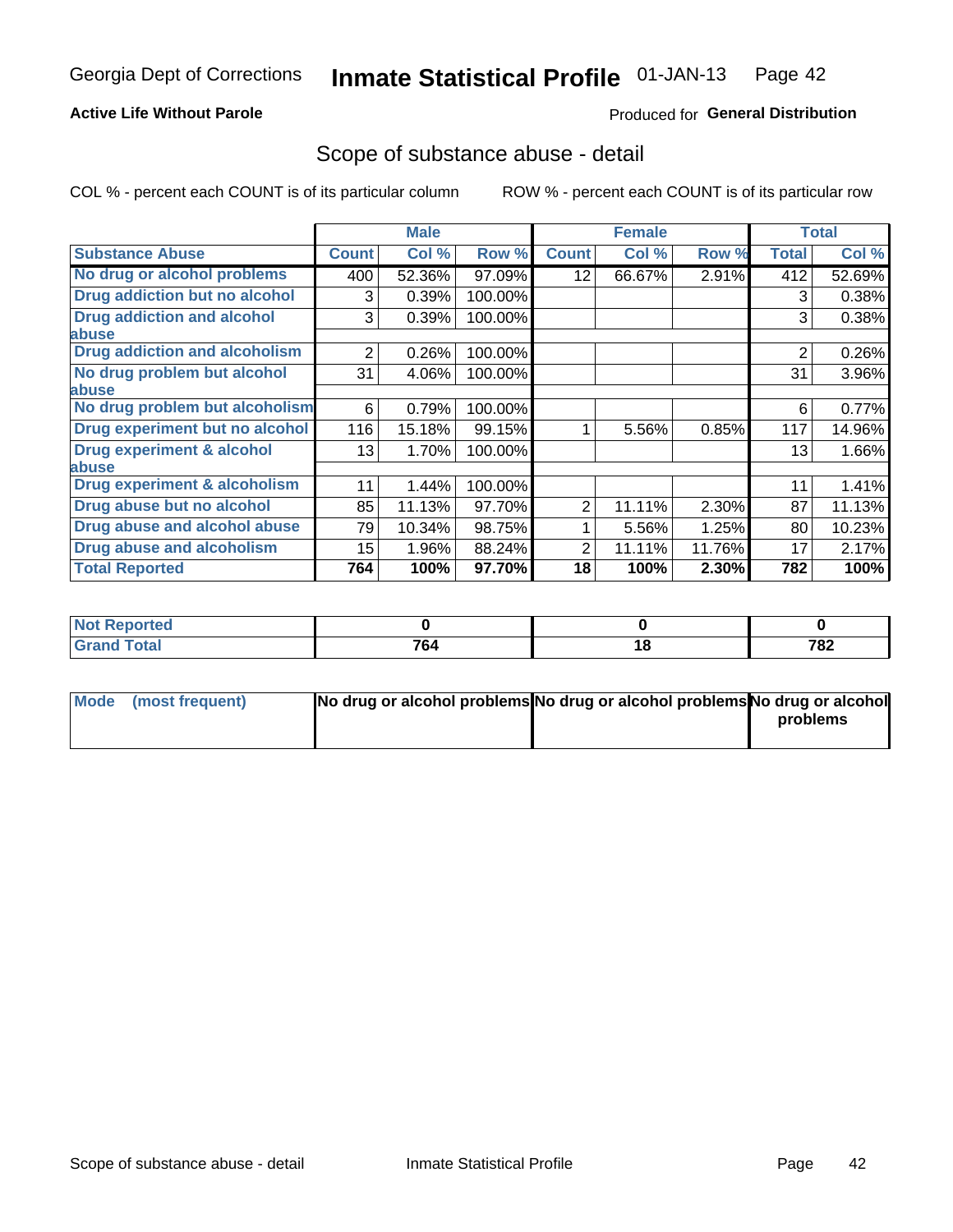Georgia Dept of Corrections **Inmate Statistical Profile** 01-JAN-13

**Active Life Without Parole**

Produced for **General Distribution**

## Scope of substance abuse - detail

COL % - percent each COUNT is of its particular column ROW % - percent each COUNT is of its particular row

| | Male | | | Female | | | Total | |
|---|---|---|---|---|---|---|---|---|
| **Substance Abuse** | **Count** | **Col %** | **Row %** | **Count** | **Col %** | **Row %** | **Total** | **Col %** |
| **No drug or alcohol problems** | 400 | 52.36% | 97.09% | 12 | 66.67% | 2.91% | 412 | 52.69% |
| **Drug addiction but no alcohol** | 3 | 0.39% | 100.00% | | | | 3 | 0.38% |
| **Drug addiction and alcohol abuse** | 3 | 0.39% | 100.00% | | | | 3 | 0.38% |
| **Drug addiction and alcoholism** | 2 | 0.26% | 100.00% | | | | 2 | 0.26% |
| **No drug problem but alcohol abuse** | 31 | 4.06% | 100.00% | | | | 31 | 3.96% |
| **No drug problem but alcoholism** | 6 | 0.79% | 100.00% | | | | 6 | 0.77% |
| **Drug experiment but no alcohol** | 116 | 15.18% | 99.15% | 1 | 5.56% | 0.85% | 117 | 14.96% |
| **Drug experiment & alcohol abuse** | 13 | 1.70% | 100.00% | | | | 13 | 1.66% |
| **Drug experiment & alcoholism** | 11 | 1.44% | 100.00% | | | | 11 | 1.41% |
| **Drug abuse but no alcohol** | 85 | 11.13% | 97.70% | 2 | 11.11% | 2.30% | 87 | 11.13% |
| **Drug abuse and alcohol abuse** | 79 | 10.34% | 98.75% | 1 | 5.56% | 1.25% | 80 | 10.23% |
| **Drug abuse and alcoholism** | 15 | 1.96% | 88.24% | 2 | 11.11% | 11.76% | 17 | 2.17% |
| **Total Reported** | **764** | **100%** | **97.70%** | **18** | **100%** | **2.30%** | **782** | **100%** |

| | Male | Female | Total |
|---|---|---|---|
| **Not Reported** | **0** | **0** | **0** |
| **Grand Total** | **764** | **18** | **782** |

| | Male | Female | Total |
|---|---|---|---|
| **Mode (most frequent)** | **No drug or alcohol problems** | **No drug or alcohol problems** | **No drug or alcohol problems** |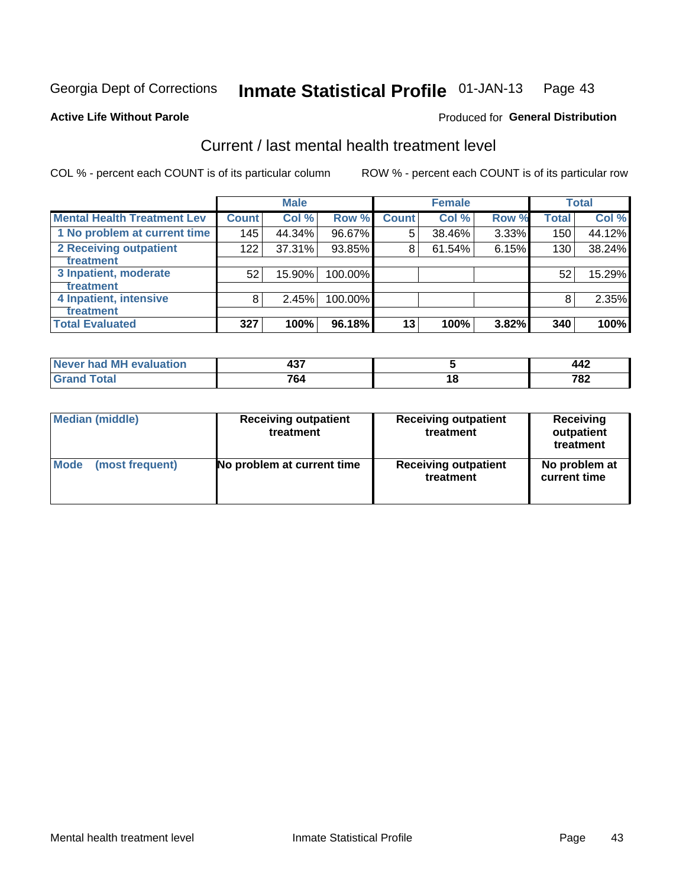Georgia Dept of Corrections **Inmate Statistical Profile** 01-JAN-13

**Active Life Without Parole**

Produced for **General Distribution**

## Current / last mental health treatment level

COL % - percent each COUNT is of its particular column

ROW % - percent each COUNT is of its particular row

| | Male | | | Female | | | Total | |
|---|---|---|---|---|---|---|---|---|
| **Mental Health Treatment Lev** | **Count** | **Col %** | **Row %** | **Count** | **Col %** | **Row %** | **Total** | **Col %** |
| 1 No problem at current time | 145 | 44.34% | 96.67% | 5 | 38.46% | 3.33% | 150 | 44.12% |
| 2 Receiving outpatient treatment | 122 | 37.31% | 93.85% | 8 | 61.54% | 6.15% | 130 | 38.24% |
| 3 Inpatient, moderate treatment | 52 | 15.90% | 100.00% | | | | 52 | 15.29% |
| 4 Inpatient, intensive treatment | 8 | 2.45% | 100.00% | | | | 8 | 2.35% |
| **Total Evaluated** | **327** | **100%** | **96.18%** | **13** | **100%** | **3.82%** | **340** | **100%** |

| | Male | Female | Total |
|---|---|---|---|
| **Never had MH evaluation** | **437** | **5** | **442** |
| **Grand Total** | **764** | **18** | **782** |

| | Male | Female | Total |
|---|---|---|---|
| **Median (middle)** | **Receiving outpatient treatment** | **Receiving outpatient treatment** | **Receiving outpatient treatment** |
| **Mode (most frequent)** | **No problem at current time** | **Receiving outpatient treatment** | **No problem at current time** |

Mental health treatment level Inmate Statistical Profile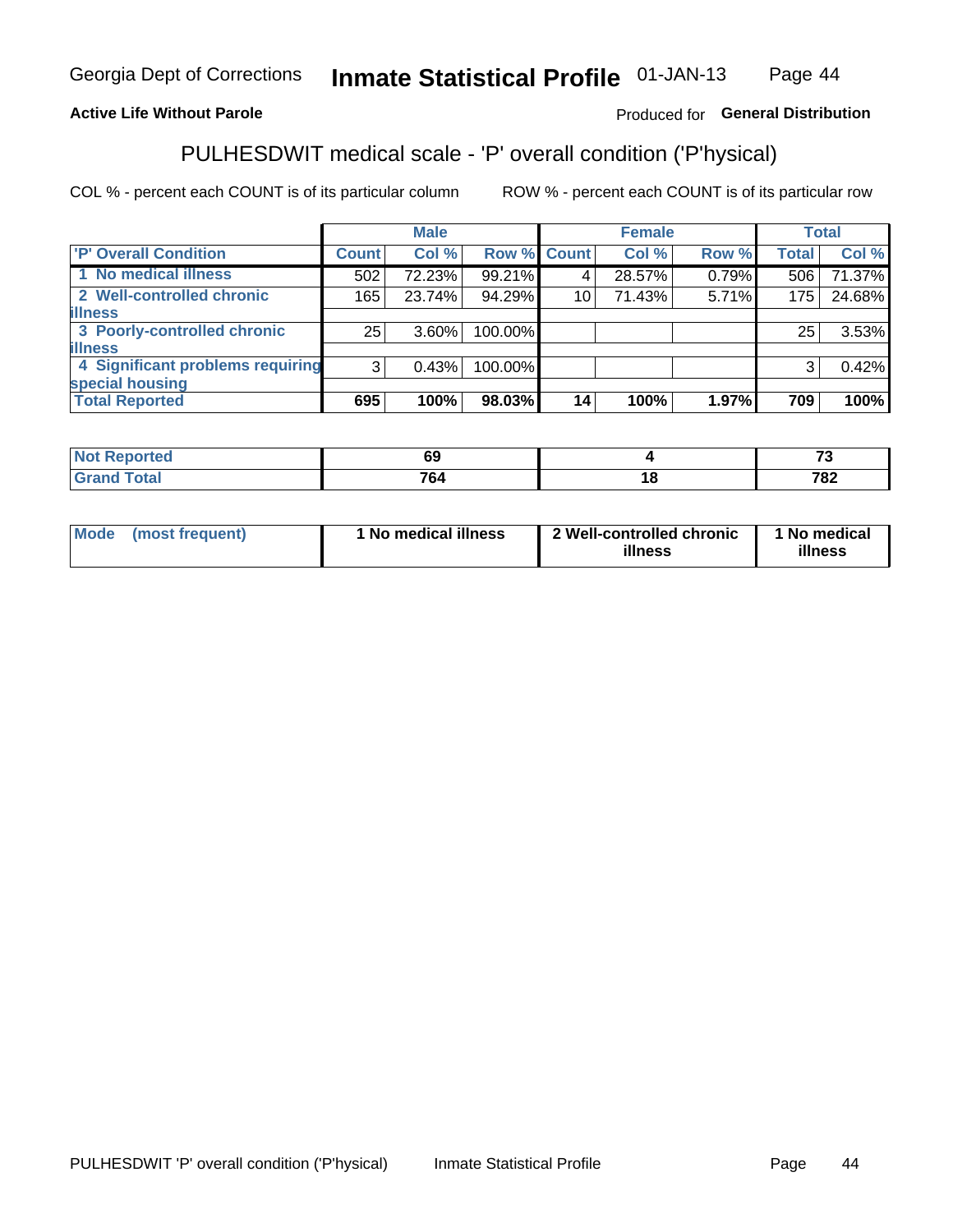Georgia Dept of Corrections **Inmate Statistical Profile** 01-JAN-13

**Active Life Without Parole**

Produced for **General Distribution**

## PULHESDWIT medical scale - 'P' overall condition ('P'hysical)

COL % - percent each COUNT is of its particular column

ROW % - percent each COUNT is of its particular row

| | Male | | | Female | | | Total | |
|---|---|---|---|---|---|---|---|---|
| **'P' Overall Condition** | **Count** | **Col %** | **Row %** | **Count** | **Col %** | **Row %** | **Total** | **Col %** |
| 1 No medical illness | 502 | 72.23% | 99.21% | 4 | 28.57% | 0.79% | 506 | 71.37% |
| 2 Well-controlled chronic illness | 165 | 23.74% | 94.29% | 10 | 71.43% | 5.71% | 175 | 24.68% |
| 3 Poorly-controlled chronic illness | 25 | 3.60% | 100.00% | | | | 25 | 3.53% |
| 4 Significant problems requiring special housing | 3 | 0.43% | 100.00% | | | | 3 | 0.42% |
| **Total Reported** | **695** | **100%** | **98.03%** | **14** | **100%** | **1.97%** | **709** | **100%** |

| | Male | Female | Total |
|---|---|---|---|
| **Not Reported** | **69** | **4** | **73** |
| **Grand Total** | **764** | **18** | **782** |

| | Male | Female | Total |
|---|---|---|---|
| **Mode (most frequent)** | **1 No medical illness** | **2 Well-controlled chronic illness** | **1 No medical illness** |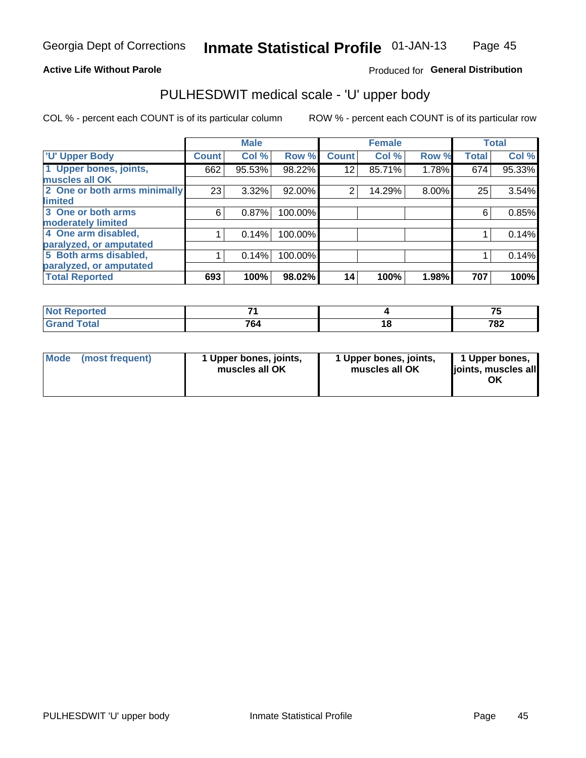Georgia Dept of Corrections **Inmate Statistical Profile** 01-JAN-13

**Active Life Without Parole** Produced for **General Distribution**

## PULHESDWIT medical scale - 'U' upper body

COL % - percent each COUNT is of its particular column ROW % - percent each COUNT is of its particular row

| | Male | | | Female | | | Total | |
|---|---|---|---|---|---|---|---|---|
| 'U' Upper Body | Count | Col % | Row % | Count | Col % | Row % | Total | Col % |
| 1 Upper bones, joints, muscles all OK | 662 | 95.53% | 98.22% | 12 | 85.71% | 1.78% | 674 | 95.33% |
| 2 One or both arms minimally limited | 23 | 3.32% | 92.00% | 2 | 14.29% | 8.00% | 25 | 3.54% |
| 3 One or both arms moderately limited | 6 | 0.87% | 100.00% | | | | 6 | 0.85% |
| 4 One arm disabled, paralyzed, or amputated | 1 | 0.14% | 100.00% | | | | 1 | 0.14% |
| 5 Both arms disabled, paralyzed, or amputated | 1 | 0.14% | 100.00% | | | | 1 | 0.14% |
| **Total Reported** | **693** | **100%** | **98.02%** | **14** | **100%** | **1.98%** | **707** | **100%** |

| | Male | Female | Total |
|---|---|---|---|
| Not Reported | 71 | 4 | 75 |
| Grand Total | 764 | 18 | 782 |

| | Male | Female | Total |
|---|---|---|---|
| Mode (most frequent) | 1 Upper bones, joints, muscles all OK | 1 Upper bones, joints, muscles all OK | 1 Upper bones, joints, muscles all OK |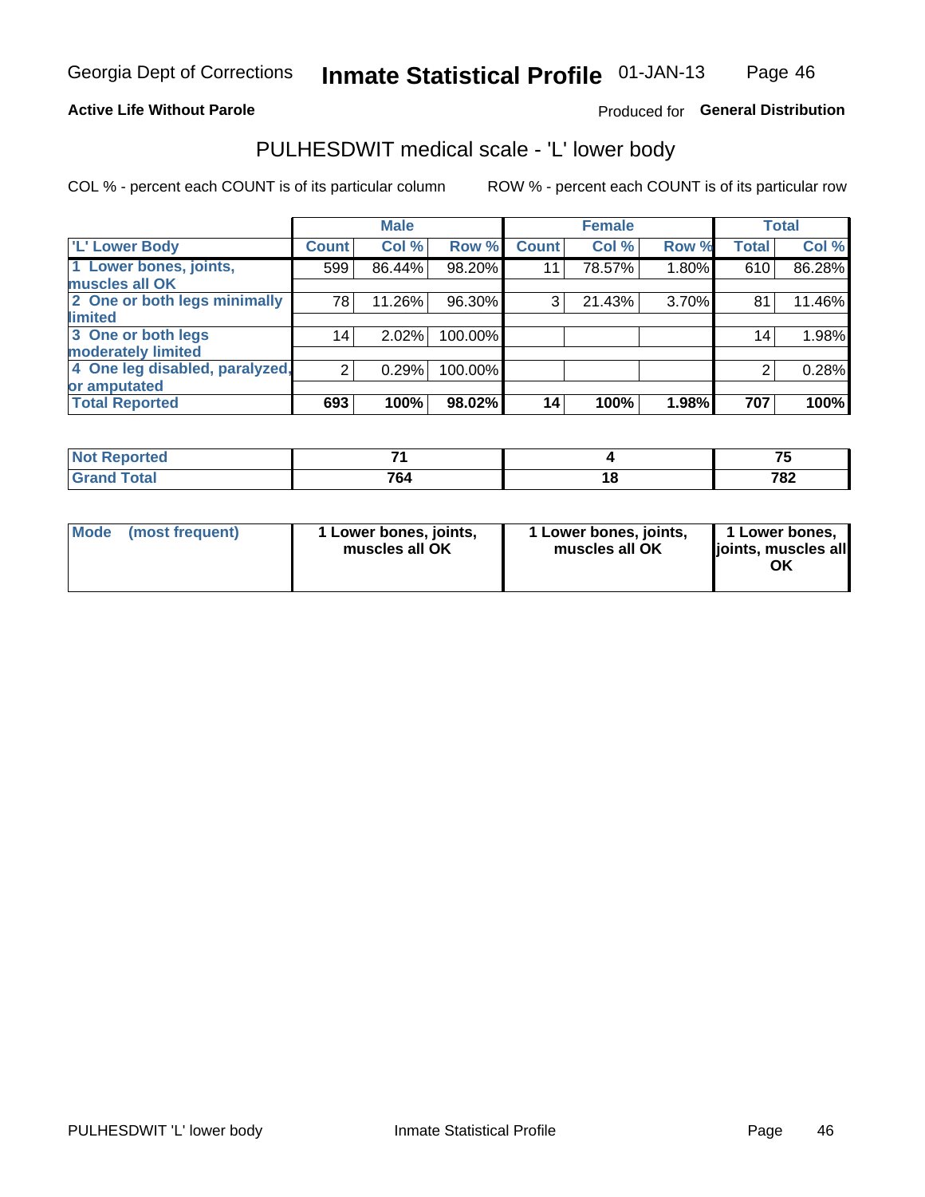**Active Life Without Parole**

Produced for **General Distribution**

## PULHESDWIT medical scale - 'L' lower body

COL % - percent each COUNT is of its particular column

ROW % - percent each COUNT is of its particular row

| | Male | | | Female | | | Total | |
|---|---|---|---|---|---|---|---|---|
| 'L' Lower Body | Count | Col % | Row % | Count | Col % | Row % | Total | Col % |
| 1 Lower bones, joints, muscles all OK | 599 | 86.44% | 98.20% | 11 | 78.57% | 1.80% | 610 | 86.28% |
| 2 One or both legs minimally limited | 78 | 11.26% | 96.30% | 3 | 21.43% | 3.70% | 81 | 11.46% |
| 3 One or both legs moderately limited | 14 | 2.02% | 100.00% | | | | 14 | 1.98% |
| 4 One leg disabled, paralyzed, or amputated | 2 | 0.29% | 100.00% | | | | 2 | 0.28% |
| **Total Reported** | **693** | **100%** | **98.02%** | **14** | **100%** | **1.98%** | **707** | **100%** |

| | Male | Female | Total |
|---|---|---|---|
| Not Reported | 71 | 4 | 75 |
| Grand Total | 764 | 18 | 782 |

| | Male | Female | Total |
|---|---|---|---|
| Mode (most frequent) | 1 Lower bones, joints, muscles all OK | 1 Lower bones, joints, muscles all OK | 1 Lower bones, joints, muscles all OK |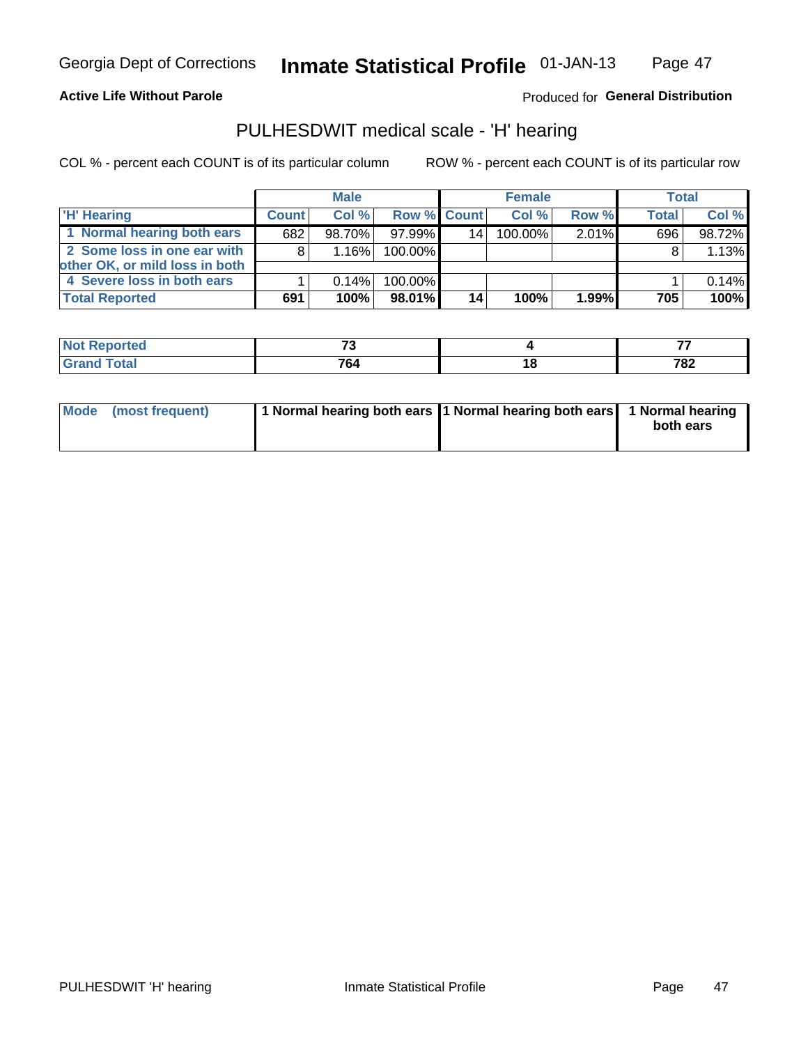**Active Life Without Parole**

Produced for **General Distribution**

## PULHESDWIT medical scale - 'H' hearing

COL % - percent each COUNT is of its particular column

ROW % - percent each COUNT is of its particular row

| | Male | | | Female | | | Total | |
|---|---|---|---|---|---|---|---|---|
| 'H' Hearing | Count | Col % | Row % | Count | Col % | Row % | Total | Col % |
| 1 Normal hearing both ears | 682 | 98.70% | 97.99% | 14 | 100.00% | 2.01% | 696 | 98.72% |
| 2 Some loss in one ear with other OK, or mild loss in both | 8 | 1.16% | 100.00% | | | | 8 | 1.13% |
| 4 Severe loss in both ears | 1 | 0.14% | 100.00% | | | | 1 | 0.14% |
| **Total Reported** | **691** | **100%** | **98.01%** | **14** | **100%** | **1.99%** | **705** | **100%** |

| | Male | Female | Total |
|---|---|---|---|
| Not Reported | 73 | 4 | 77 |
| Grand Total | 764 | 18 | 782 |

| | Male | Female | Total |
|---|---|---|---|
| Mode (most frequent) | 1 Normal hearing both ears | 1 Normal hearing both ears | 1 Normal hearing both ears |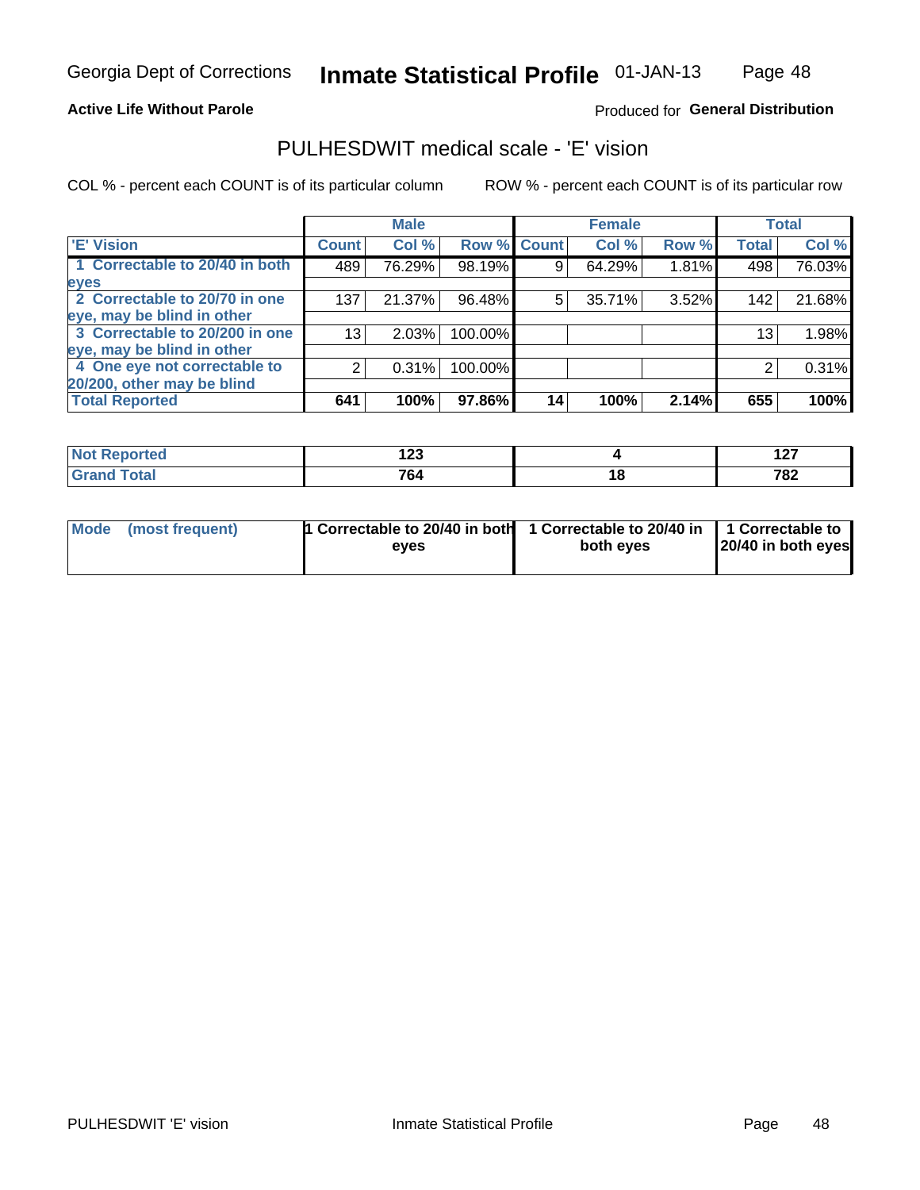Georgia Dept of Corrections **Inmate Statistical Profile** 01-JAN-13

**Active Life Without Parole**

Produced for **General Distribution**

## PULHESDWIT medical scale - 'E' vision

COL % - percent each COUNT is of its particular column

ROW % - percent each COUNT is of its particular row

| | Male | | | Female | | | Total | |
|---|---|---|---|---|---|---|---|---|
| **'E' Vision** | **Count** | **Col %** | **Row %** | **Count** | **Col %** | **Row %** | **Total** | **Col %** |
| **1 Correctable to 20/40 in both eyes** | 489 | 76.29% | 98.19% | 9 | 64.29% | 1.81% | 498 | 76.03% |
| **2 Correctable to 20/70 in one eye, may be blind in other** | 137 | 21.37% | 96.48% | 5 | 35.71% | 3.52% | 142 | 21.68% |
| **3 Correctable to 20/200 in one eye, may be blind in other** | 13 | 2.03% | 100.00% | | | | 13 | 1.98% |
| **4 One eye not correctable to 20/200, other may be blind** | 2 | 0.31% | 100.00% | | | | 2 | 0.31% |
| **Total Reported** | **641** | **100%** | **97.86%** | **14** | **100%** | **2.14%** | **655** | **100%** |

| | Male | Female | Total |
|---|---|---|---|
| **Not Reported** | **123** | **4** | **127** |
| **Grand Total** | **764** | **18** | **782** |

| | Male | Female | Total |
|---|---|---|---|
| **Mode (most frequent)** | **1 Correctable to 20/40 in both eyes** | **1 Correctable to 20/40 in both eyes** | **1 Correctable to 20/40 in both eyes** |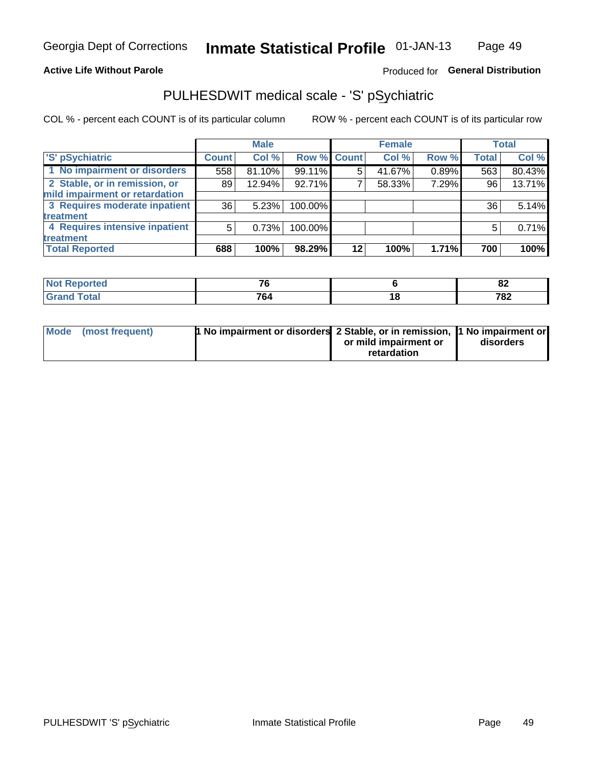**Active Life Without Parole**

Produced for **General Distribution**

## PULHESDWIT medical scale - 'S' pSychiatric

COL % - percent each COUNT is of its particular column

ROW % - percent each COUNT is of its particular row

| | Male | | | Female | | | Total | |
|---|---|---|---|---|---|---|---|---|
| 'S' pSychiatric | Count | Col % | Row % | Count | Col % | Row % | Total | Col % |
| 1 No impairment or disorders | 558 | 81.10% | 99.11% | 5 | 41.67% | 0.89% | 563 | 80.43% |
| 2 Stable, or in remission, or mild impairment or retardation | 89 | 12.94% | 92.71% | 7 | 58.33% | 7.29% | 96 | 13.71% |
| 3 Requires moderate inpatient treatment | 36 | 5.23% | 100.00% | | | | 36 | 5.14% |
| 4 Requires intensive inpatient treatment | 5 | 0.73% | 100.00% | | | | 5 | 0.71% |
| **Total Reported** | **688** | **100%** | **98.29%** | **12** | **100%** | **1.71%** | **700** | **100%** |

| | Male | Female | Total |
|---|---|---|---|
| **Not Reported** | **76** | **6** | **82** |
| **Grand Total** | **764** | **18** | **782** |

| | Male | Female | Total |
|---|---|---|---|
| Mode (most frequent) | 1 No impairment or disorders | 2 Stable, or in remission, or mild impairment or retardation | 1 No impairment or disorders |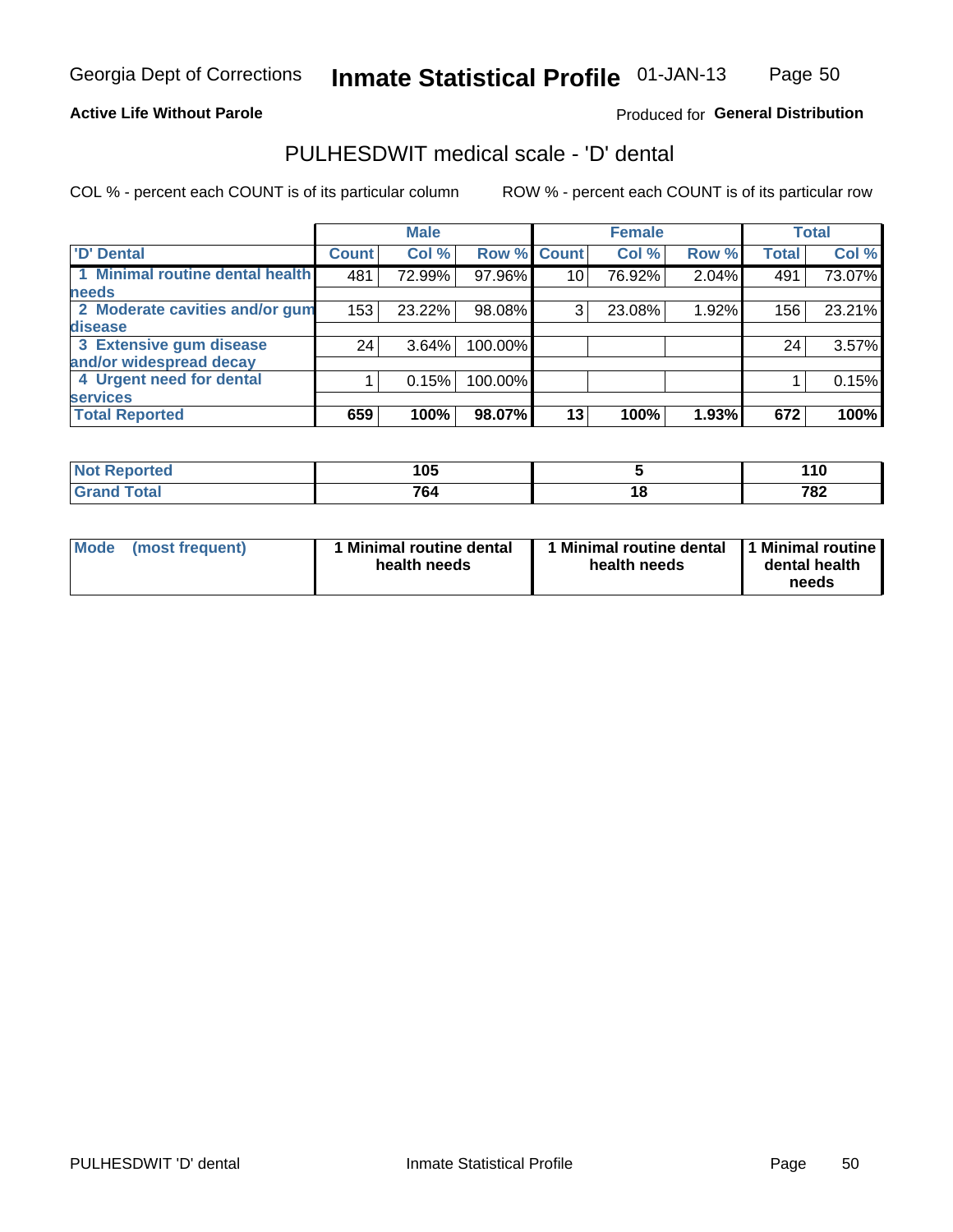Georgia Dept of Corrections **Inmate Statistical Profile** 01-JAN-13

**Active Life Without Parole**

Produced for **General Distribution**

## PULHESDWIT medical scale - 'D' dental

COL % - percent each COUNT is of its particular column

ROW % - percent each COUNT is of its particular row

| | Male | | | Female | | | Total | |
|---|---|---|---|---|---|---|---|---|
| **'D' Dental** | **Count** | **Col %** | **Row %** | **Count** | **Col %** | **Row %** | **Total** | **Col %** |
| 1 Minimal routine dental health needs | 481 | 72.99% | 97.96% | 10 | 76.92% | 2.04% | 491 | 73.07% |
| 2 Moderate cavities and/or gum disease | 153 | 23.22% | 98.08% | 3 | 23.08% | 1.92% | 156 | 23.21% |
| 3 Extensive gum disease and/or widespread decay | 24 | 3.64% | 100.00% | | | | 24 | 3.57% |
| 4 Urgent need for dental services | 1 | 0.15% | 100.00% | | | | 1 | 0.15% |
| **Total Reported** | **659** | **100%** | **98.07%** | **13** | **100%** | **1.93%** | **672** | **100%** |

| | Male | Female | Total |
|---|---|---|---|
| **Not Reported** | **105** | **5** | **110** |
| **Grand Total** | **764** | **18** | **782** |

| | Male | Female | Total |
|---|---|---|---|
| **Mode (most frequent)** | **1 Minimal routine dental health needs** | **1 Minimal routine dental health needs** | **1 Minimal routine dental health needs** |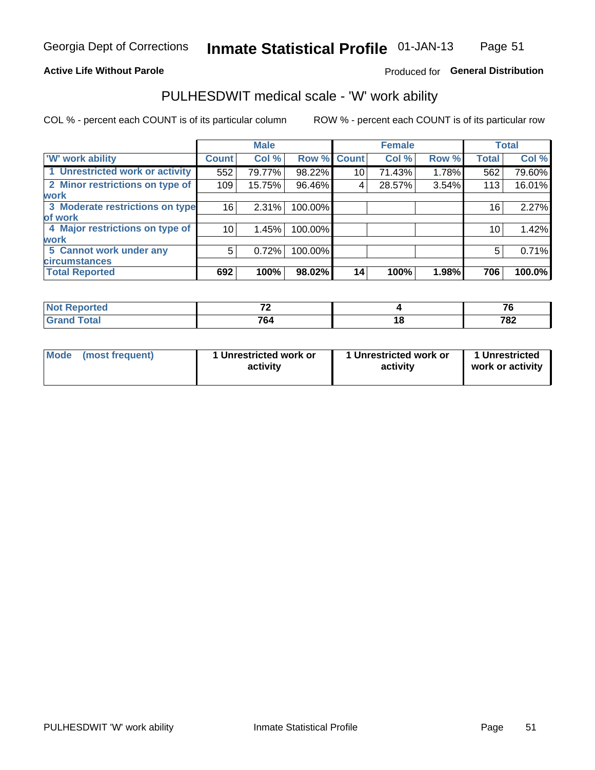Georgia Dept of Corrections **Inmate Statistical Profile** 01-JAN-13

**Active Life Without Parole**

Produced for **General Distribution**

## PULHESDWIT medical scale - 'W' work ability

COL % - percent each COUNT is of its particular column     ROW % - percent each COUNT is of its particular row

| | Male | | | Female | | | Total | |
|---|---|---|---|---|---|---|---|---|
| 'W' work ability | Count | Col % | Row % | Count | Col % | Row % | Total | Col % |
| 1 Unrestricted work or activity | 552 | 79.77% | 98.22% | 10 | 71.43% | 1.78% | 562 | 79.60% |
| 2 Minor restrictions on type of work | 109 | 15.75% | 96.46% | 4 | 28.57% | 3.54% | 113 | 16.01% |
| 3 Moderate restrictions on type of work | 16 | 2.31% | 100.00% | | | | 16 | 2.27% |
| 4 Major restrictions on type of work | 10 | 1.45% | 100.00% | | | | 10 | 1.42% |
| 5 Cannot work under any circumstances | 5 | 0.72% | 100.00% | | | | 5 | 0.71% |
| **Total Reported** | **692** | **100%** | **98.02%** | **14** | **100%** | **1.98%** | **706** | **100.0%** |

| | Male | Female | Total |
|---|---|---|---|
| Not Reported | 72 | 4 | 76 |
| Grand Total | 764 | 18 | 782 |

| | Male | Female | Total |
|---|---|---|---|
| Mode (most frequent) | 1 Unrestricted work or activity | 1 Unrestricted work or activity | 1 Unrestricted work or activity |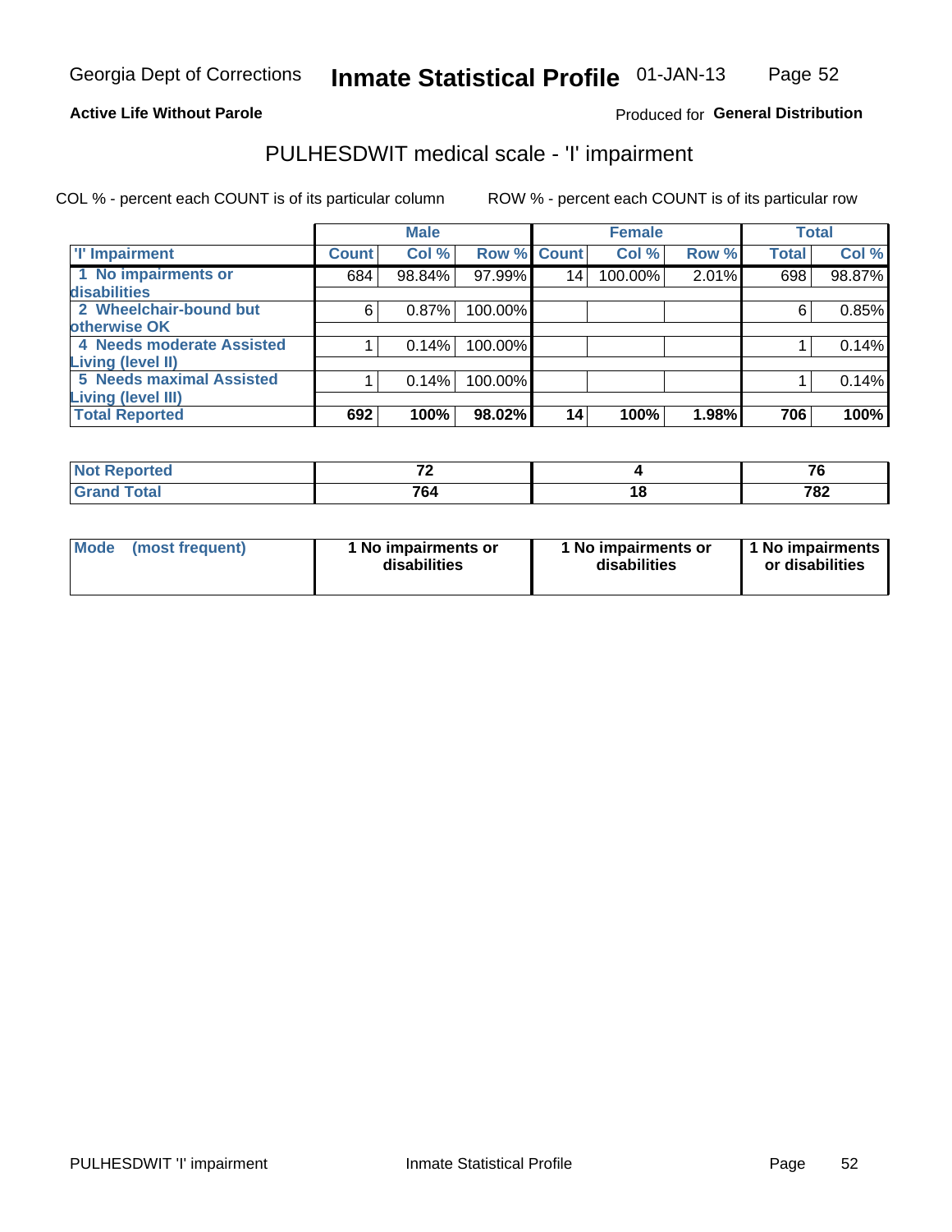Georgia Dept of Corrections **Inmate Statistical Profile** 01-JAN-13

**Active Life Without Parole**

Produced for **General Distribution**

## PULHESDWIT medical scale - 'I' impairment

COL % - percent each COUNT is of its particular column ROW % - percent each COUNT is of its particular row

| | Male | | | Female | | | Total | |
|---|---|---|---|---|---|---|---|---|
| 'I' Impairment | Count | Col % | Row % | Count | Col % | Row % | Total | Col % |
| 1 No impairments or disabilities | 684 | 98.84% | 97.99% | 14 | 100.00% | 2.01% | 698 | 98.87% |
| 2 Wheelchair-bound but otherwise OK | 6 | 0.87% | 100.00% | | | | 6 | 0.85% |
| 4 Needs moderate Assisted Living (level II) | 1 | 0.14% | 100.00% | | | | 1 | 0.14% |
| 5 Needs maximal Assisted Living (level III) | 1 | 0.14% | 100.00% | | | | 1 | 0.14% |
| **Total Reported** | **692** | **100%** | **98.02%** | **14** | **100%** | **1.98%** | **706** | **100%** |

| | Male | Female | Total |
|---|---|---|---|
| **Not Reported** | **72** | **4** | **76** |
| **Grand Total** | **764** | **18** | **782** |

| | Male | Female | Total |
|---|---|---|---|
| **Mode (most frequent)** | **1 No impairments or disabilities** | **1 No impairments or disabilities** | **1 No impairments or disabilities** |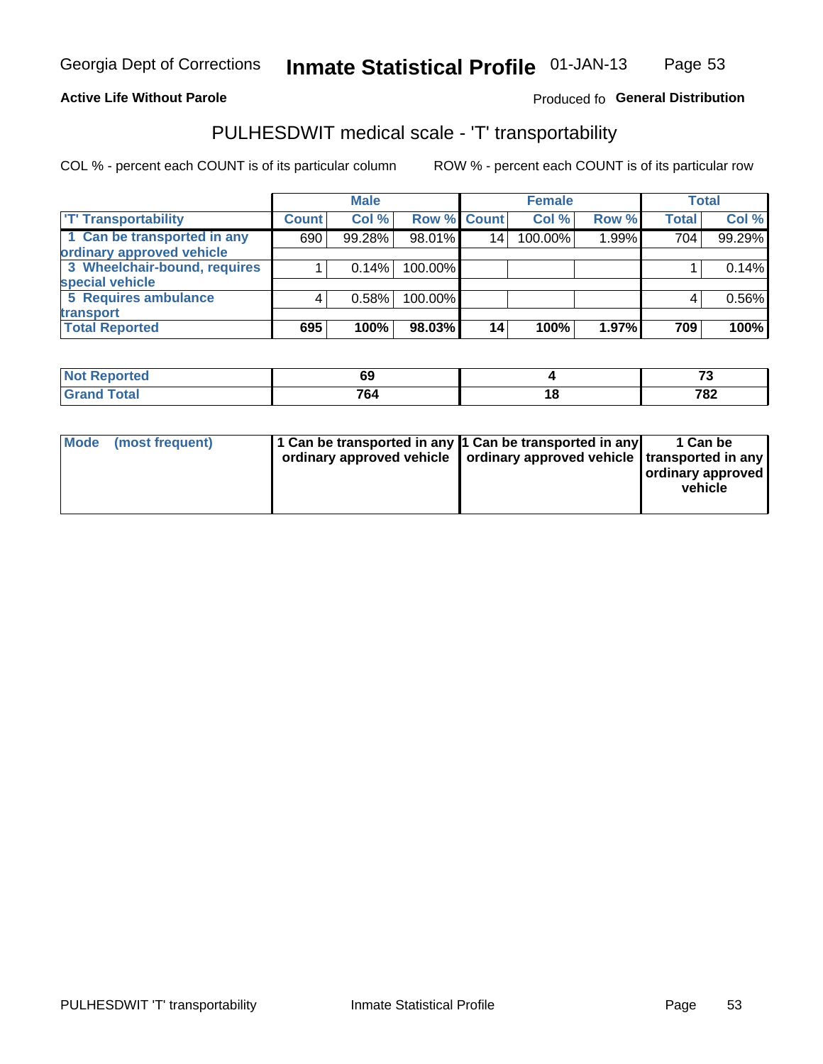Georgia Dept of Corrections **Inmate Statistical Profile** 01-JAN-13

**Active Life Without Parole**

Produced fo **General Distribution**

## PULHESDWIT medical scale - 'T' transportability

COL % - percent each COUNT is of its particular column ROW % - percent each COUNT is of its particular row

| | Male | | | Female | | | Total | |
|---|---|---|---|---|---|---|---|---|
| 'T' Transportability | Count | Col % | Row % | Count | Col % | Row % | Total | Col % |
| 1 Can be transported in any ordinary approved vehicle | 690 | 99.28% | 98.01% | 14 | 100.00% | 1.99% | 704 | 99.29% |
| 3 Wheelchair-bound, requires special vehicle | 1 | 0.14% | 100.00% | | | | 1 | 0.14% |
| 5 Requires ambulance transport | 4 | 0.58% | 100.00% | | | | 4 | 0.56% |
| **Total Reported** | **695** | **100%** | **98.03%** | **14** | **100%** | **1.97%** | **709** | **100%** |

| | Male | Female | Total |
|---|---|---|---|
| Not Reported | 69 | 4 | 73 |
| Grand Total | 764 | 18 | 782 |

| | Male | Female | Total |
|---|---|---|---|
| Mode (most frequent) | 1 Can be transported in any ordinary approved vehicle | 1 Can be transported in any ordinary approved vehicle | 1 Can be transported in any ordinary approved vehicle |

PULHESDWIT 'T' transportability Inmate Statistical Profile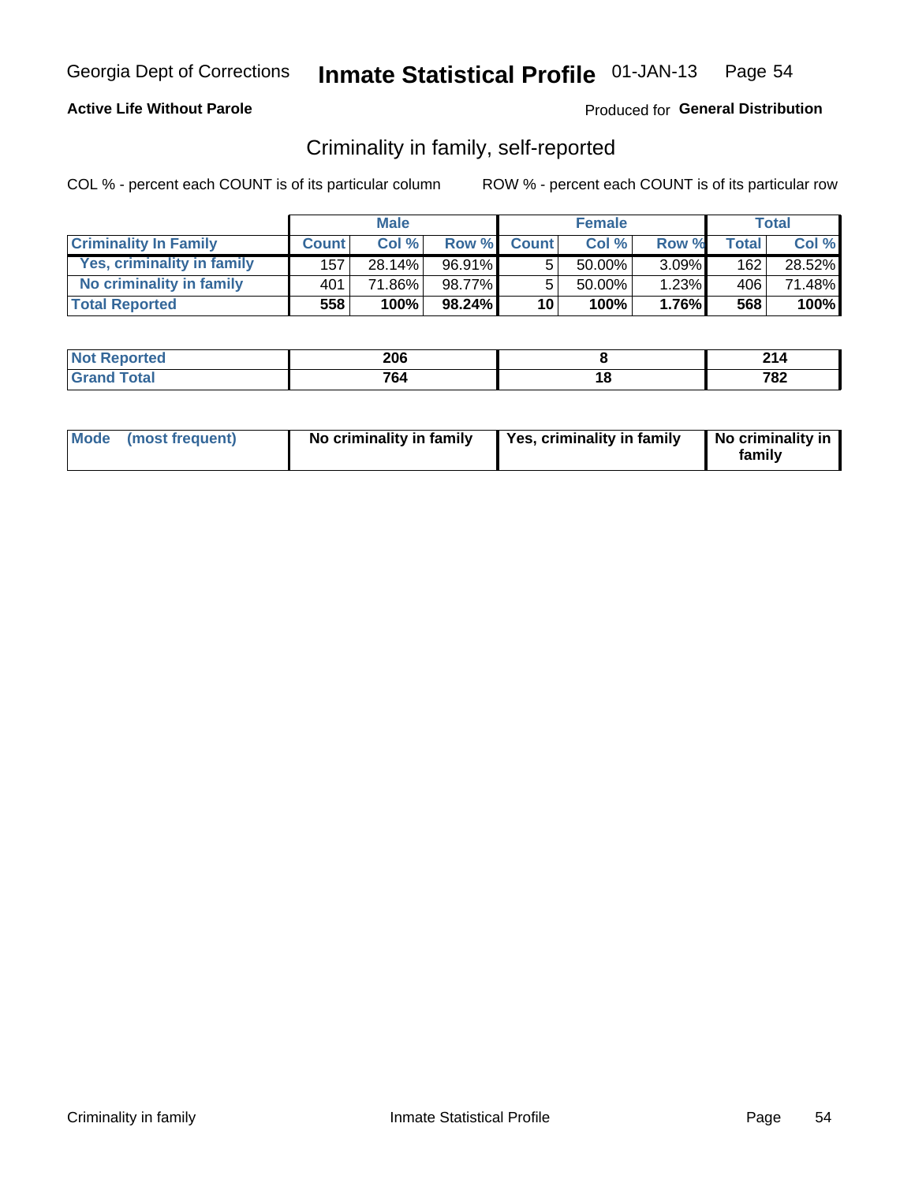Georgia Dept of Corrections **Inmate Statistical Profile** 01-JAN-13

**Active Life Without Parole**

Produced for **General Distribution**

## Criminality in family, self-reported

COL % - percent each COUNT is of its particular column

ROW % - percent each COUNT is of its particular row

| | Male | | | Female | | | Total | |
|---|---|---|---|---|---|---|---|---|
| **Criminality In Family** | **Count** | **Col %** | **Row %** | **Count** | **Col %** | **Row %** | **Total** | **Col %** |
| **Yes, criminality in family** | 157 | 28.14% | 96.91% | 5 | 50.00% | 3.09% | 162 | 28.52% |
| **No criminality in family** | 401 | 71.86% | 98.77% | 5 | 50.00% | 1.23% | 406 | 71.48% |
| **Total Reported** | **558** | **100%** | **98.24%** | **10** | **100%** | **1.76%** | **568** | **100%** |

| | Male | Female | Total |
|---|---|---|---|
| **Not Reported** | **206** | **8** | **214** |
| **Grand Total** | **764** | **18** | **782** |

| | Male | Female | Total |
|---|---|---|---|
| **Mode (most frequent)** | **No criminality in family** | **Yes, criminality in family** | **No criminality in family** |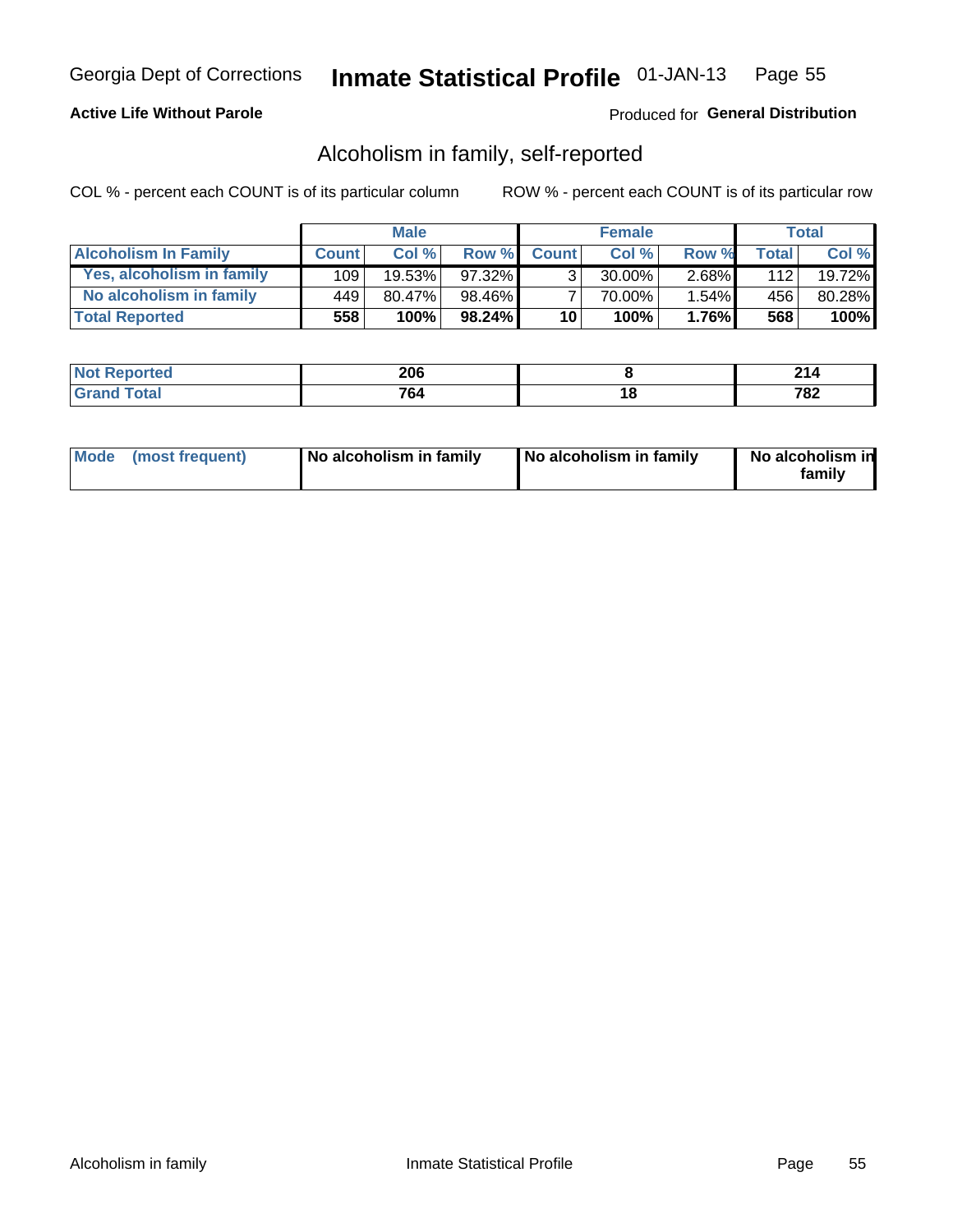Georgia Dept of Corrections **Inmate Statistical Profile** 01-JAN-13

**Active Life Without Parole**

Produced for **General Distribution**

## Alcoholism in family, self-reported

COL % - percent each COUNT is of its particular column

ROW % - percent each COUNT is of its particular row

| | Male | | | Female | | | Total | |
|---|---|---|---|---|---|---|---|---|
| **Alcoholism In Family** | **Count** | **Col %** | **Row %** | **Count** | **Col %** | **Row %** | **Total** | **Col %** |
| **Yes, alcoholism in family** | 109 | 19.53% | 97.32% | 3 | 30.00% | 2.68% | 112 | 19.72% |
| **No alcoholism in family** | 449 | 80.47% | 98.46% | 7 | 70.00% | 1.54% | 456 | 80.28% |
| **Total Reported** | **558** | **100%** | **98.24%** | **10** | **100%** | **1.76%** | **568** | **100%** |

| | Male | Female | Total |
|---|---|---|---|
| **Not Reported** | **206** | **8** | **214** |
| **Grand Total** | **764** | **18** | **782** |

| | Male | Female | Total |
|---|---|---|---|
| **Mode (most frequent)** | **No alcoholism in family** | **No alcoholism in family** | **No alcoholism in family** |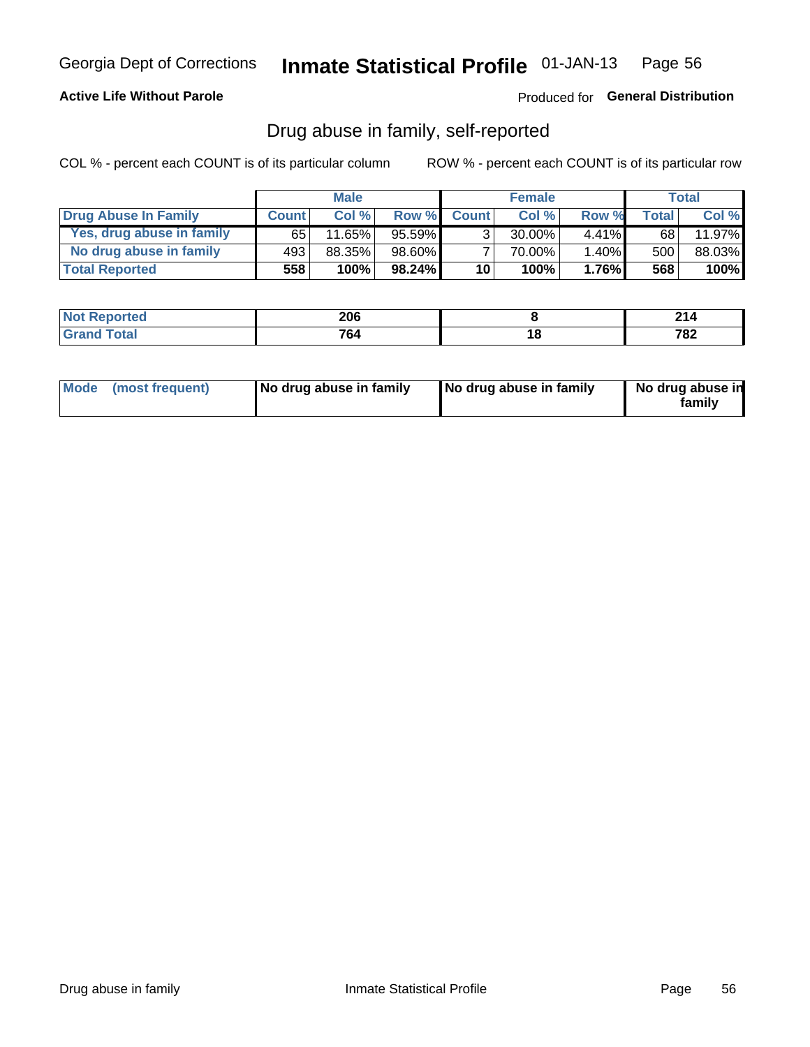Georgia Dept of Corrections **Inmate Statistical Profile** 01-JAN-13

**Active Life Without Parole**

Produced for **General Distribution**

## Drug abuse in family, self-reported

COL % - percent each COUNT is of its particular column

ROW % - percent each COUNT is of its particular row

| | Male | | | Female | | | Total | |
|---|---|---|---|---|---|---|---|---|
| **Drug Abuse In Family** | **Count** | **Col %** | **Row %** | **Count** | **Col %** | **Row %** | **Total** | **Col %** |
| Yes, drug abuse in family | 65 | 11.65% | 95.59% | 3 | 30.00% | 4.41% | 68 | 11.97% |
| No drug abuse in family | 493 | 88.35% | 98.60% | 7 | 70.00% | 1.40% | 500 | 88.03% |
| **Total Reported** | **558** | **100%** | **98.24%** | **10** | **100%** | **1.76%** | **568** | **100%** |

| | Male | Female | Total |
|---|---|---|---|
| **Not Reported** | **206** | **8** | **214** |
| **Grand Total** | **764** | **18** | **782** |

| | Male | Female | Total |
|---|---|---|---|
| **Mode (most frequent)** | **No drug abuse in family** | **No drug abuse in family** | **No drug abuse in family** |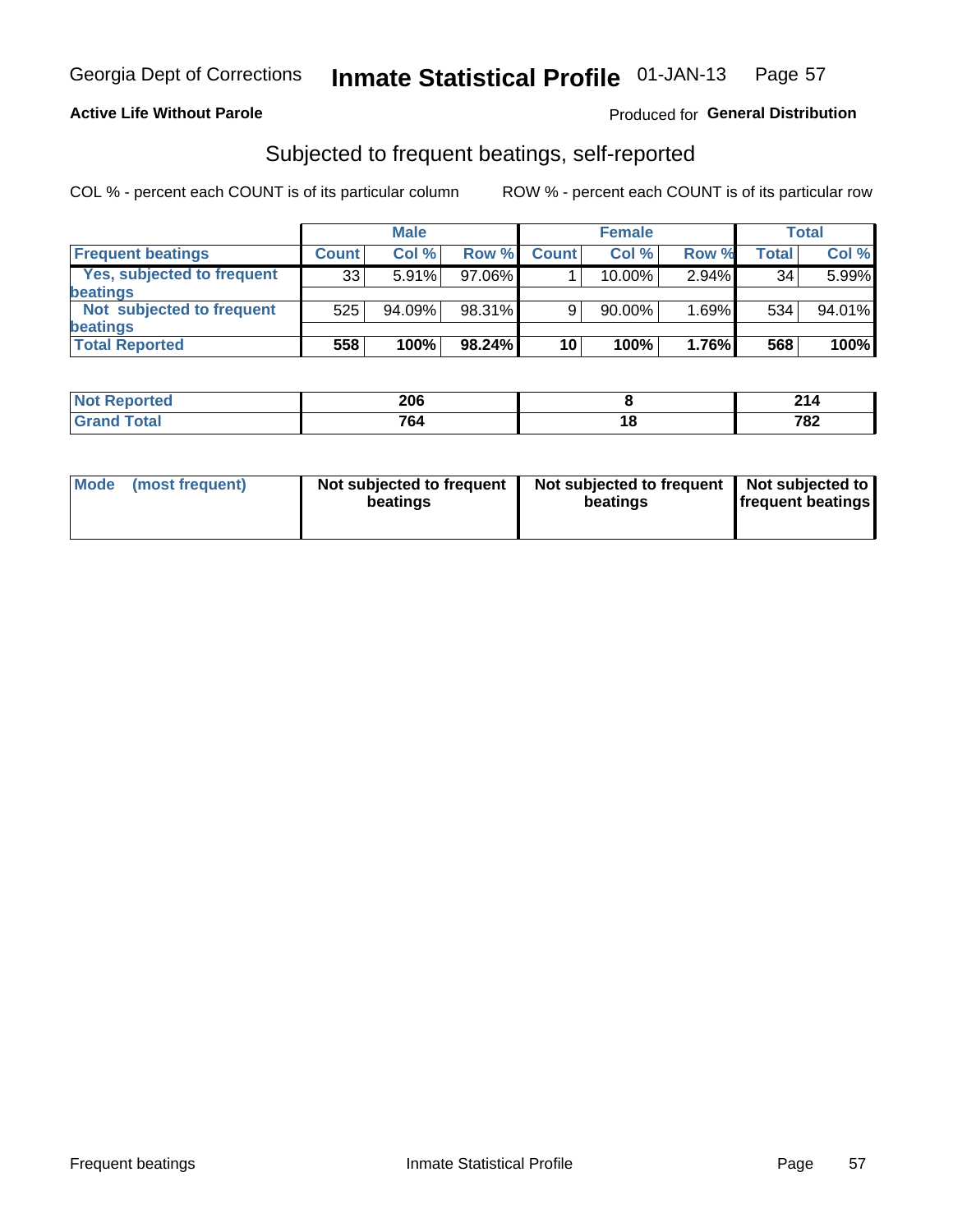Georgia Dept of Corrections **Inmate Statistical Profile** 01-JAN-13

**Active Life Without Parole**

Produced for **General Distribution**

## Subjected to frequent beatings, self-reported

COL % - percent each COUNT is of its particular column ROW % - percent each COUNT is of its particular row

| | Male | | | Female | | | Total | |
|---|---|---|---|---|---|---|---|---|
| **Frequent beatings** | **Count** | **Col %** | **Row %** | **Count** | **Col %** | **Row %** | **Total** | **Col %** |
| Yes, subjected to frequent beatings | 33 | 5.91% | 97.06% | 1 | 10.00% | 2.94% | 34 | 5.99% |
| Not subjected to frequent beatings | 525 | 94.09% | 98.31% | 9 | 90.00% | 1.69% | 534 | 94.01% |
| **Total Reported** | **558** | **100%** | **98.24%** | **10** | **100%** | **1.76%** | **568** | **100%** |

| | Male | Female | Total |
|---|---|---|---|
| **Not Reported** | **206** | **8** | **214** |
| **Grand Total** | **764** | **18** | **782** |

| | Male | Female | Total |
|---|---|---|---|
| **Mode (most frequent)** | **Not subjected to frequent beatings** | **Not subjected to frequent beatings** | **Not subjected to frequent beatings** |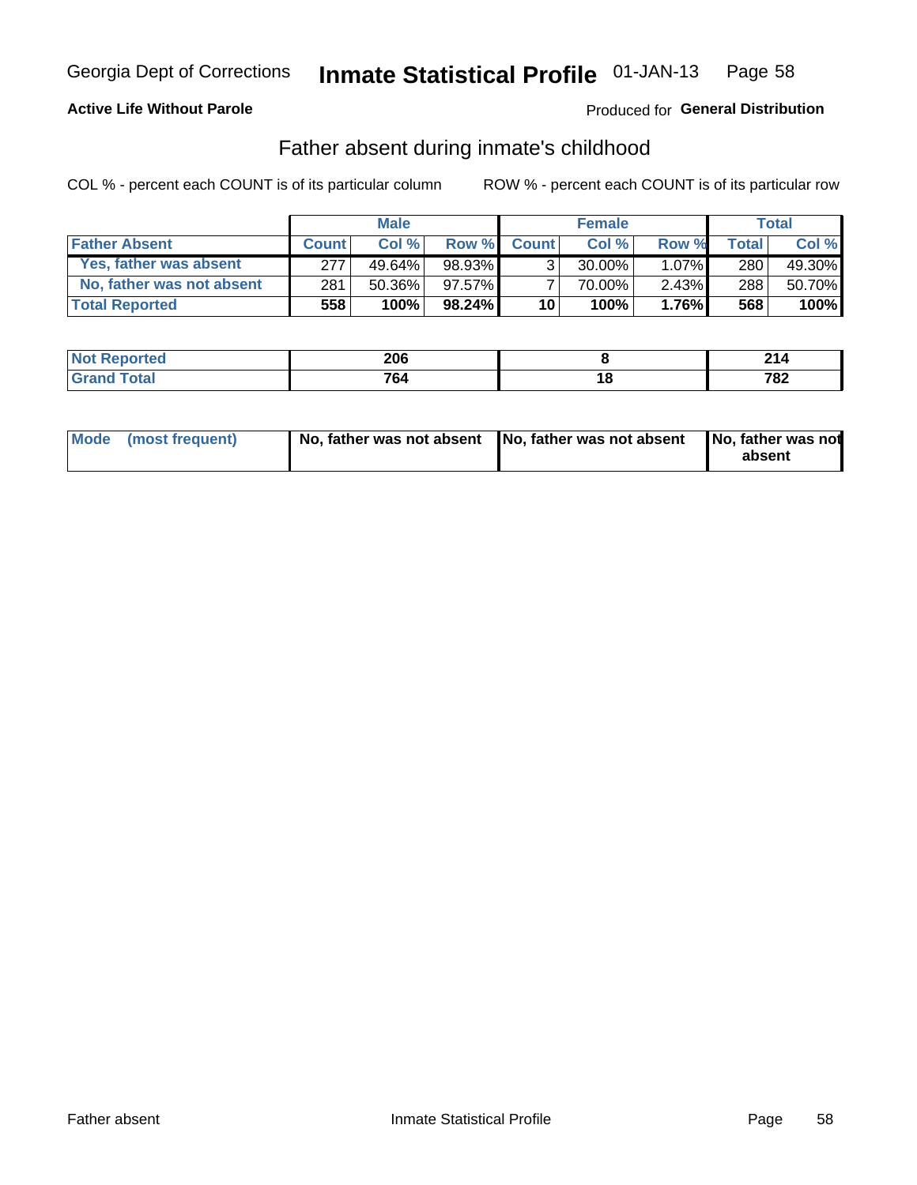Georgia Dept of Corrections **Inmate Statistical Profile** 01-JAN-13

**Active Life Without Parole**

Produced for **General Distribution**

## Father absent during inmate's childhood

COL % - percent each COUNT is of its particular column

ROW % - percent each COUNT is of its particular row

| | Male | | | Female | | | Total | |
|---|---|---|---|---|---|---|---|---|
| **Father Absent** | **Count** | **Col %** | **Row %** | **Count** | **Col %** | **Row %** | **Total** | **Col %** |
| Yes, father was absent | 277 | 49.64% | 98.93% | 3 | 30.00% | 1.07% | 280 | 49.30% |
| No, father was not absent | 281 | 50.36% | 97.57% | 7 | 70.00% | 2.43% | 288 | 50.70% |
| **Total Reported** | **558** | **100%** | **98.24%** | **10** | **100%** | **1.76%** | **568** | **100%** |

| | Male | Female | Total |
|---|---|---|---|
| **Not Reported** | **206** | **8** | **214** |
| **Grand Total** | **764** | **18** | **782** |

| | Male | Female | Total |
|---|---|---|---|
| **Mode (most frequent)** | **No, father was not absent** | **No, father was not absent** | **No, father was not absent** |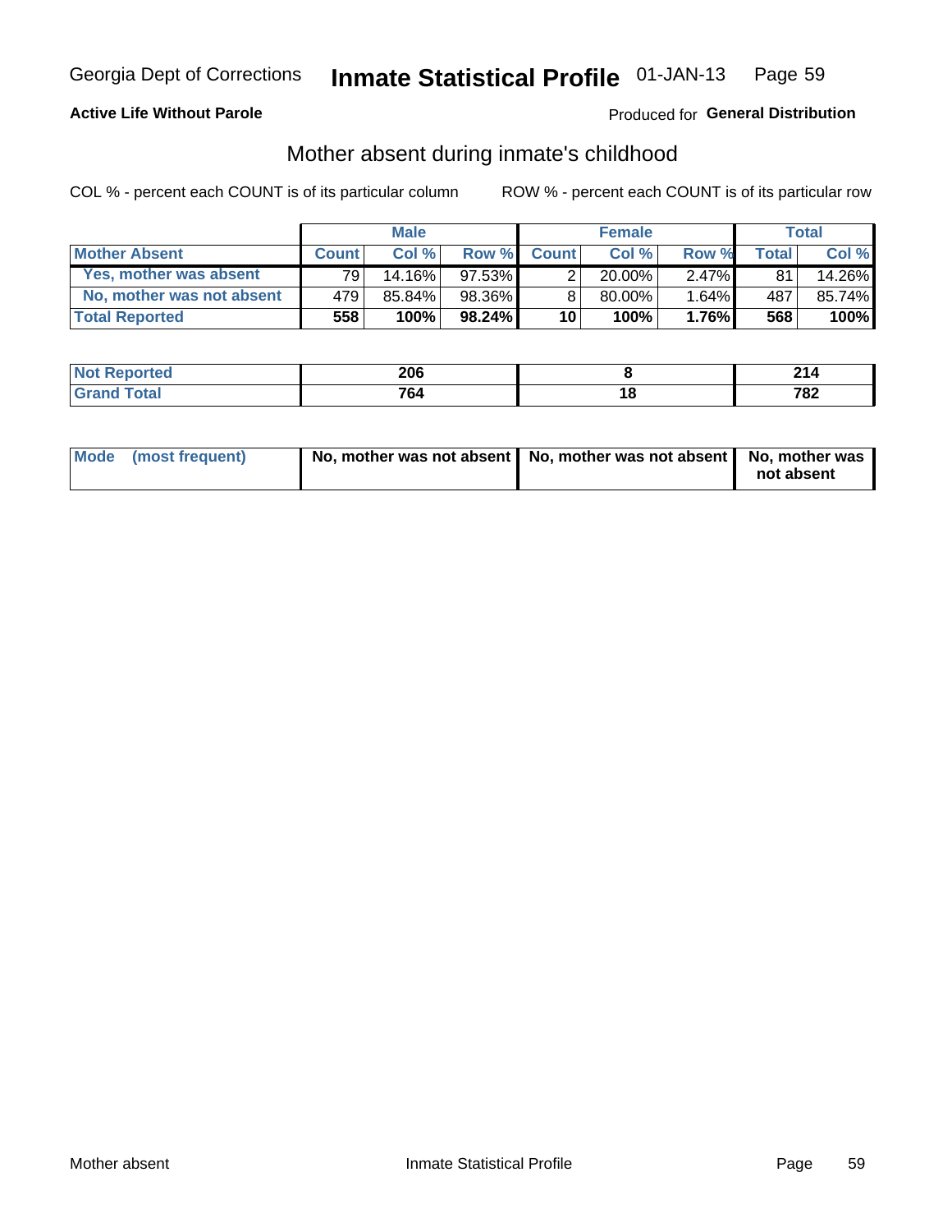Georgia Dept of Corrections **Inmate Statistical Profile** 01-JAN-13

**Active Life Without Parole**

Produced for **General Distribution**

## Mother absent during inmate's childhood

COL % - percent each COUNT is of its particular column

ROW % - percent each COUNT is of its particular row

| | Male | | | Female | | | Total | |
|---|---|---|---|---|---|---|---|---|
| **Mother Absent** | **Count** | **Col %** | **Row %** | **Count** | **Col %** | **Row %** | **Total** | **Col %** |
| Yes, mother was absent | 79 | 14.16% | 97.53% | 2 | 20.00% | 2.47% | 81 | 14.26% |
| No, mother was not absent | 479 | 85.84% | 98.36% | 8 | 80.00% | 1.64% | 487 | 85.74% |
| **Total Reported** | **558** | **100%** | **98.24%** | **10** | **100%** | **1.76%** | **568** | **100%** |

| | Male | Female | Total |
|---|---|---|---|
| **Not Reported** | **206** | **8** | **214** |
| **Grand Total** | **764** | **18** | **782** |

| | Male | Female | Total |
|---|---|---|---|
| **Mode (most frequent)** | **No, mother was not absent** | **No, mother was not absent** | **No, mother was not absent** |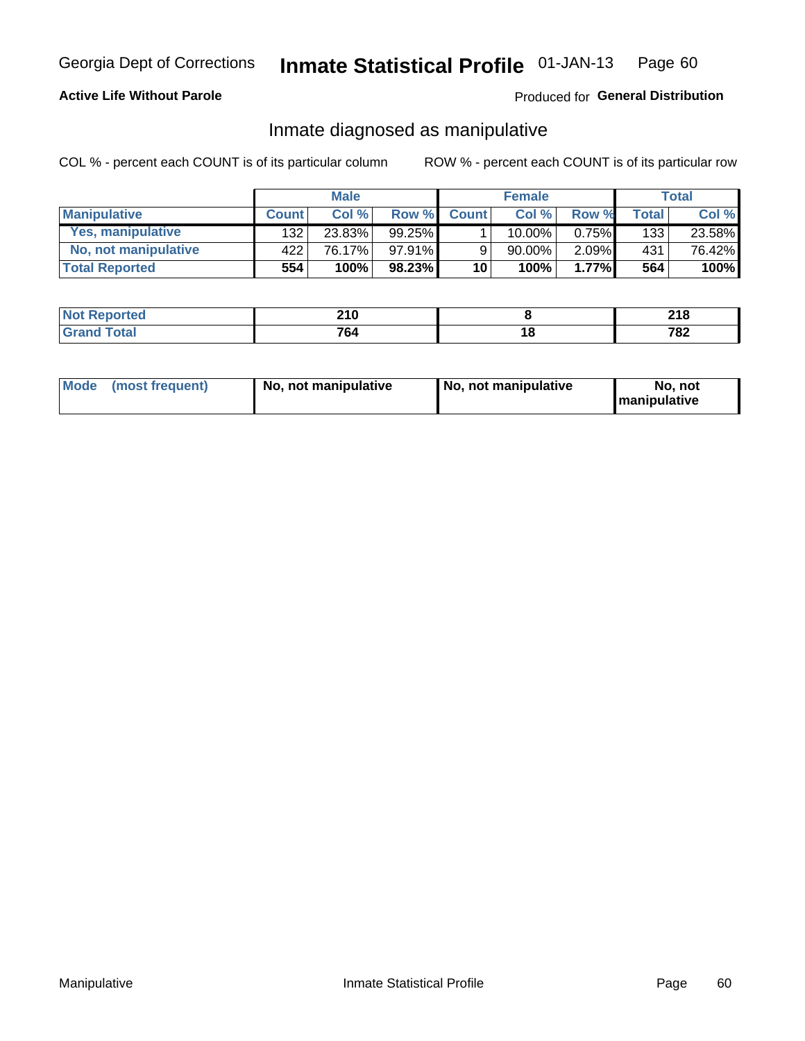Georgia Dept of Corrections **Inmate Statistical Profile** 01-JAN-13

**Active Life Without Parole** Produced for **General Distribution**

## Inmate diagnosed as manipulative

COL % - percent each COUNT is of its particular column ROW % - percent each COUNT is of its particular row

| | Male | | | Female | | | Total | |
|---|---|---|---|---|---|---|---|---|
| **Manipulative** | **Count** | **Col %** | **Row %** | **Count** | **Col %** | **Row %** | **Total** | **Col %** |
| **Yes, manipulative** | 132 | 23.83% | 99.25% | 1 | 10.00% | 0.75% | 133 | 23.58% |
| **No, not manipulative** | 422 | 76.17% | 97.91% | 9 | 90.00% | 2.09% | 431 | 76.42% |
| **Total Reported** | **554** | **100%** | **98.23%** | **10** | **100%** | **1.77%** | **564** | **100%** |

| | Male | Female | Total |
|---|---|---|---|
| **Not Reported** | **210** | **8** | **218** |
| **Grand Total** | **764** | **18** | **782** |

| | Male | Female | Total |
|---|---|---|---|
| **Mode (most frequent)** | **No, not manipulative** | **No, not manipulative** | **No, not manipulative** |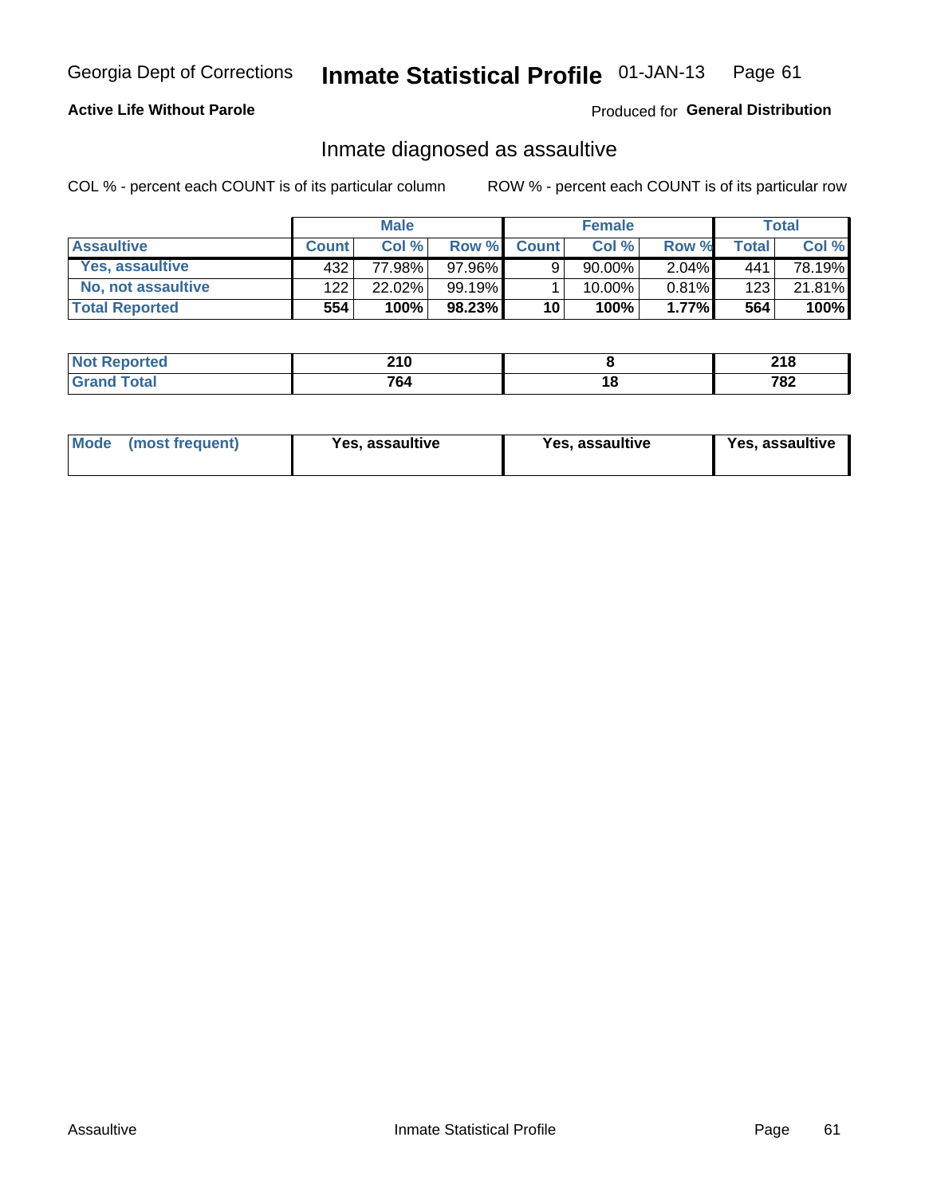Georgia Dept of Corrections **Inmate Statistical Profile** 01-JAN-13

**Active Life Without Parole**

Produced for **General Distribution**

## Inmate diagnosed as assaultive

COL % - percent each COUNT is of its particular column

ROW % - percent each COUNT is of its particular row

| | Male | | | Female | | | Total | |
|---|---|---|---|---|---|---|---|---|
| **Assaultive** | **Count** | **Col %** | **Row %** | **Count** | **Col %** | **Row %** | **Total** | **Col %** |
| **Yes, assaultive** | 432 | 77.98% | 97.96% | 9 | 90.00% | 2.04% | 441 | 78.19% |
| **No, not assaultive** | 122 | 22.02% | 99.19% | 1 | 10.00% | 0.81% | 123 | 21.81% |
| **Total Reported** | **554** | **100%** | **98.23%** | **10** | **100%** | **1.77%** | **564** | **100%** |

| | Male | Female | Total |
|---|---|---|---|
| **Not Reported** | **210** | **8** | **218** |
| **Grand Total** | **764** | **18** | **782** |

| | Male | Female | Total |
|---|---|---|---|
| **Mode (most frequent)** | **Yes, assaultive** | **Yes, assaultive** | **Yes, assaultive** |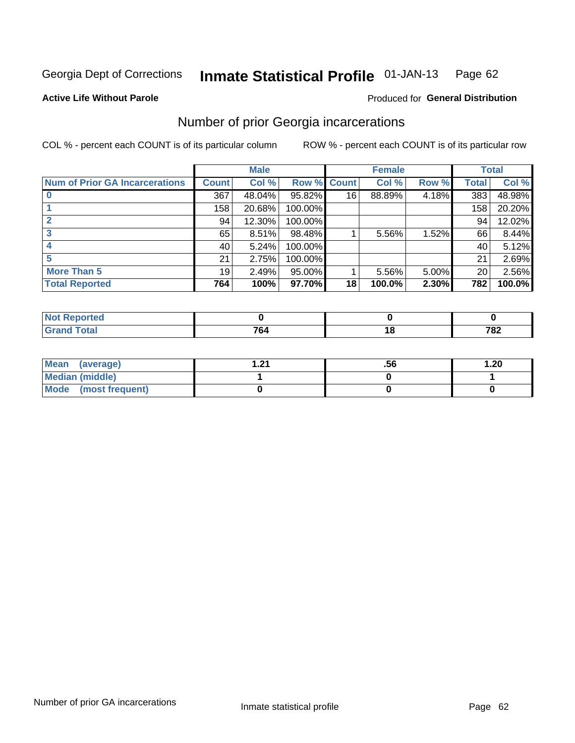Georgia Dept of Corrections **Inmate Statistical Profile** 01-JAN-13 Page 62

**Active Life Without Parole**

Produced for **General Distribution**

## Number of prior Georgia incarcerations

COL % - percent each COUNT is of its particular column

ROW % - percent each COUNT is of its particular row

| | Male | | | Female | | | Total | |
|---|---|---|---|---|---|---|---|---|
| **Num of Prior GA Incarcerations** | **Count** | **Col %** | **Row %** | **Count** | **Col %** | **Row %** | **Total** | **Col %** |
| **0** | 367 | 48.04% | 95.82% | 16 | 88.89% | 4.18% | 383 | 48.98% |
| **1** | 158 | 20.68% | 100.00% | | | | 158 | 20.20% |
| **2** | 94 | 12.30% | 100.00% | | | | 94 | 12.02% |
| **3** | 65 | 8.51% | 98.48% | 1 | 5.56% | 1.52% | 66 | 8.44% |
| **4** | 40 | 5.24% | 100.00% | | | | 40 | 5.12% |
| **5** | 21 | 2.75% | 100.00% | | | | 21 | 2.69% |
| **More Than 5** | 19 | 2.49% | 95.00% | 1 | 5.56% | 5.00% | 20 | 2.56% |
| **Total Reported** | **764** | **100%** | **97.70%** | **18** | **100.0%** | **2.30%** | **782** | **100.0%** |

| | Male | Female | Total |
|---|---|---|---|
| **Not Reported** | **0** | **0** | **0** |
| **Grand Total** | **764** | **18** | **782** |

| | Male | Female | Total |
|---|---|---|---|
| **Mean (average)** | **1.21** | **.56** | **1.20** |
| **Median (middle)** | **1** | **0** | **1** |
| **Mode (most frequent)** | **0** | **0** | **0** |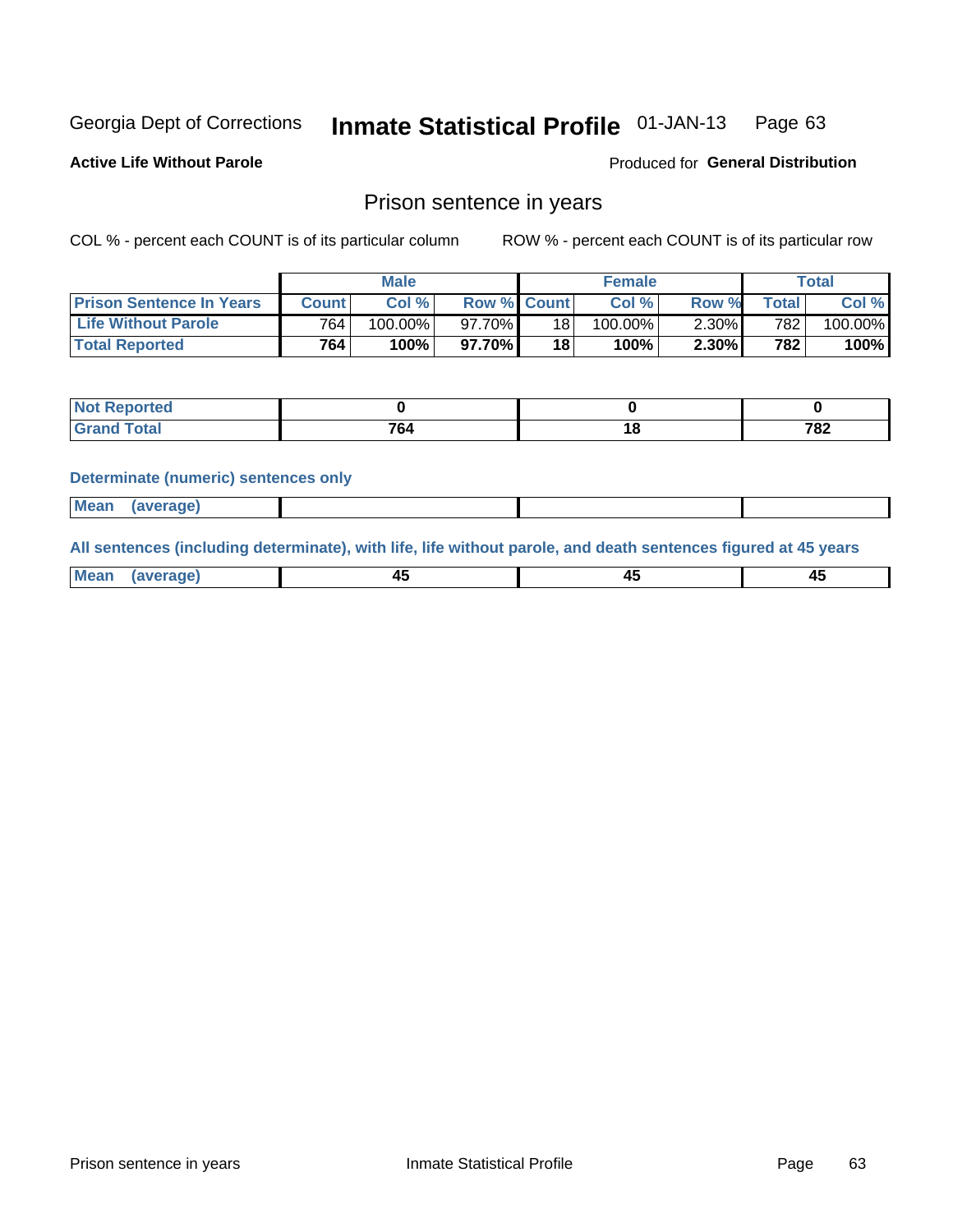Georgia Dept of Corrections **Inmate Statistical Profile** 01-JAN-13

**Active Life Without Parole**

Produced for **General Distribution**

## Prison sentence in years

COL % - percent each COUNT is of its particular column

ROW % - percent each COUNT is of its particular row

| | Male | | | Female | | | Total | |
|---|---|---|---|---|---|---|---|---|
| **Prison Sentence In Years** | **Count** | **Col %** | **Row %** | **Count** | **Col %** | **Row %** | **Total** | **Col %** |
| **Life Without Parole** | 764 | 100.00% | 97.70% | 18 | 100.00% | 2.30% | 782 | 100.00% |
| **Total Reported** | **764** | **100%** | **97.70%** | **18** | **100%** | **2.30%** | **782** | **100%** |

| | Male | Female | Total |
|---|---|---|---|
| **Not Reported** | **0** | **0** | **0** |
| **Grand Total** | **764** | **18** | **782** |

### Determinate (numeric) sentences only

| | Male | Female | Total |
|---|---|---|---|
| **Mean (average)** | | | |

### All sentences (including determinate), with life, life without parole, and death sentences figured at 45 years

| | Male | Female | Total |
|---|---|---|---|
| **Mean (average)** | **45** | **45** | **45** |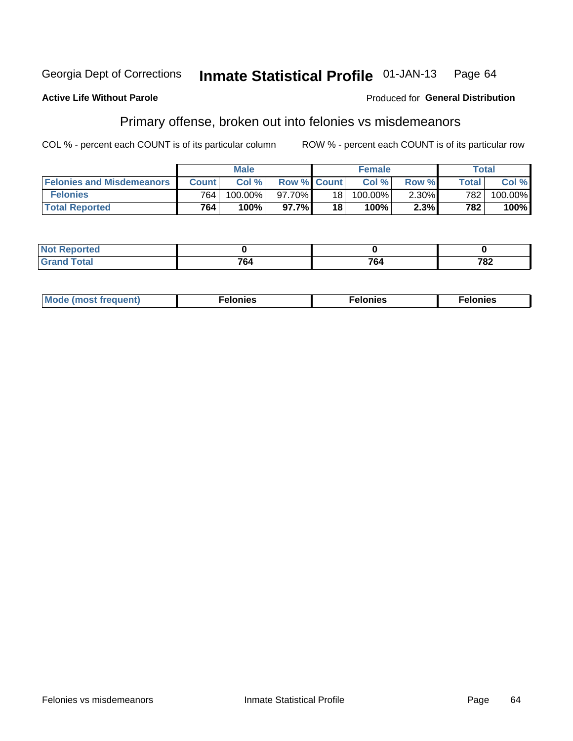Georgia Dept of Corrections **Inmate Statistical Profile** 01-JAN-13

**Active Life Without Parole**

Produced for **General Distribution**

## Primary offense, broken out into felonies vs misdemeanors

COL % - percent each COUNT is of its particular column

ROW % - percent each COUNT is of its particular row

| | Male | | | Female | | | Total | |
|---|---|---|---|---|---|---|---|---|
| **Felonies and Misdemeanors** | **Count** | **Col %** | **Row %** | **Count** | **Col %** | **Row %** | **Total** | **Col %** |
| **Felonies** | 764 | 100.00% | 97.70% | 18 | 100.00% | 2.30% | 782 | 100.00% |
| **Total Reported** | **764** | **100%** | **97.7%** | **18** | **100%** | **2.3%** | **782** | **100%** |

| | Male | Female | Total |
|---|---|---|---|
| **Not Reported** | **0** | **0** | **0** |
| **Grand Total** | **764** | **764** | **782** |

| | Male | Female | Total |
|---|---|---|---|
| **Mode (most frequent)** | **Felonies** | **Felonies** | **Felonies** |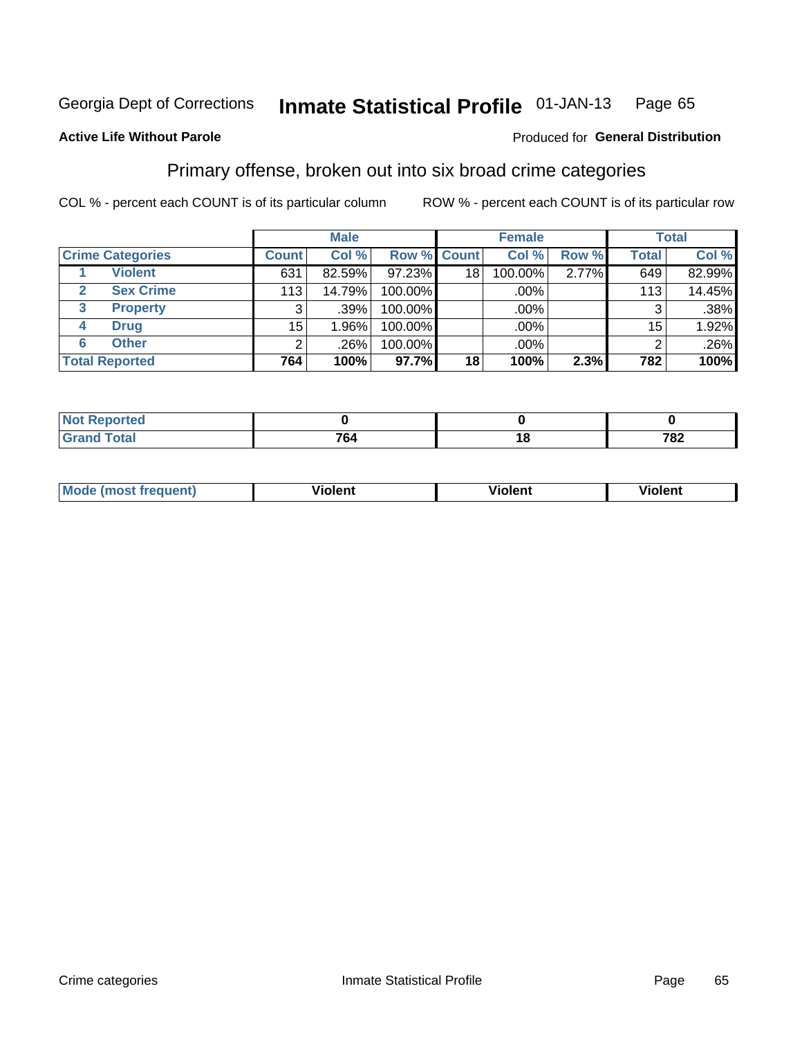Georgia Dept of Corrections **Inhate Statistical Profile** 01-JAN-13 Page 65

**Active Life Without Parole**

Produced for **General Distribution**

## Primary offense, broken out into six broad crime categories

COL % - percent each COUNT is of its particular column

ROW % - percent each COUNT is of its particular row

| | | Male | | | Female | | | Total | |
|---|---|---|---|---|---|---|---|---|---|
| Crime Categories | | Count | Col % | Row % | Count | Col % | Row % | Total | Col % |
| 1 | Violent | 631 | 82.59% | 97.23% | 18 | 100.00% | 2.77% | 649 | 82.99% |
| 2 | Sex Crime | 113 | 14.79% | 100.00% | | .00% | | 113 | 14.45% |
| 3 | Property | 3 | .39% | 100.00% | | .00% | | 3 | .38% |
| 4 | Drug | 15 | 1.96% | 100.00% | | .00% | | 15 | 1.92% |
| 6 | Other | 2 | .26% | 100.00% | | .00% | | 2 | .26% |
| **Total Reported** | | **764** | **100%** | **97.7%** | **18** | **100%** | **2.3%** | **782** | **100%** |

| | Male | Female | Total |
|---|---|---|---|
| Not Reported | 0 | 0 | 0 |
| Grand Total | 764 | 18 | 782 |

| | Male | Female | Total |
|---|---|---|---|
| Mode (most frequent) | Violent | Violent | Violent |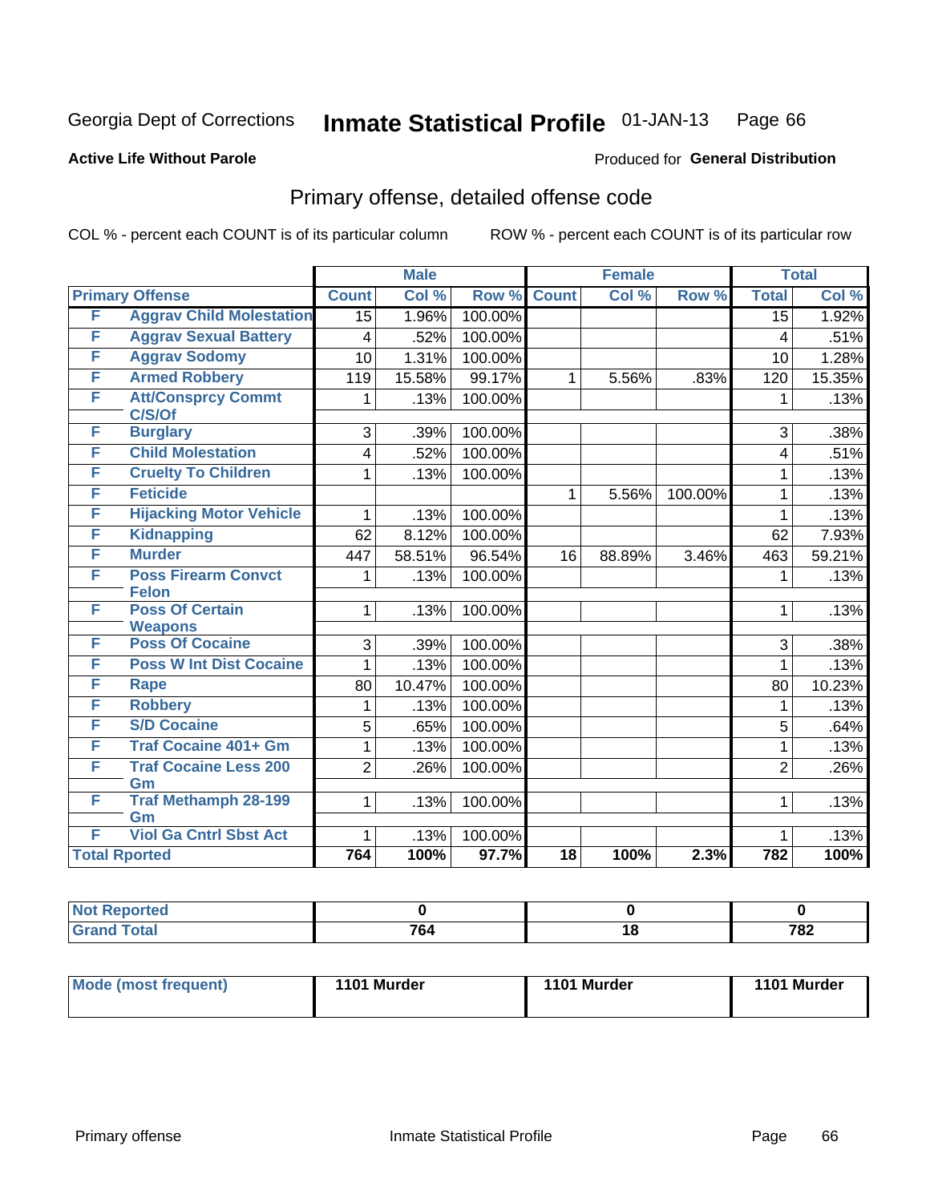Georgia Dept of Corrections **Inmate Statistical Profile** 01-JAN-13

**Active Life Without Parole**

Produced for **General Distribution**

## Primary offense, detailed offense code

COL % - percent each COUNT is of its particular column

ROW % - percent each COUNT is of its particular row

| | | Male | | | Female | | | Total | |
|---|---|---|---|---|---|---|---|---|---|
| Primary Offense | | Count | Col % | Row % | Count | Col % | Row % | Total | Col % |
| F | Aggrav Child Molestation | 15 | 1.96% | 100.00% | | | | 15 | 1.92% |
| F | Aggrav Sexual Battery | 4 | .52% | 100.00% | | | | 4 | .51% |
| F | Aggrav Sodomy | 10 | 1.31% | 100.00% | | | | 10 | 1.28% |
| F | Armed Robbery | 119 | 15.58% | 99.17% | 1 | 5.56% | .83% | 120 | 15.35% |
| F | Att/Consprcy Commt C/S/Of | 1 | .13% | 100.00% | | | | 1 | .13% |
| F | Burglary | 3 | .39% | 100.00% | | | | 3 | .38% |
| F | Child Molestation | 4 | .52% | 100.00% | | | | 4 | .51% |
| F | Cruelty To Children | 1 | .13% | 100.00% | | | | 1 | .13% |
| F | Feticide | | | | 1 | 5.56% | 100.00% | 1 | .13% |
| F | Hijacking Motor Vehicle | 1 | .13% | 100.00% | | | | 1 | .13% |
| F | Kidnapping | 62 | 8.12% | 100.00% | | | | 62 | 7.93% |
| F | Murder | 447 | 58.51% | 96.54% | 16 | 88.89% | 3.46% | 463 | 59.21% |
| F | Poss Firearm Convct Felon | 1 | .13% | 100.00% | | | | 1 | .13% |
| F | Poss Of Certain Weapons | 1 | .13% | 100.00% | | | | 1 | .13% |
| F | Poss Of Cocaine | 3 | .39% | 100.00% | | | | 3 | .38% |
| F | Poss W Int Dist Cocaine | 1 | .13% | 100.00% | | | | 1 | .13% |
| F | Rape | 80 | 10.47% | 100.00% | | | | 80 | 10.23% |
| F | Robbery | 1 | .13% | 100.00% | | | | 1 | .13% |
| F | S/D Cocaine | 5 | .65% | 100.00% | | | | 5 | .64% |
| F | Traf Cocaine 401+ Gm | 1 | .13% | 100.00% | | | | 1 | .13% |
| F | Traf Cocaine Less 200 Gm | 2 | .26% | 100.00% | | | | 2 | .26% |
| F | Traf Methamph 28-199 Gm | 1 | .13% | 100.00% | | | | 1 | .13% |
| F | Viol Ga Cntrl Sbst Act | 1 | .13% | 100.00% | | | | 1 | .13% |
| Total Rported | | **764** | **100%** | **97.7%** | **18** | **100%** | **2.3%** | **782** | **100%** |

| | Male | Female | Total |
|---|---|---|---|
| Not Reported | **0** | **0** | **0** |
| Grand Total | **764** | **18** | **782** |

| | Male | Female | Total |
|---|---|---|---|
| Mode (most frequent) | **1101 Murder** | **1101 Murder** | **1101 Murder** |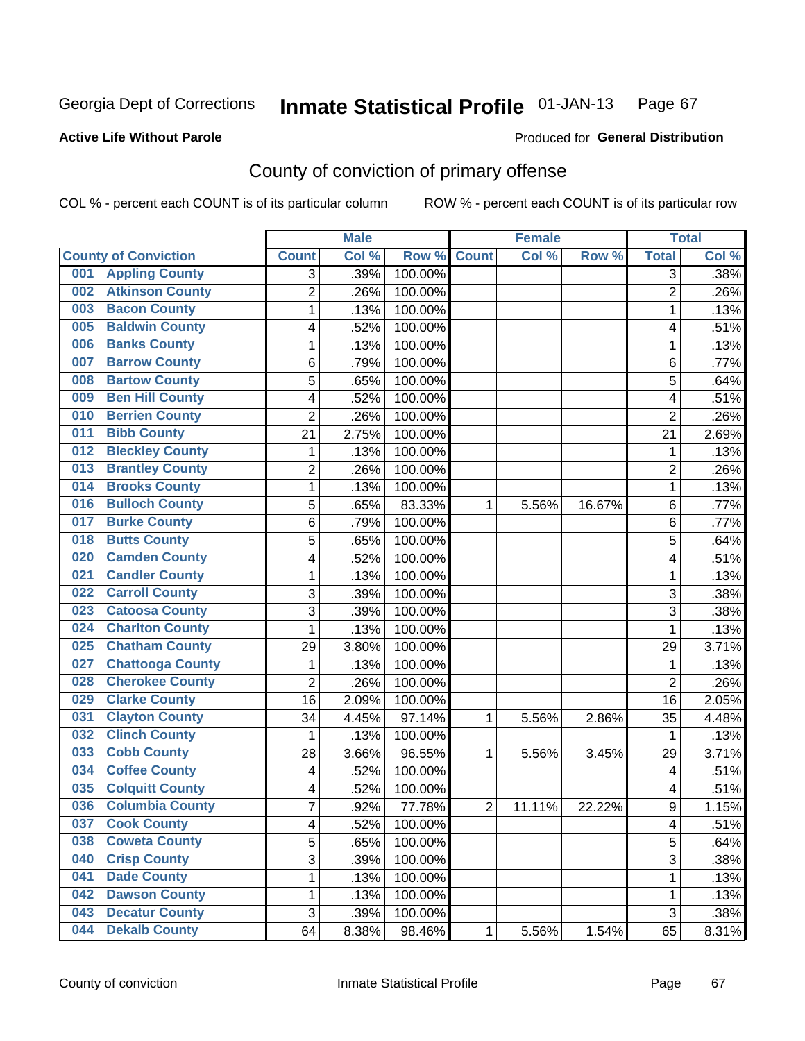Georgia Dept of Corrections **Inmate Statistical Profile** 01-JAN-13

**Active Life Without Parole**

Produced for **General Distribution**

## County of conviction of primary offense

COL % - percent each COUNT is of its particular column

ROW % - percent each COUNT is of its particular row

| County of Conviction | Male | | | Female | | | Total | |
|---|---|---|---|---|---|---|---|---|
| | Count | Col % | Row % | Count | Col % | Row % | Total | Col % |
| 001 Appling County | 3 | .39% | 100.00% | | | | 3 | .38% |
| 002 Atkinson County | 2 | .26% | 100.00% | | | | 2 | .26% |
| 003 Bacon County | 1 | .13% | 100.00% | | | | 1 | .13% |
| 005 Baldwin County | 4 | .52% | 100.00% | | | | 4 | .51% |
| 006 Banks County | 1 | .13% | 100.00% | | | | 1 | .13% |
| 007 Barrow County | 6 | .79% | 100.00% | | | | 6 | .77% |
| 008 Bartow County | 5 | .65% | 100.00% | | | | 5 | .64% |
| 009 Ben Hill County | 4 | .52% | 100.00% | | | | 4 | .51% |
| 010 Berrien County | 2 | .26% | 100.00% | | | | 2 | .26% |
| 011 Bibb County | 21 | 2.75% | 100.00% | | | | 21 | 2.69% |
| 012 Bleckley County | 1 | .13% | 100.00% | | | | 1 | .13% |
| 013 Brantley County | 2 | .26% | 100.00% | | | | 2 | .26% |
| 014 Brooks County | 1 | .13% | 100.00% | | | | 1 | .13% |
| 016 Bulloch County | 5 | .65% | 83.33% | 1 | 5.56% | 16.67% | 6 | .77% |
| 017 Burke County | 6 | .79% | 100.00% | | | | 6 | .77% |
| 018 Butts County | 5 | .65% | 100.00% | | | | 5 | .64% |
| 020 Camden County | 4 | .52% | 100.00% | | | | 4 | .51% |
| 021 Candler County | 1 | .13% | 100.00% | | | | 1 | .13% |
| 022 Carroll County | 3 | .39% | 100.00% | | | | 3 | .38% |
| 023 Catoosa County | 3 | .39% | 100.00% | | | | 3 | .38% |
| 024 Charlton County | 1 | .13% | 100.00% | | | | 1 | .13% |
| 025 Chatham County | 29 | 3.80% | 100.00% | | | | 29 | 3.71% |
| 027 Chattooga County | 1 | .13% | 100.00% | | | | 1 | .13% |
| 028 Cherokee County | 2 | .26% | 100.00% | | | | 2 | .26% |
| 029 Clarke County | 16 | 2.09% | 100.00% | | | | 16 | 2.05% |
| 031 Clayton County | 34 | 4.45% | 97.14% | 1 | 5.56% | 2.86% | 35 | 4.48% |
| 032 Clinch County | 1 | .13% | 100.00% | | | | 1 | .13% |
| 033 Cobb County | 28 | 3.66% | 96.55% | 1 | 5.56% | 3.45% | 29 | 3.71% |
| 034 Coffee County | 4 | .52% | 100.00% | | | | 4 | .51% |
| 035 Colquitt County | 4 | .52% | 100.00% | | | | 4 | .51% |
| 036 Columbia County | 7 | .92% | 77.78% | 2 | 11.11% | 22.22% | 9 | 1.15% |
| 037 Cook County | 4 | .52% | 100.00% | | | | 4 | .51% |
| 038 Coweta County | 5 | .65% | 100.00% | | | | 5 | .64% |
| 040 Crisp County | 3 | .39% | 100.00% | | | | 3 | .38% |
| 041 Dade County | 1 | .13% | 100.00% | | | | 1 | .13% |
| 042 Dawson County | 1 | .13% | 100.00% | | | | 1 | .13% |
| 043 Decatur County | 3 | .39% | 100.00% | | | | 3 | .38% |
| 044 Dekalb County | 64 | 8.38% | 98.46% | 1 | 5.56% | 1.54% | 65 | 8.31% |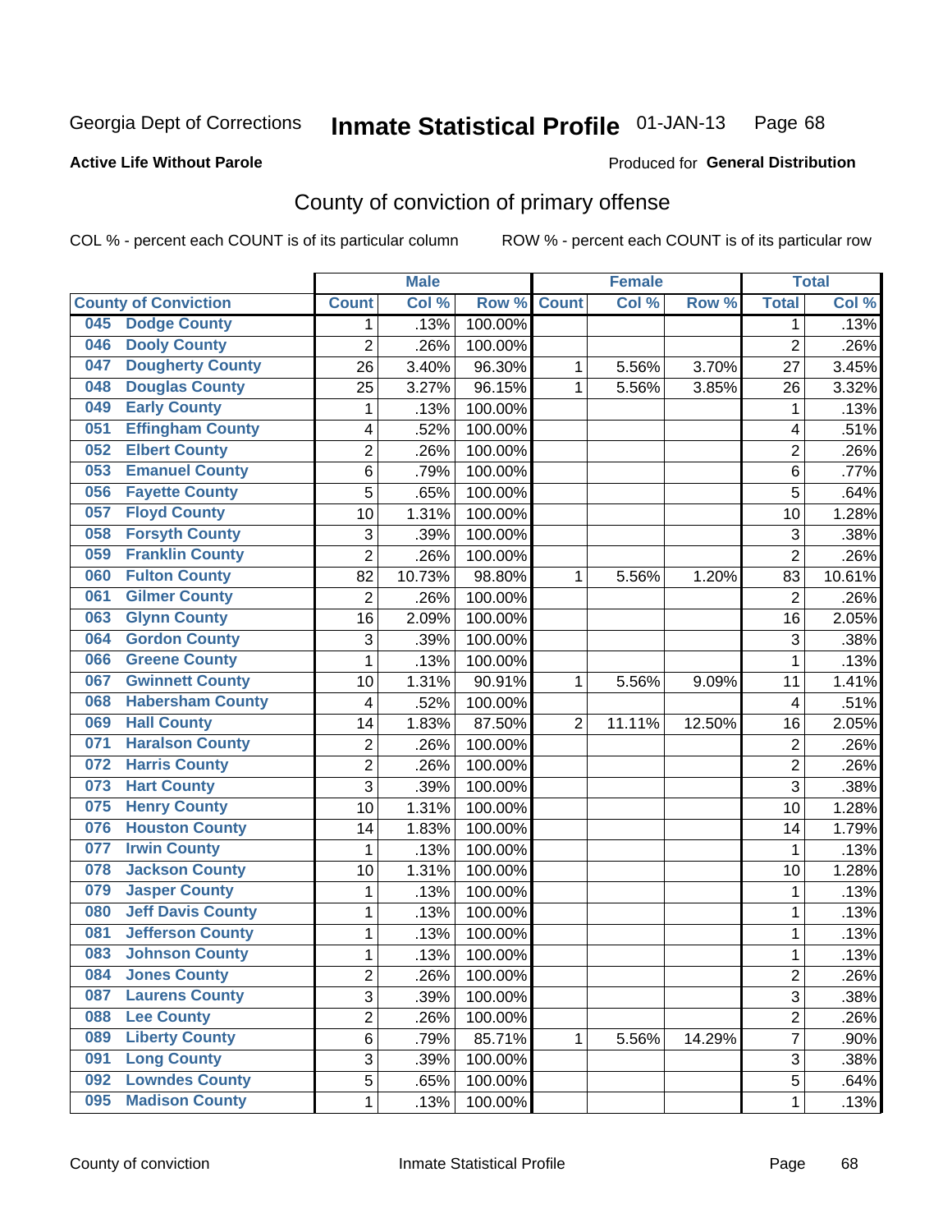Georgia Dept of Corrections **Inmate Statistical Profile** 01-JAN-13

**Active Life Without Parole**

Produced for **General Distribution**

## County of conviction of primary offense

COL % - percent each COUNT is of its particular column ROW % - percent each COUNT is of its particular row

| | Male | | | Female | | | Total | |
|---|---|---|---|---|---|---|---|---|
| County of Conviction | Count | Col % | Row % | Count | Col % | Row % | Total | Col % |
| 045 Dodge County | 1 | .13% | 100.00% | | | | 1 | .13% |
| 046 Dooly County | 2 | .26% | 100.00% | | | | 2 | .26% |
| 047 Dougherty County | 26 | 3.40% | 96.30% | 1 | 5.56% | 3.70% | 27 | 3.45% |
| 048 Douglas County | 25 | 3.27% | 96.15% | 1 | 5.56% | 3.85% | 26 | 3.32% |
| 049 Early County | 1 | .13% | 100.00% | | | | 1 | .13% |
| 051 Effingham County | 4 | .52% | 100.00% | | | | 4 | .51% |
| 052 Elbert County | 2 | .26% | 100.00% | | | | 2 | .26% |
| 053 Emanuel County | 6 | .79% | 100.00% | | | | 6 | .77% |
| 056 Fayette County | 5 | .65% | 100.00% | | | | 5 | .64% |
| 057 Floyd County | 10 | 1.31% | 100.00% | | | | 10 | 1.28% |
| 058 Forsyth County | 3 | .39% | 100.00% | | | | 3 | .38% |
| 059 Franklin County | 2 | .26% | 100.00% | | | | 2 | .26% |
| 060 Fulton County | 82 | 10.73% | 98.80% | 1 | 5.56% | 1.20% | 83 | 10.61% |
| 061 Gilmer County | 2 | .26% | 100.00% | | | | 2 | .26% |
| 063 Glynn County | 16 | 2.09% | 100.00% | | | | 16 | 2.05% |
| 064 Gordon County | 3 | .39% | 100.00% | | | | 3 | .38% |
| 066 Greene County | 1 | .13% | 100.00% | | | | 1 | .13% |
| 067 Gwinnett County | 10 | 1.31% | 90.91% | 1 | 5.56% | 9.09% | 11 | 1.41% |
| 068 Habersham County | 4 | .52% | 100.00% | | | | 4 | .51% |
| 069 Hall County | 14 | 1.83% | 87.50% | 2 | 11.11% | 12.50% | 16 | 2.05% |
| 071 Haralson County | 2 | .26% | 100.00% | | | | 2 | .26% |
| 072 Harris County | 2 | .26% | 100.00% | | | | 2 | .26% |
| 073 Hart County | 3 | .39% | 100.00% | | | | 3 | .38% |
| 075 Henry County | 10 | 1.31% | 100.00% | | | | 10 | 1.28% |
| 076 Houston County | 14 | 1.83% | 100.00% | | | | 14 | 1.79% |
| 077 Irwin County | 1 | .13% | 100.00% | | | | 1 | .13% |
| 078 Jackson County | 10 | 1.31% | 100.00% | | | | 10 | 1.28% |
| 079 Jasper County | 1 | .13% | 100.00% | | | | 1 | .13% |
| 080 Jeff Davis County | 1 | .13% | 100.00% | | | | 1 | .13% |
| 081 Jefferson County | 1 | .13% | 100.00% | | | | 1 | .13% |
| 083 Johnson County | 1 | .13% | 100.00% | | | | 1 | .13% |
| 084 Jones County | 2 | .26% | 100.00% | | | | 2 | .26% |
| 087 Laurens County | 3 | .39% | 100.00% | | | | 3 | .38% |
| 088 Lee County | 2 | .26% | 100.00% | | | | 2 | .26% |
| 089 Liberty County | 6 | .79% | 85.71% | 1 | 5.56% | 14.29% | 7 | .90% |
| 091 Long County | 3 | .39% | 100.00% | | | | 3 | .38% |
| 092 Lowndes County | 5 | .65% | 100.00% | | | | 5 | .64% |
| 095 Madison County | 1 | .13% | 100.00% | | | | 1 | .13% |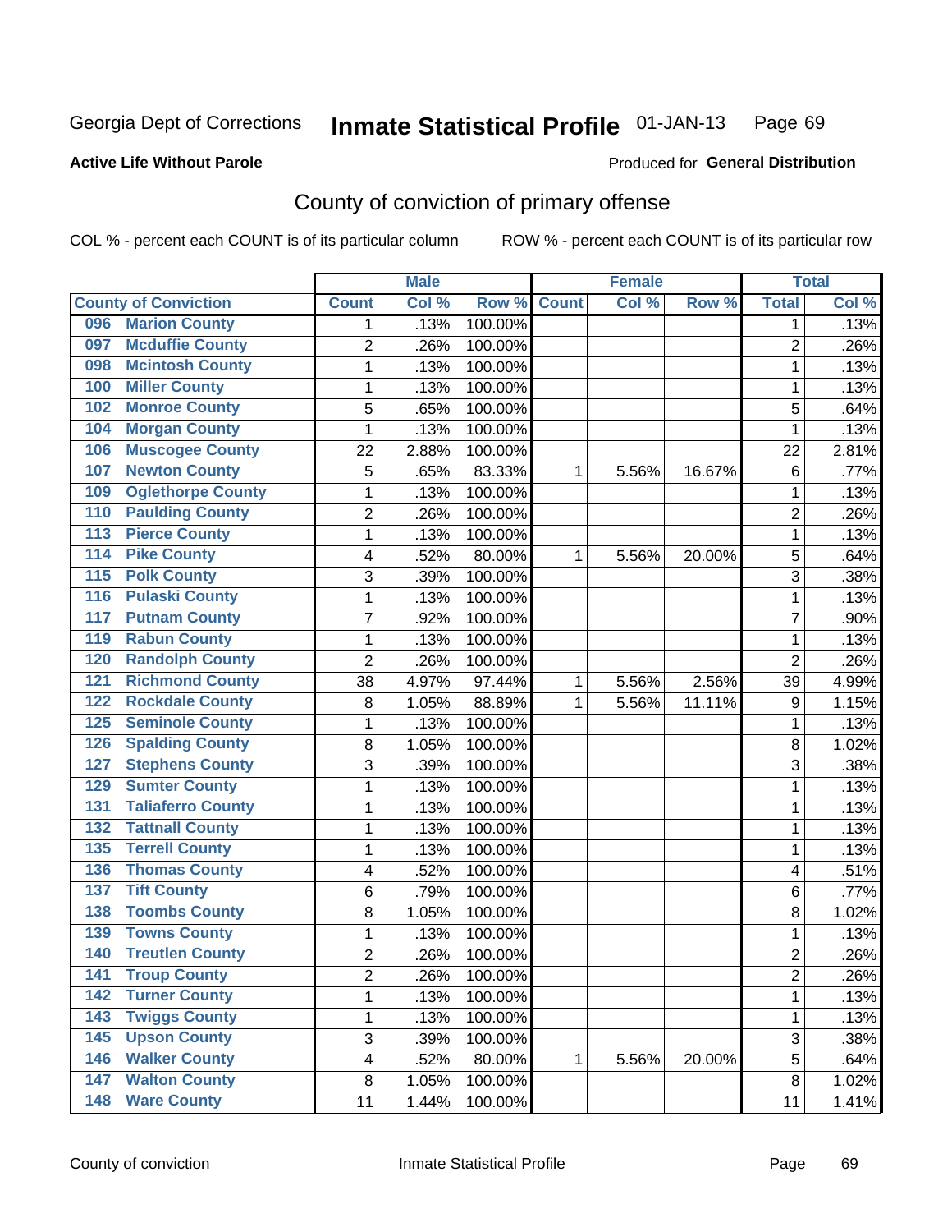Georgia Dept of Corrections **Inmate Statistical Profile** 01-JAN-13 Page 69

**Active Life Without Parole**

Produced for **General Distribution**

## County of conviction of primary offense

COL % - percent each COUNT is of its particular column ROW % - percent each COUNT is of its particular row

| County of Conviction | Male | | | Female | | | Total | |
|---|---|---|---|---|---|---|---|---|
| | Count | Col % | Row % | Count | Col % | Row % | Total | Col % |
| 096 Marion County | 1 | .13% | 100.00% | | | | 1 | .13% |
| 097 Mcduffie County | 2 | .26% | 100.00% | | | | 2 | .26% |
| 098 Mcintosh County | 1 | .13% | 100.00% | | | | 1 | .13% |
| 100 Miller County | 1 | .13% | 100.00% | | | | 1 | .13% |
| 102 Monroe County | 5 | .65% | 100.00% | | | | 5 | .64% |
| 104 Morgan County | 1 | .13% | 100.00% | | | | 1 | .13% |
| 106 Muscogee County | 22 | 2.88% | 100.00% | | | | 22 | 2.81% |
| 107 Newton County | 5 | .65% | 83.33% | 1 | 5.56% | 16.67% | 6 | .77% |
| 109 Oglethorpe County | 1 | .13% | 100.00% | | | | 1 | .13% |
| 110 Paulding County | 2 | .26% | 100.00% | | | | 2 | .26% |
| 113 Pierce County | 1 | .13% | 100.00% | | | | 1 | .13% |
| 114 Pike County | 4 | .52% | 80.00% | 1 | 5.56% | 20.00% | 5 | .64% |
| 115 Polk County | 3 | .39% | 100.00% | | | | 3 | .38% |
| 116 Pulaski County | 1 | .13% | 100.00% | | | | 1 | .13% |
| 117 Putnam County | 7 | .92% | 100.00% | | | | 7 | .90% |
| 119 Rabun County | 1 | .13% | 100.00% | | | | 1 | .13% |
| 120 Randolph County | 2 | .26% | 100.00% | | | | 2 | .26% |
| 121 Richmond County | 38 | 4.97% | 97.44% | 1 | 5.56% | 2.56% | 39 | 4.99% |
| 122 Rockdale County | 8 | 1.05% | 88.89% | 1 | 5.56% | 11.11% | 9 | 1.15% |
| 125 Seminole County | 1 | .13% | 100.00% | | | | 1 | .13% |
| 126 Spalding County | 8 | 1.05% | 100.00% | | | | 8 | 1.02% |
| 127 Stephens County | 3 | .39% | 100.00% | | | | 3 | .38% |
| 129 Sumter County | 1 | .13% | 100.00% | | | | 1 | .13% |
| 131 Taliaferro County | 1 | .13% | 100.00% | | | | 1 | .13% |
| 132 Tattnall County | 1 | .13% | 100.00% | | | | 1 | .13% |
| 135 Terrell County | 1 | .13% | 100.00% | | | | 1 | .13% |
| 136 Thomas County | 4 | .52% | 100.00% | | | | 4 | .51% |
| 137 Tift County | 6 | .79% | 100.00% | | | | 6 | .77% |
| 138 Toombs County | 8 | 1.05% | 100.00% | | | | 8 | 1.02% |
| 139 Towns County | 1 | .13% | 100.00% | | | | 1 | .13% |
| 140 Treutlen County | 2 | .26% | 100.00% | | | | 2 | .26% |
| 141 Troup County | 2 | .26% | 100.00% | | | | 2 | .26% |
| 142 Turner County | 1 | .13% | 100.00% | | | | 1 | .13% |
| 143 Twiggs County | 1 | .13% | 100.00% | | | | 1 | .13% |
| 145 Upson County | 3 | .39% | 100.00% | | | | 3 | .38% |
| 146 Walker County | 4 | .52% | 80.00% | 1 | 5.56% | 20.00% | 5 | .64% |
| 147 Walton County | 8 | 1.05% | 100.00% | | | | 8 | 1.02% |
| 148 Ware County | 11 | 1.44% | 100.00% | | | | 11 | 1.41% |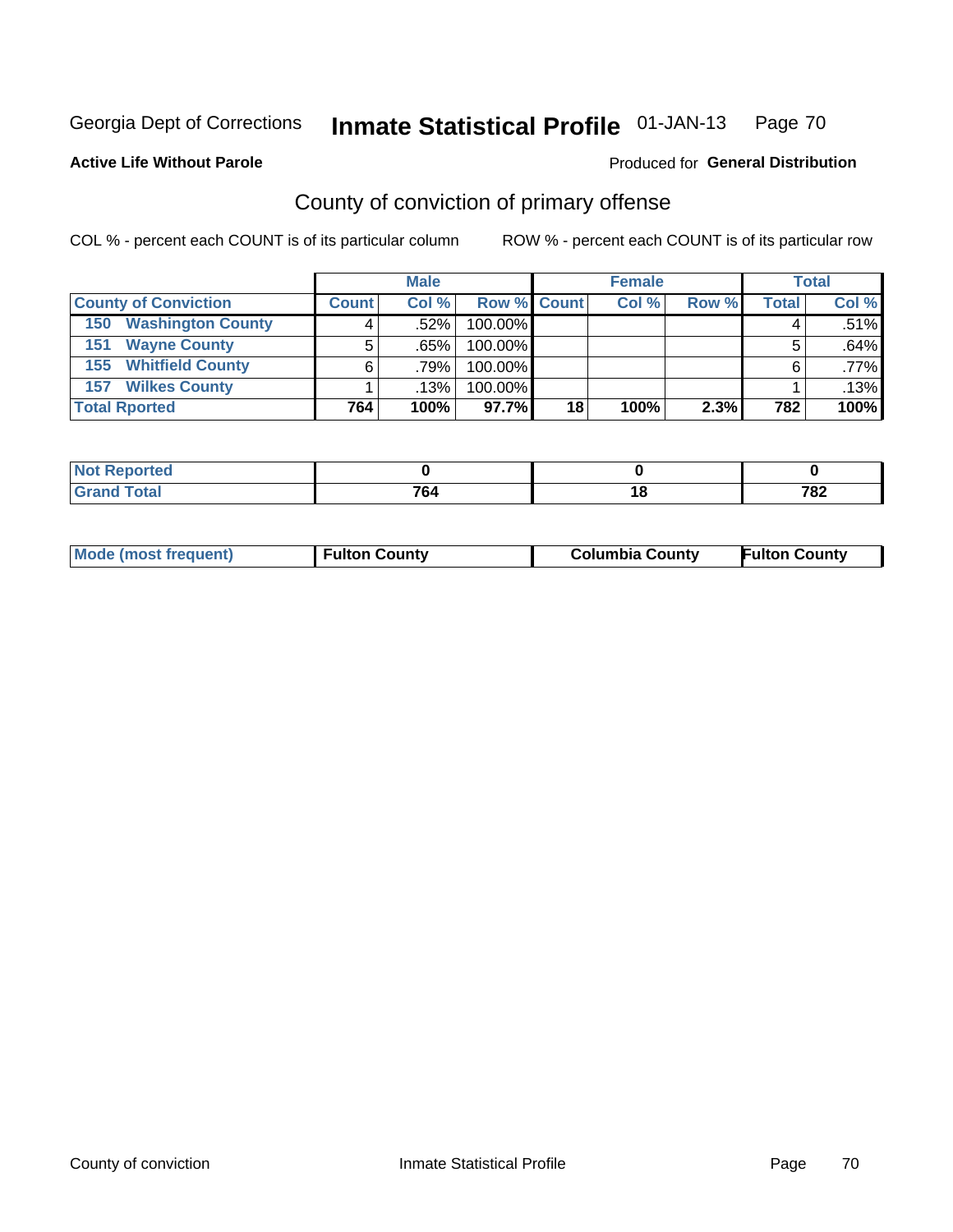Georgia Dept of Corrections **Inmate Statistical Profile** 01-JAN-13

**Active Life Without Parole**

Produced for **General Distribution**

## County of conviction of primary offense

COL % - percent each COUNT is of its particular column ROW % - percent each COUNT is of its particular row

| | Male | | | Female | | | Total | |
|---|---|---|---|---|---|---|---|---|
| **County of Conviction** | **Count** | **Col %** | **Row %** | **Count** | **Col %** | **Row %** | **Total** | **Col %** |
| **150 Washington County** | 4 | .52% | 100.00% | | | | 4 | .51% |
| **151 Wayne County** | 5 | .65% | 100.00% | | | | 5 | .64% |
| **155 Whitfield County** | 6 | .79% | 100.00% | | | | 6 | .77% |
| **157 Wilkes County** | 1 | .13% | 100.00% | | | | 1 | .13% |
| **Total Rported** | **764** | **100%** | **97.7%** | **18** | **100%** | **2.3%** | **782** | **100%** |

| | Male | Female | Total |
|---|---|---|---|
| **Not Reported** | **0** | **0** | **0** |
| **Grand Total** | **764** | **18** | **782** |

| | Male | Female | Total |
|---|---|---|---|
| **Mode (most frequent)** | **Fulton County** | **Columbia County** | **Fulton County** |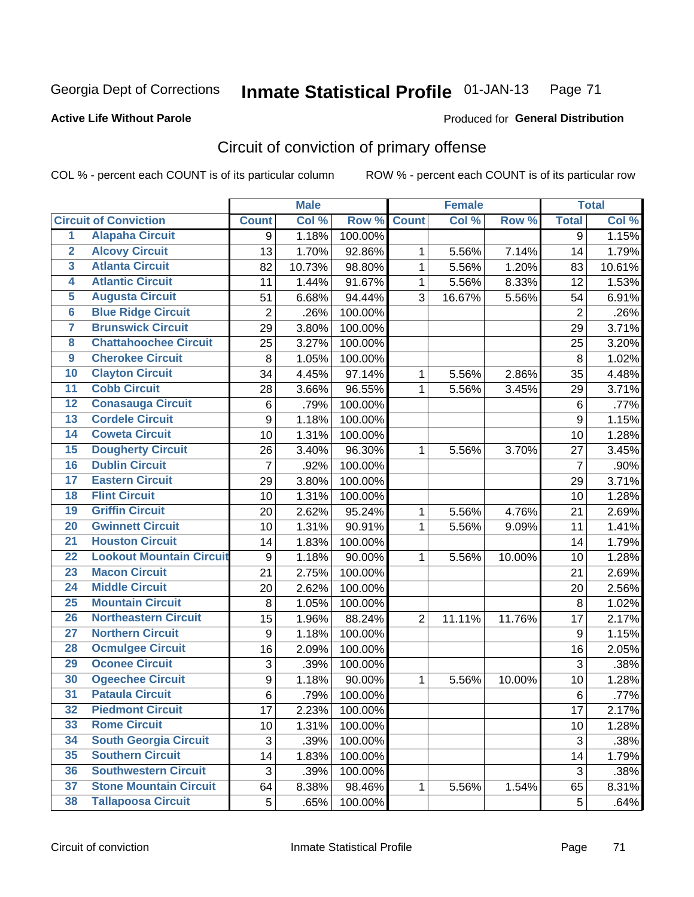Georgia Dept of Corrections **Inmate Statistical Profile** 01-JAN-13

**Active Life Without Parole**

Produced for **General Distribution**

## Circuit of conviction of primary offense

COL % - percent each COUNT is of its particular column ROW % - percent each COUNT is of its particular row

| | | Male | | | Female | | | Total | |
|---|---|---|---|---|---|---|---|---|---|
| **Circuit of Conviction** | | **Count** | **Col %** | **Row %** | **Count** | **Col %** | **Row %** | **Total** | **Col %** |
| 1 | Alapaha Circuit | 9 | 1.18% | 100.00% | | | | 9 | 1.15% |
| 2 | Alcovy Circuit | 13 | 1.70% | 92.86% | 1 | 5.56% | 7.14% | 14 | 1.79% |
| 3 | Atlanta Circuit | 82 | 10.73% | 98.80% | 1 | 5.56% | 1.20% | 83 | 10.61% |
| 4 | Atlantic Circuit | 11 | 1.44% | 91.67% | 1 | 5.56% | 8.33% | 12 | 1.53% |
| 5 | Augusta Circuit | 51 | 6.68% | 94.44% | 3 | 16.67% | 5.56% | 54 | 6.91% |
| 6 | Blue Ridge Circuit | 2 | .26% | 100.00% | | | | 2 | .26% |
| 7 | Brunswick Circuit | 29 | 3.80% | 100.00% | | | | 29 | 3.71% |
| 8 | Chattahoochee Circuit | 25 | 3.27% | 100.00% | | | | 25 | 3.20% |
| 9 | Cherokee Circuit | 8 | 1.05% | 100.00% | | | | 8 | 1.02% |
| 10 | Clayton Circuit | 34 | 4.45% | 97.14% | 1 | 5.56% | 2.86% | 35 | 4.48% |
| 11 | Cobb Circuit | 28 | 3.66% | 96.55% | 1 | 5.56% | 3.45% | 29 | 3.71% |
| 12 | Conasauga Circuit | 6 | .79% | 100.00% | | | | 6 | .77% |
| 13 | Cordele Circuit | 9 | 1.18% | 100.00% | | | | 9 | 1.15% |
| 14 | Coweta Circuit | 10 | 1.31% | 100.00% | | | | 10 | 1.28% |
| 15 | Dougherty Circuit | 26 | 3.40% | 96.30% | 1 | 5.56% | 3.70% | 27 | 3.45% |
| 16 | Dublin Circuit | 7 | .92% | 100.00% | | | | 7 | .90% |
| 17 | Eastern Circuit | 29 | 3.80% | 100.00% | | | | 29 | 3.71% |
| 18 | Flint Circuit | 10 | 1.31% | 100.00% | | | | 10 | 1.28% |
| 19 | Griffin Circuit | 20 | 2.62% | 95.24% | 1 | 5.56% | 4.76% | 21 | 2.69% |
| 20 | Gwinnett Circuit | 10 | 1.31% | 90.91% | 1 | 5.56% | 9.09% | 11 | 1.41% |
| 21 | Houston Circuit | 14 | 1.83% | 100.00% | | | | 14 | 1.79% |
| 22 | Lookout Mountain Circuit | 9 | 1.18% | 90.00% | 1 | 5.56% | 10.00% | 10 | 1.28% |
| 23 | Macon Circuit | 21 | 2.75% | 100.00% | | | | 21 | 2.69% |
| 24 | Middle Circuit | 20 | 2.62% | 100.00% | | | | 20 | 2.56% |
| 25 | Mountain Circuit | 8 | 1.05% | 100.00% | | | | 8 | 1.02% |
| 26 | Northeastern Circuit | 15 | 1.96% | 88.24% | 2 | 11.11% | 11.76% | 17 | 2.17% |
| 27 | Northern Circuit | 9 | 1.18% | 100.00% | | | | 9 | 1.15% |
| 28 | Ocmulgee Circuit | 16 | 2.09% | 100.00% | | | | 16 | 2.05% |
| 29 | Oconee Circuit | 3 | .39% | 100.00% | | | | 3 | .38% |
| 30 | Ogeechee Circuit | 9 | 1.18% | 90.00% | 1 | 5.56% | 10.00% | 10 | 1.28% |
| 31 | Pataula Circuit | 6 | .79% | 100.00% | | | | 6 | .77% |
| 32 | Piedmont Circuit | 17 | 2.23% | 100.00% | | | | 17 | 2.17% |
| 33 | Rome Circuit | 10 | 1.31% | 100.00% | | | | 10 | 1.28% |
| 34 | South Georgia Circuit | 3 | .39% | 100.00% | | | | 3 | .38% |
| 35 | Southern Circuit | 14 | 1.83% | 100.00% | | | | 14 | 1.79% |
| 36 | Southwestern Circuit | 3 | .39% | 100.00% | | | | 3 | .38% |
| 37 | Stone Mountain Circuit | 64 | 8.38% | 98.46% | 1 | 5.56% | 1.54% | 65 | 8.31% |
| 38 | Tallapoosa Circuit | 5 | .65% | 100.00% | | | | 5 | .64% |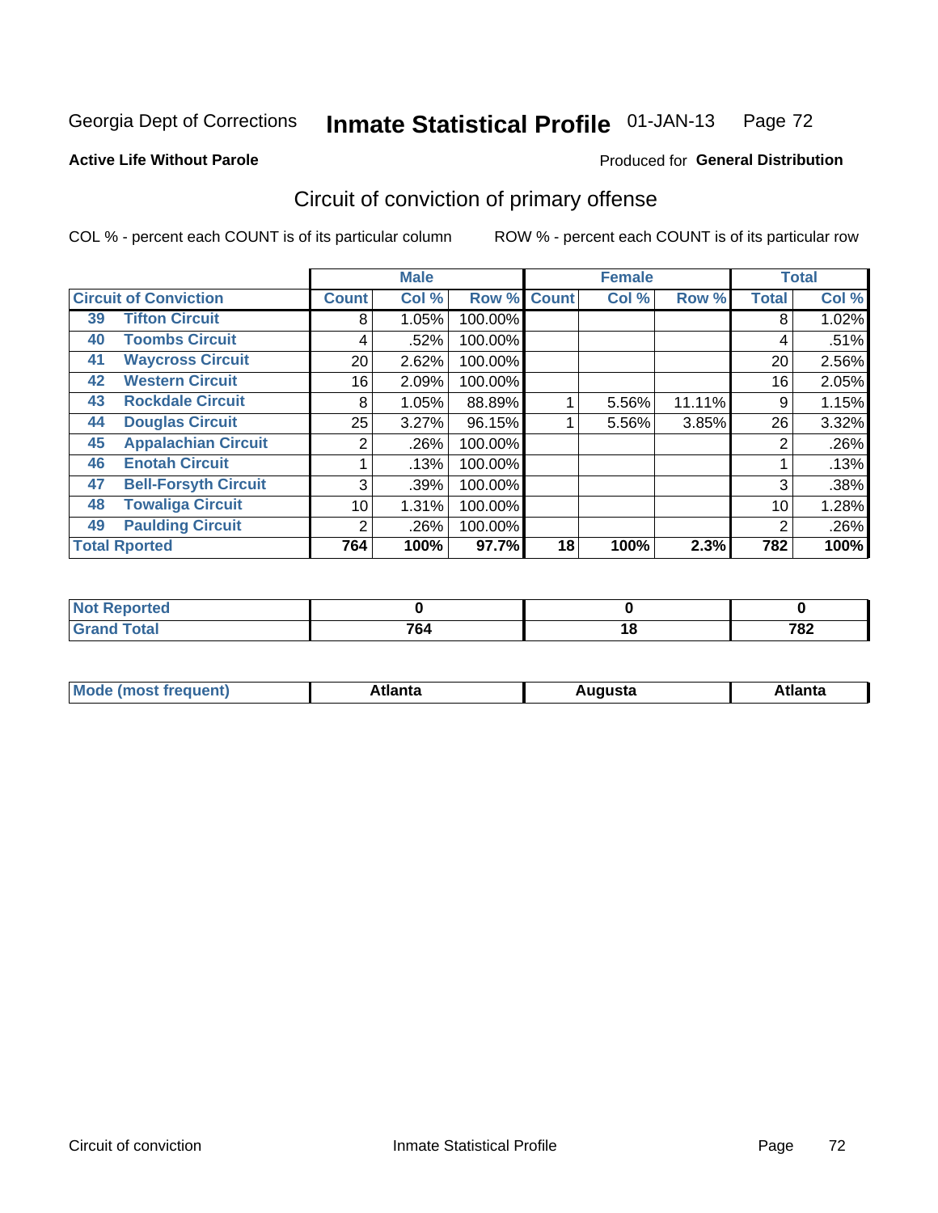Georgia Dept of Corrections **Inmate Statistical Profile** 01-JAN-13

**Active Life Without Parole**

Produced for **General Distribution**

## Circuit of conviction of primary offense

COL % - percent each COUNT is of its particular column ROW % - percent each COUNT is of its particular row

| Circuit of Conviction | | Male | | | Female | | | Total | |
|---|---|---|---|---|---|---|---|---|---|
| | | Count | Col % | Row % | Count | Col % | Row % | Total | Col % |
| 39 | Tifton Circuit | 8 | 1.05% | 100.00% | | | | 8 | 1.02% |
| 40 | Toombs Circuit | 4 | .52% | 100.00% | | | | 4 | .51% |
| 41 | Waycross Circuit | 20 | 2.62% | 100.00% | | | | 20 | 2.56% |
| 42 | Western Circuit | 16 | 2.09% | 100.00% | | | | 16 | 2.05% |
| 43 | Rockdale Circuit | 8 | 1.05% | 88.89% | 1 | 5.56% | 11.11% | 9 | 1.15% |
| 44 | Douglas Circuit | 25 | 3.27% | 96.15% | 1 | 5.56% | 3.85% | 26 | 3.32% |
| 45 | Appalachian Circuit | 2 | .26% | 100.00% | | | | 2 | .26% |
| 46 | Enotah Circuit | 1 | .13% | 100.00% | | | | 1 | .13% |
| 47 | Bell-Forsyth Circuit | 3 | .39% | 100.00% | | | | 3 | .38% |
| 48 | Towaliga Circuit | 10 | 1.31% | 100.00% | | | | 10 | 1.28% |
| 49 | Paulding Circuit | 2 | .26% | 100.00% | | | | 2 | .26% |
| **Total Rported** | | **764** | **100%** | **97.7%** | **18** | **100%** | **2.3%** | **782** | **100%** |

| | Male | Female | Total |
|---|---|---|---|
| Not Reported | 0 | 0 | 0 |
| Grand Total | 764 | 18 | 782 |

| | Male | Female | Total |
|---|---|---|---|
| Mode (most frequent) | Atlanta | Augusta | Atlanta |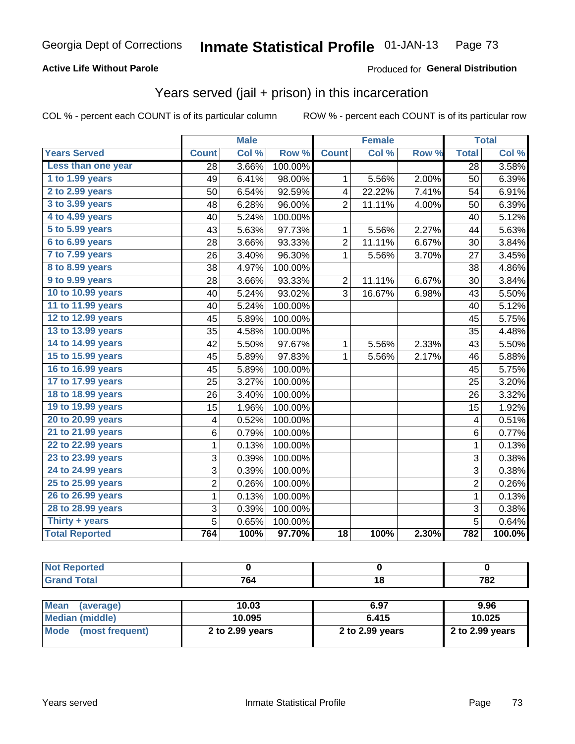Georgia Dept of Corrections **Inmate Statistical Profile** 01-JAN-13

**Active Life Without Parole**

Produced for **General Distribution**

## Years served (jail + prison) in this incarceration

COL % - percent each COUNT is of its particular column

ROW % - percent each COUNT is of its particular row

| | Male | | | Female | | | Total | |
|---|---|---|---|---|---|---|---|---|
| **Years Served** | **Count** | **Col %** | **Row %** | **Count** | **Col %** | **Row %** | **Total** | **Col %** |
| Less than one year | 28 | 3.66% | 100.00% | | | | 28 | 3.58% |
| 1 to 1.99 years | 49 | 6.41% | 98.00% | 1 | 5.56% | 2.00% | 50 | 6.39% |
| 2 to 2.99 years | 50 | 6.54% | 92.59% | 4 | 22.22% | 7.41% | 54 | 6.91% |
| 3 to 3.99 years | 48 | 6.28% | 96.00% | 2 | 11.11% | 4.00% | 50 | 6.39% |
| 4 to 4.99 years | 40 | 5.24% | 100.00% | | | | 40 | 5.12% |
| 5 to 5.99 years | 43 | 5.63% | 97.73% | 1 | 5.56% | 2.27% | 44 | 5.63% |
| 6 to 6.99 years | 28 | 3.66% | 93.33% | 2 | 11.11% | 6.67% | 30 | 3.84% |
| 7 to 7.99 years | 26 | 3.40% | 96.30% | 1 | 5.56% | 3.70% | 27 | 3.45% |
| 8 to 8.99 years | 38 | 4.97% | 100.00% | | | | 38 | 4.86% |
| 9 to 9.99 years | 28 | 3.66% | 93.33% | 2 | 11.11% | 6.67% | 30 | 3.84% |
| 10 to 10.99 years | 40 | 5.24% | 93.02% | 3 | 16.67% | 6.98% | 43 | 5.50% |
| 11 to 11.99 years | 40 | 5.24% | 100.00% | | | | 40 | 5.12% |
| 12 to 12.99 years | 45 | 5.89% | 100.00% | | | | 45 | 5.75% |
| 13 to 13.99 years | 35 | 4.58% | 100.00% | | | | 35 | 4.48% |
| 14 to 14.99 years | 42 | 5.50% | 97.67% | 1 | 5.56% | 2.33% | 43 | 5.50% |
| 15 to 15.99 years | 45 | 5.89% | 97.83% | 1 | 5.56% | 2.17% | 46 | 5.88% |
| 16 to 16.99 years | 45 | 5.89% | 100.00% | | | | 45 | 5.75% |
| 17 to 17.99 years | 25 | 3.27% | 100.00% | | | | 25 | 3.20% |
| 18 to 18.99 years | 26 | 3.40% | 100.00% | | | | 26 | 3.32% |
| 19 to 19.99 years | 15 | 1.96% | 100.00% | | | | 15 | 1.92% |
| 20 to 20.99 years | 4 | 0.52% | 100.00% | | | | 4 | 0.51% |
| 21 to 21.99 years | 6 | 0.79% | 100.00% | | | | 6 | 0.77% |
| 22 to 22.99 years | 1 | 0.13% | 100.00% | | | | 1 | 0.13% |
| 23 to 23.99 years | 3 | 0.39% | 100.00% | | | | 3 | 0.38% |
| 24 to 24.99 years | 3 | 0.39% | 100.00% | | | | 3 | 0.38% |
| 25 to 25.99 years | 2 | 0.26% | 100.00% | | | | 2 | 0.26% |
| 26 to 26.99 years | 1 | 0.13% | 100.00% | | | | 1 | 0.13% |
| 28 to 28.99 years | 3 | 0.39% | 100.00% | | | | 3 | 0.38% |
| Thirty + years | 5 | 0.65% | 100.00% | | | | 5 | 0.64% |
| **Total Reported** | **764** | **100%** | **97.70%** | **18** | **100%** | **2.30%** | **782** | **100.0%** |

| | Male | Female | Total |
|---|---|---|---|
| Not Reported | 0 | 0 | 0 |
| Grand Total | 764 | 18 | 782 |

| | Male | Female | Total |
|---|---|---|---|
| Mean (average) | 10.03 | 6.97 | 9.96 |
| Median (middle) | 10.095 | 6.415 | 10.025 |
| Mode (most frequent) | 2 to 2.99 years | 2 to 2.99 years | 2 to 2.99 years |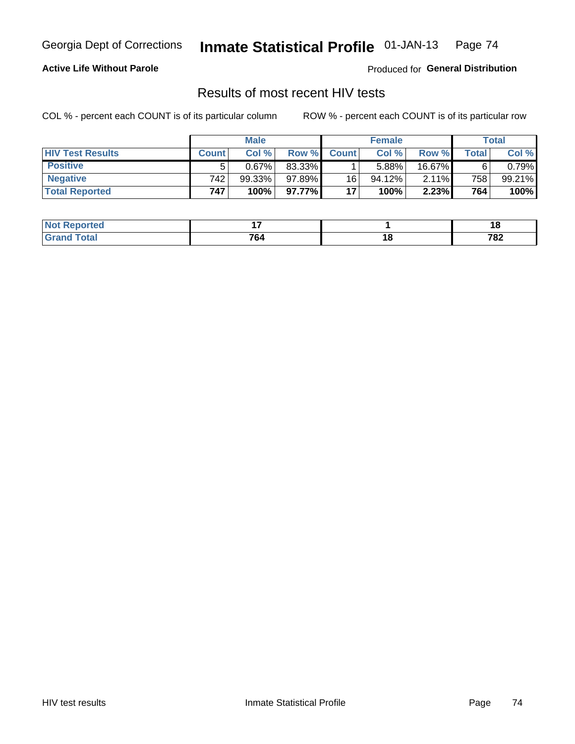**Active Life Without Parole**

Produced for **General Distribution**

## Results of most recent HIV tests

COL % - percent each COUNT is of its particular column

ROW % - percent each COUNT is of its particular row

| | Male | | | Female | | | Total | |
|---|---|---|---|---|---|---|---|---|
| **HIV Test Results** | **Count** | **Col %** | **Row %** | **Count** | **Col %** | **Row %** | **Total** | **Col %** |
| **Positive** | 5 | 0.67% | 83.33% | 1 | 5.88% | 16.67% | 6 | 0.79% |
| **Negative** | 742 | 99.33% | 97.89% | 16 | 94.12% | 2.11% | 758 | 99.21% |
| **Total Reported** | **747** | **100%** | **97.77%** | **17** | **100%** | **2.23%** | **764** | **100%** |

| | Male | Female | Total |
|---|---|---|---|
| **Not Reported** | **17** | **1** | **18** |
| **Grand Total** | **764** | **18** | **782** |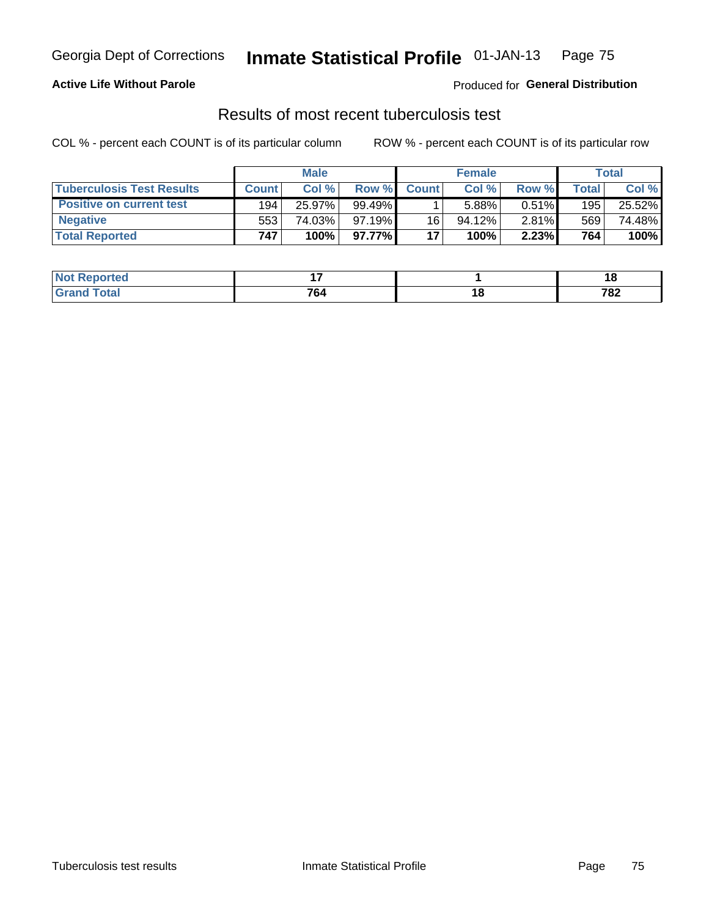**Active Life Without Parole**

Produced for **General Distribution**

## Results of most recent tuberculosis test

COL % - percent each COUNT is of its particular column

ROW % - percent each COUNT is of its particular row

| | Male | | | Female | | | Total | |
|---|---|---|---|---|---|---|---|---|
| **Tuberculosis Test Results** | **Count** | **Col %** | **Row %** | **Count** | **Col %** | **Row %** | **Total** | **Col %** |
| **Positive on current test** | 194 | 25.97% | 99.49% | 1 | 5.88% | 0.51% | 195 | 25.52% |
| **Negative** | 553 | 74.03% | 97.19% | 16 | 94.12% | 2.81% | 569 | 74.48% |
| **Total Reported** | **747** | **100%** | **97.77%** | **17** | **100%** | **2.23%** | **764** | **100%** |

| | Male | Female | Total |
|---|---|---|---|
| **Not Reported** | **17** | **1** | **18** |
| **Grand Total** | **764** | **18** | **782** |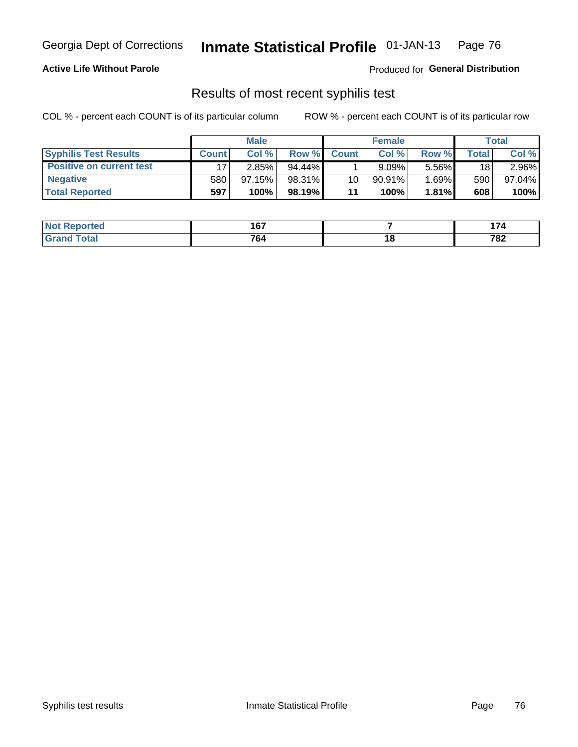**Active Life Without Parole**

Produced for **General Distribution**

## Results of most recent syphilis test

COL % - percent each COUNT is of its particular column

ROW % - percent each COUNT is of its particular row

| | Male | | | Female | | | Total | |
|---|---|---|---|---|---|---|---|---|
| Syphilis Test Results | Count | Col % | Row % | Count | Col % | Row % | Total | Col % |
| Positive on current test | 17 | 2.85% | 94.44% | 1 | 9.09% | 5.56% | 18 | 2.96% |
| Negative | 580 | 97.15% | 98.31% | 10 | 90.91% | 1.69% | 590 | 97.04% |
| **Total Reported** | **597** | **100%** | **98.19%** | **11** | **100%** | **1.81%** | **608** | **100%** |

| | Male | Female | Total |
|---|---|---|---|
| Not Reported | 167 | 7 | 174 |
| Grand Total | 764 | 18 | 782 |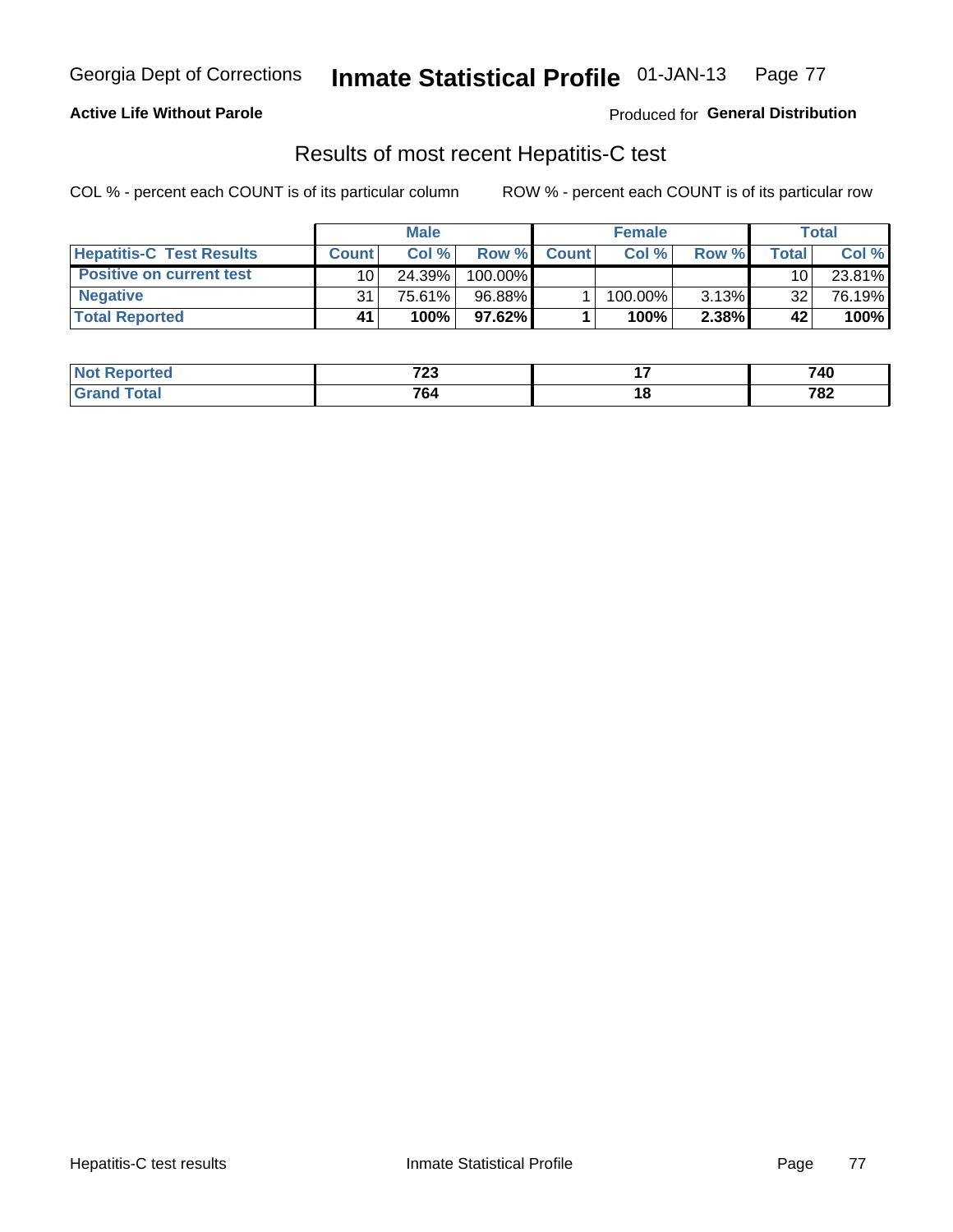Georgia Dept of Corrections **Inmate Statistical Profile** 01-JAN-13

**Active Life Without Parole**

Produced for **General Distribution**

## Results of most recent Hepatitis-C test

COL % - percent each COUNT is of its particular column        ROW % - percent each COUNT is of its particular row

| | Male | | | Female | | | Total | |
|---|---|---|---|---|---|---|---|---|
| **Hepatitis-C Test Results** | **Count** | **Col %** | **Row %** | **Count** | **Col %** | **Row %** | **Total** | **Col %** |
| **Positive on current test** | 10 | 24.39% | 100.00% | | | | 10 | 23.81% |
| **Negative** | 31 | 75.61% | 96.88% | 1 | 100.00% | 3.13% | 32 | 76.19% |
| **Total Reported** | **41** | **100%** | **97.62%** | **1** | **100%** | **2.38%** | **42** | **100%** |

| | Male | Female | Total |
|---|---|---|---|
| **Not Reported** | **723** | **17** | **740** |
| **Grand Total** | **764** | **18** | **782** |

Hepatitis-C test results        Inmate Statistical Profile